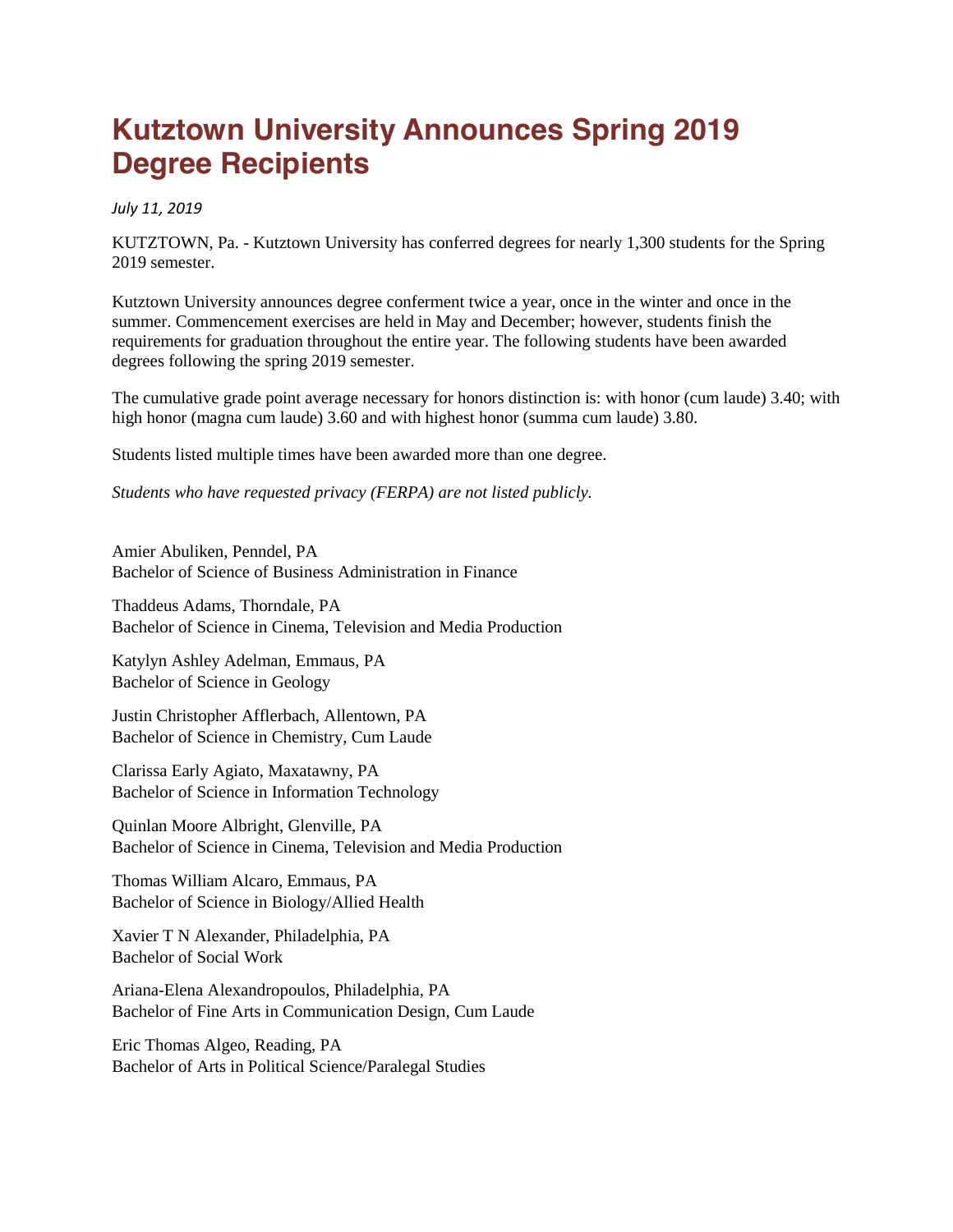# Kutztown University Announces Spring 2019 Degree Recipients

*July 11, 2019*

KUTZTOWN, Pa. - Kutztown University has conferred degrees for nearly 1,300 students for the Spring 2019 semester.

Kutztown University announces degree conferment twice a year, once in the winter and once in the summer. Commencement exercises are held in May and December; however, students finish the requirements for graduation throughout the entire year. The following students have been awarded degrees following the spring 2019 semester.

The cumulative grade point average necessary for honors distinction is: with honor (cum laude) 3.40; with high honor (magna cum laude) 3.60 and with highest honor (summa cum laude) 3.80.

Students listed multiple times have been awarded more than one degree.

*Students who have requested privacy (FERPA) are not listed publicly.*

Amier Abuliken, Penndel, PA
Bachelor of Science of Business Administration in Finance

Thaddeus Adams, Thorndale, PA
Bachelor of Science in Cinema, Television and Media Production

Katylyn Ashley Adelman, Emmaus, PA
Bachelor of Science in Geology

Justin Christopher Afflerbach, Allentown, PA
Bachelor of Science in Chemistry, Cum Laude

Clarissa Early Agiato, Maxatawny, PA
Bachelor of Science in Information Technology

Quinlan Moore Albright, Glenville, PA
Bachelor of Science in Cinema, Television and Media Production

Thomas William Alcaro, Emmaus, PA
Bachelor of Science in Biology/Allied Health

Xavier T N Alexander, Philadelphia, PA
Bachelor of Social Work

Ariana-Elena Alexandropoulos, Philadelphia, PA
Bachelor of Fine Arts in Communication Design, Cum Laude

Eric Thomas Algeo, Reading, PA
Bachelor of Arts in Political Science/Paralegal Studies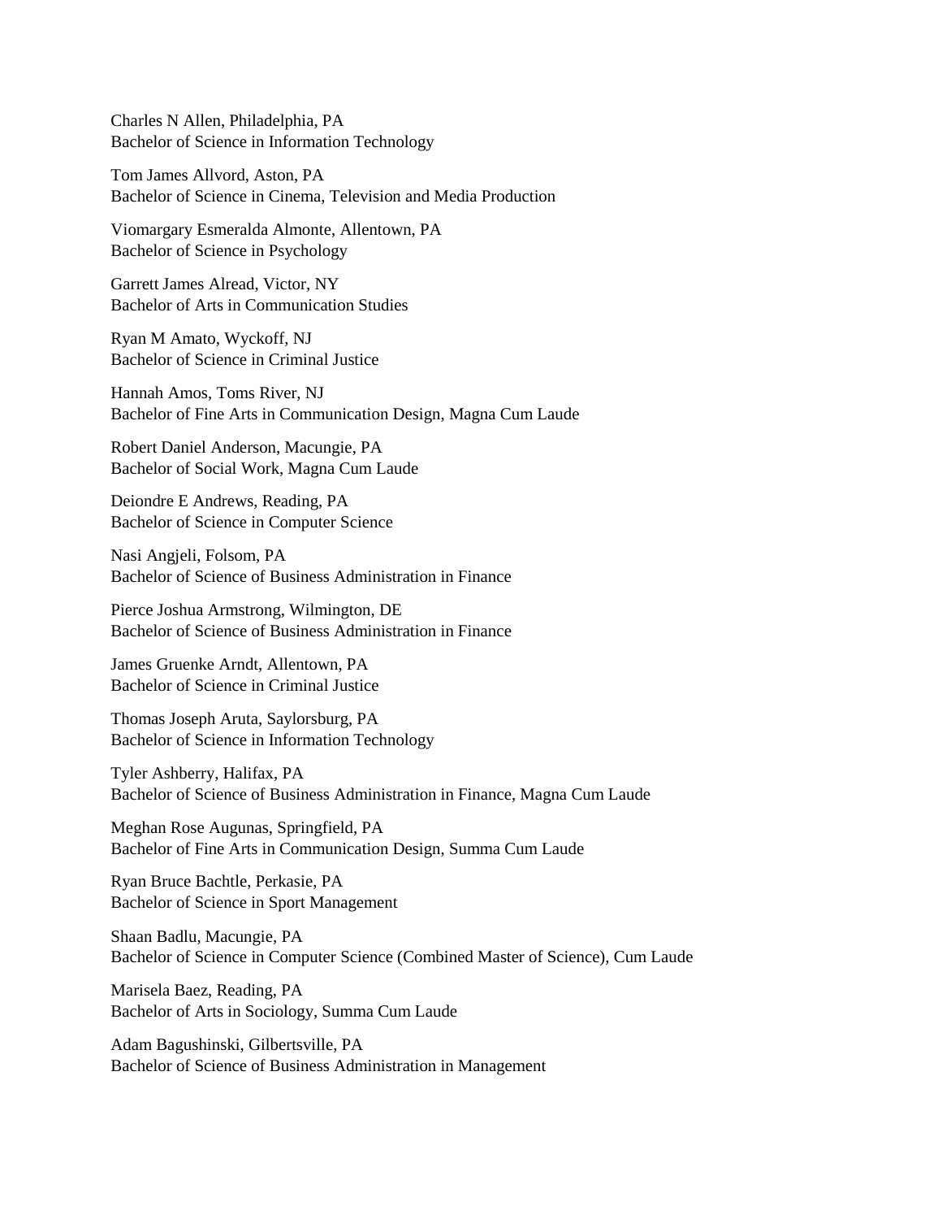Charles N Allen, Philadelphia, PA
Bachelor of Science in Information Technology

Tom James Allvord, Aston, PA
Bachelor of Science in Cinema, Television and Media Production

Viomargary Esmeralda Almonte, Allentown, PA
Bachelor of Science in Psychology

Garrett James Alread, Victor, NY
Bachelor of Arts in Communication Studies

Ryan M Amato, Wyckoff, NJ
Bachelor of Science in Criminal Justice

Hannah Amos, Toms River, NJ
Bachelor of Fine Arts in Communication Design, Magna Cum Laude

Robert Daniel Anderson, Macungie, PA
Bachelor of Social Work, Magna Cum Laude

Deiondre E Andrews, Reading, PA
Bachelor of Science in Computer Science

Nasi Angjeli, Folsom, PA
Bachelor of Science of Business Administration in Finance

Pierce Joshua Armstrong, Wilmington, DE
Bachelor of Science of Business Administration in Finance

James Gruenke Arndt, Allentown, PA
Bachelor of Science in Criminal Justice

Thomas Joseph Aruta, Saylorsburg, PA
Bachelor of Science in Information Technology

Tyler Ashberry, Halifax, PA
Bachelor of Science of Business Administration in Finance, Magna Cum Laude

Meghan Rose Augunas, Springfield, PA
Bachelor of Fine Arts in Communication Design, Summa Cum Laude

Ryan Bruce Bachtle, Perkasie, PA
Bachelor of Science in Sport Management

Shaan Badlu, Macungie, PA
Bachelor of Science in Computer Science (Combined Master of Science), Cum Laude

Marisela Baez, Reading, PA
Bachelor of Arts in Sociology, Summa Cum Laude

Adam Bagushinski, Gilbertsville, PA
Bachelor of Science of Business Administration in Management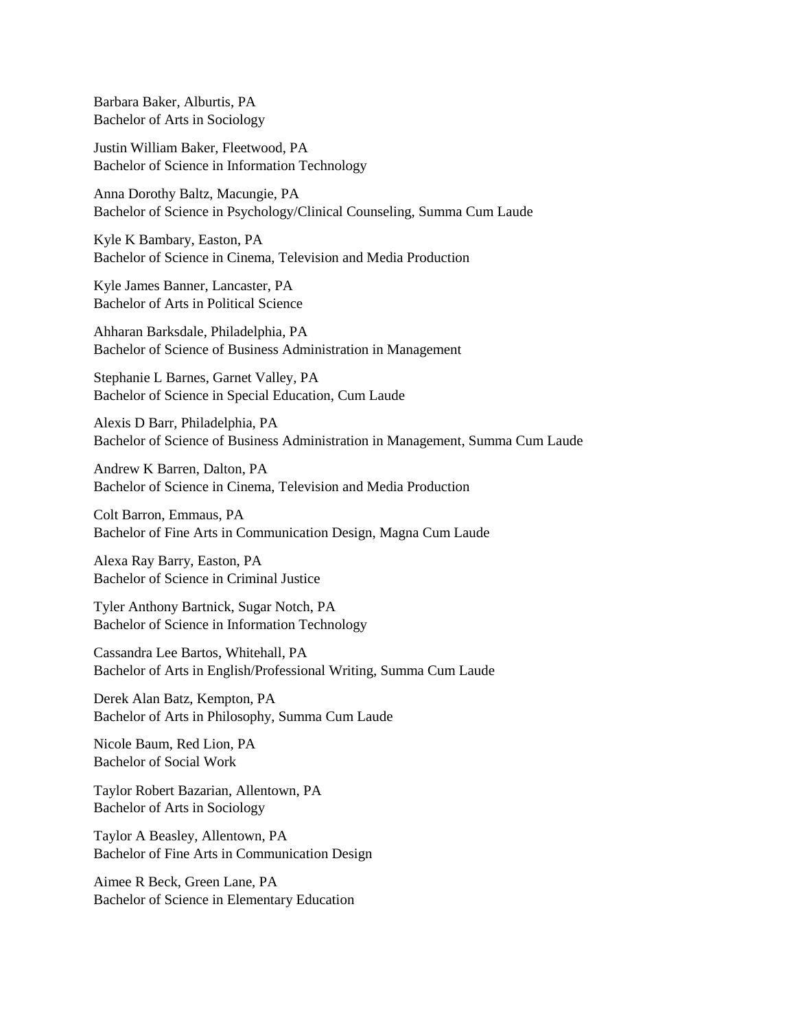Barbara Baker, Alburtis, PA
Bachelor of Arts in Sociology

Justin William Baker, Fleetwood, PA
Bachelor of Science in Information Technology

Anna Dorothy Baltz, Macungie, PA
Bachelor of Science in Psychology/Clinical Counseling, Summa Cum Laude

Kyle K Bambary, Easton, PA
Bachelor of Science in Cinema, Television and Media Production

Kyle James Banner, Lancaster, PA
Bachelor of Arts in Political Science

Ahharan Barksdale, Philadelphia, PA
Bachelor of Science of Business Administration in Management

Stephanie L Barnes, Garnet Valley, PA
Bachelor of Science in Special Education, Cum Laude

Alexis D Barr, Philadelphia, PA
Bachelor of Science of Business Administration in Management, Summa Cum Laude

Andrew K Barren, Dalton, PA
Bachelor of Science in Cinema, Television and Media Production

Colt Barron, Emmaus, PA
Bachelor of Fine Arts in Communication Design, Magna Cum Laude

Alexa Ray Barry, Easton, PA
Bachelor of Science in Criminal Justice

Tyler Anthony Bartnick, Sugar Notch, PA
Bachelor of Science in Information Technology

Cassandra Lee Bartos, Whitehall, PA
Bachelor of Arts in English/Professional Writing, Summa Cum Laude

Derek Alan Batz, Kempton, PA
Bachelor of Arts in Philosophy, Summa Cum Laude

Nicole Baum, Red Lion, PA
Bachelor of Social Work

Taylor Robert Bazarian, Allentown, PA
Bachelor of Arts in Sociology

Taylor A Beasley, Allentown, PA
Bachelor of Fine Arts in Communication Design

Aimee R Beck, Green Lane, PA
Bachelor of Science in Elementary Education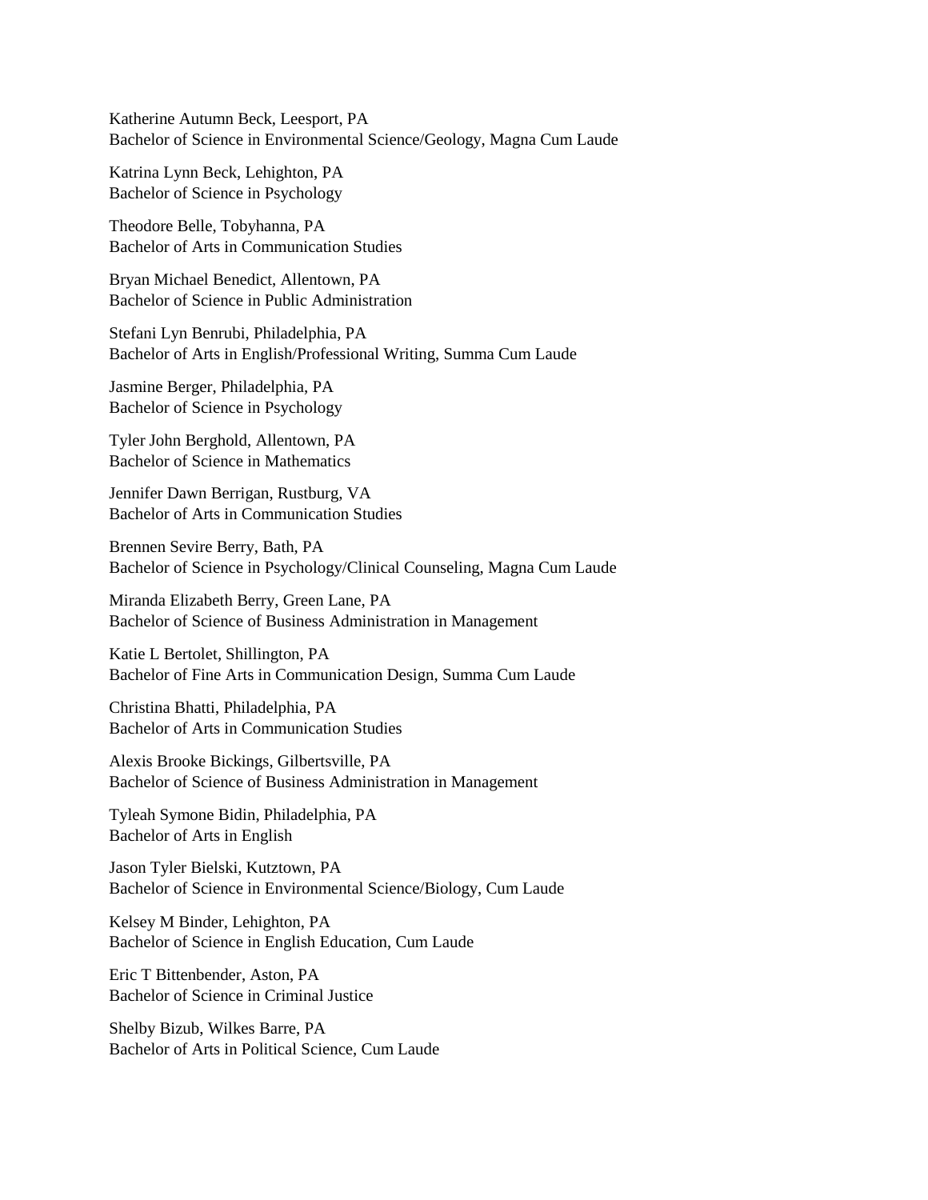Katherine Autumn Beck, Leesport, PA
Bachelor of Science in Environmental Science/Geology, Magna Cum Laude

Katrina Lynn Beck, Lehighton, PA
Bachelor of Science in Psychology

Theodore Belle, Tobyhanna, PA
Bachelor of Arts in Communication Studies

Bryan Michael Benedict, Allentown, PA
Bachelor of Science in Public Administration

Stefani Lyn Benrubi, Philadelphia, PA
Bachelor of Arts in English/Professional Writing, Summa Cum Laude

Jasmine Berger, Philadelphia, PA
Bachelor of Science in Psychology

Tyler John Berghold, Allentown, PA
Bachelor of Science in Mathematics

Jennifer Dawn Berrigan, Rustburg, VA
Bachelor of Arts in Communication Studies

Brennen Sevire Berry, Bath, PA
Bachelor of Science in Psychology/Clinical Counseling, Magna Cum Laude

Miranda Elizabeth Berry, Green Lane, PA
Bachelor of Science of Business Administration in Management

Katie L Bertolet, Shillington, PA
Bachelor of Fine Arts in Communication Design, Summa Cum Laude

Christina Bhatti, Philadelphia, PA
Bachelor of Arts in Communication Studies

Alexis Brooke Bickings, Gilbertsville, PA
Bachelor of Science of Business Administration in Management

Tyleah Symone Bidin, Philadelphia, PA
Bachelor of Arts in English

Jason Tyler Bielski, Kutztown, PA
Bachelor of Science in Environmental Science/Biology, Cum Laude

Kelsey M Binder, Lehighton, PA
Bachelor of Science in English Education, Cum Laude

Eric T Bittenbender, Aston, PA
Bachelor of Science in Criminal Justice

Shelby Bizub, Wilkes Barre, PA
Bachelor of Arts in Political Science, Cum Laude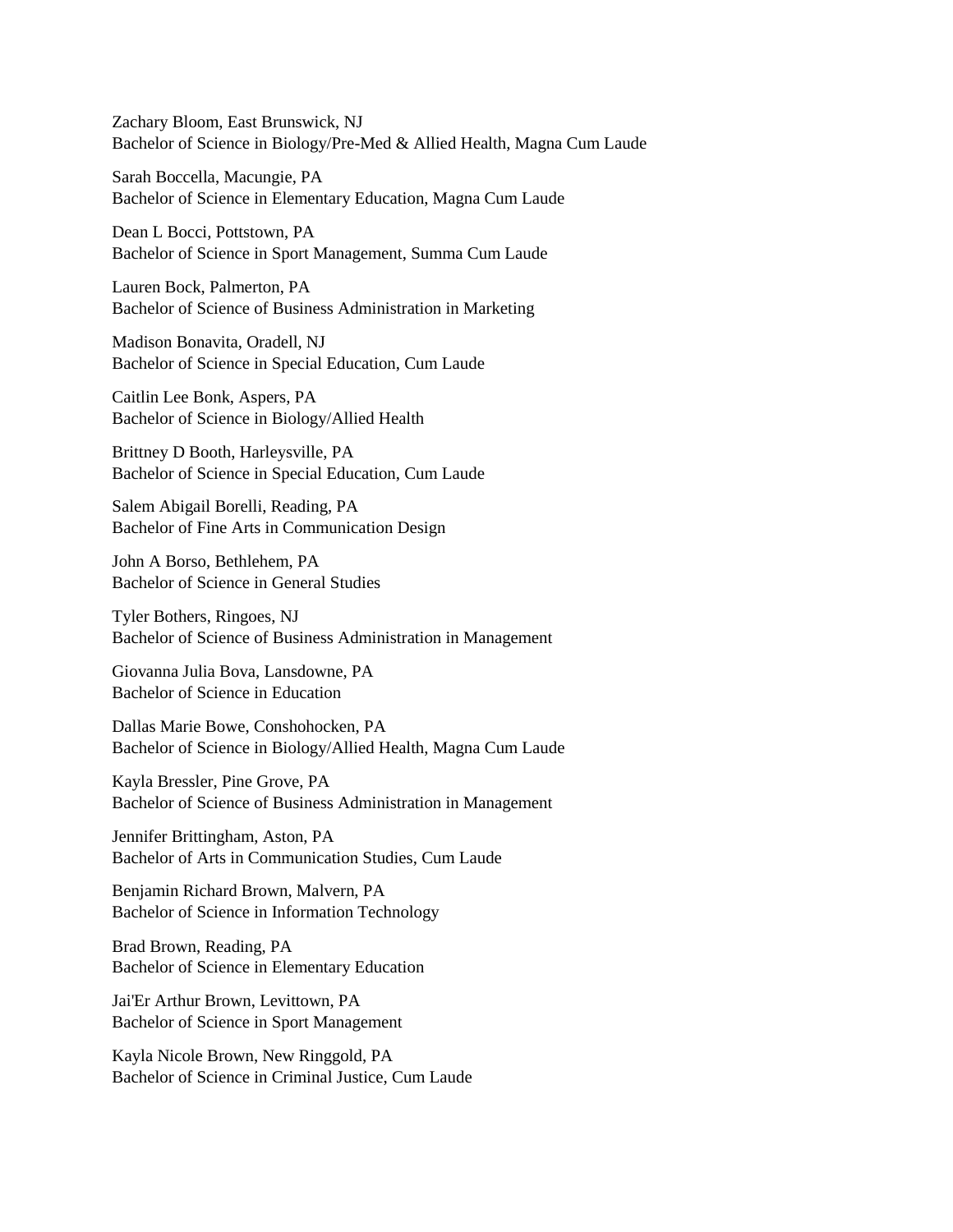Zachary Bloom, East Brunswick, NJ
Bachelor of Science in Biology/Pre-Med & Allied Health, Magna Cum Laude

Sarah Boccella, Macungie, PA
Bachelor of Science in Elementary Education, Magna Cum Laude

Dean L Bocci, Pottstown, PA
Bachelor of Science in Sport Management, Summa Cum Laude

Lauren Bock, Palmerton, PA
Bachelor of Science of Business Administration in Marketing

Madison Bonavita, Oradell, NJ
Bachelor of Science in Special Education, Cum Laude

Caitlin Lee Bonk, Aspers, PA
Bachelor of Science in Biology/Allied Health

Brittney D Booth, Harleysville, PA
Bachelor of Science in Special Education, Cum Laude

Salem Abigail Borelli, Reading, PA
Bachelor of Fine Arts in Communication Design

John A Borso, Bethlehem, PA
Bachelor of Science in General Studies

Tyler Bothers, Ringoes, NJ
Bachelor of Science of Business Administration in Management

Giovanna Julia Bova, Lansdowne, PA
Bachelor of Science in Education

Dallas Marie Bowe, Conshohocken, PA
Bachelor of Science in Biology/Allied Health, Magna Cum Laude

Kayla Bressler, Pine Grove, PA
Bachelor of Science of Business Administration in Management

Jennifer Brittingham, Aston, PA
Bachelor of Arts in Communication Studies, Cum Laude

Benjamin Richard Brown, Malvern, PA
Bachelor of Science in Information Technology

Brad Brown, Reading, PA
Bachelor of Science in Elementary Education

Jai'Er Arthur Brown, Levittown, PA
Bachelor of Science in Sport Management

Kayla Nicole Brown, New Ringgold, PA
Bachelor of Science in Criminal Justice, Cum Laude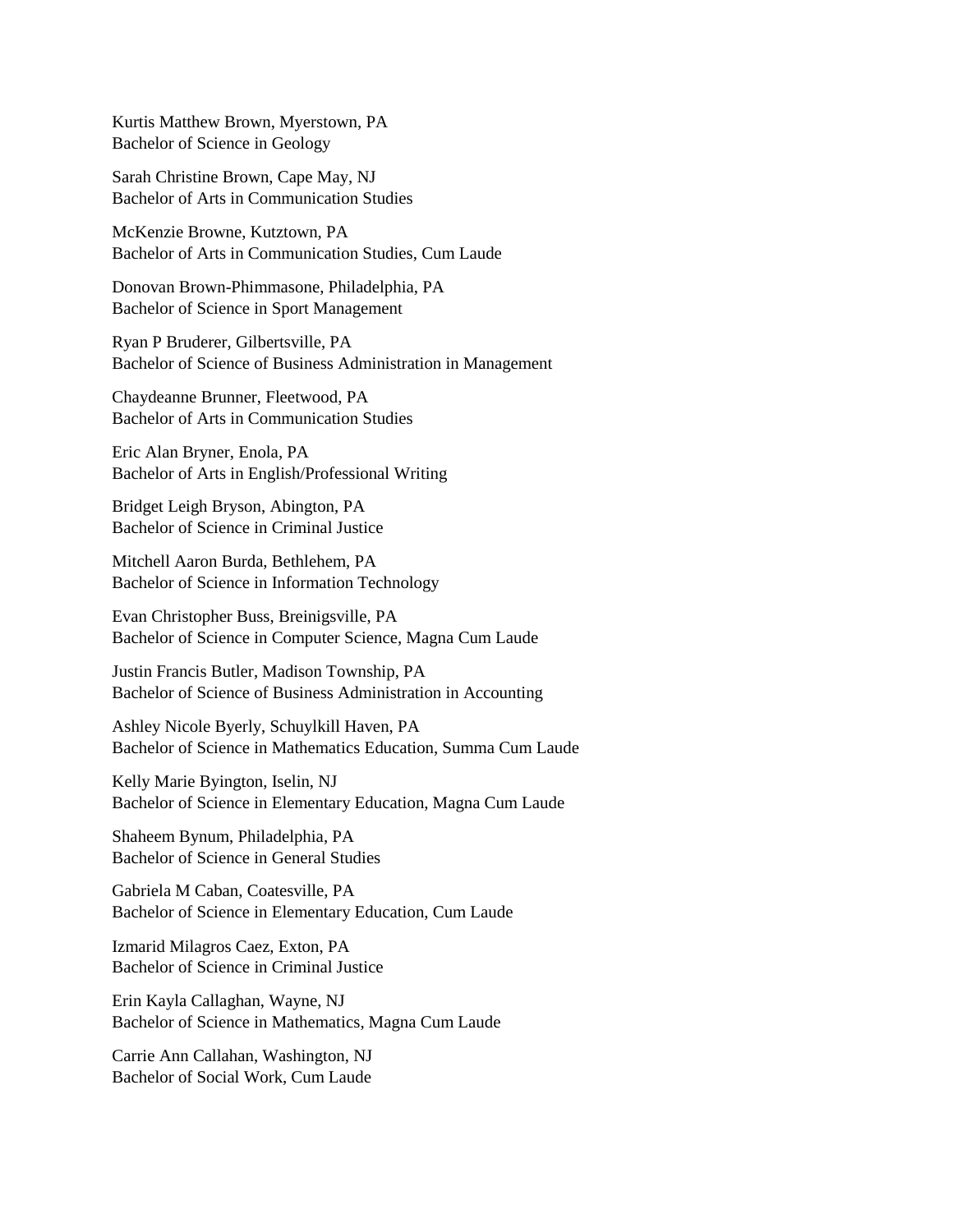Kurtis Matthew Brown, Myerstown, PA
Bachelor of Science in Geology

Sarah Christine Brown, Cape May, NJ
Bachelor of Arts in Communication Studies

McKenzie Browne, Kutztown, PA
Bachelor of Arts in Communication Studies, Cum Laude

Donovan Brown-Phimmasone, Philadelphia, PA
Bachelor of Science in Sport Management

Ryan P Bruderer, Gilbertsville, PA
Bachelor of Science of Business Administration in Management

Chaydeanne Brunner, Fleetwood, PA
Bachelor of Arts in Communication Studies

Eric Alan Bryner, Enola, PA
Bachelor of Arts in English/Professional Writing

Bridget Leigh Bryson, Abington, PA
Bachelor of Science in Criminal Justice

Mitchell Aaron Burda, Bethlehem, PA
Bachelor of Science in Information Technology

Evan Christopher Buss, Breinigsville, PA
Bachelor of Science in Computer Science, Magna Cum Laude

Justin Francis Butler, Madison Township, PA
Bachelor of Science of Business Administration in Accounting

Ashley Nicole Byerly, Schuylkill Haven, PA
Bachelor of Science in Mathematics Education, Summa Cum Laude

Kelly Marie Byington, Iselin, NJ
Bachelor of Science in Elementary Education, Magna Cum Laude

Shaheem Bynum, Philadelphia, PA
Bachelor of Science in General Studies

Gabriela M Caban, Coatesville, PA
Bachelor of Science in Elementary Education, Cum Laude

Izmarid Milagros Caez, Exton, PA
Bachelor of Science in Criminal Justice

Erin Kayla Callaghan, Wayne, NJ
Bachelor of Science in Mathematics, Magna Cum Laude

Carrie Ann Callahan, Washington, NJ
Bachelor of Social Work, Cum Laude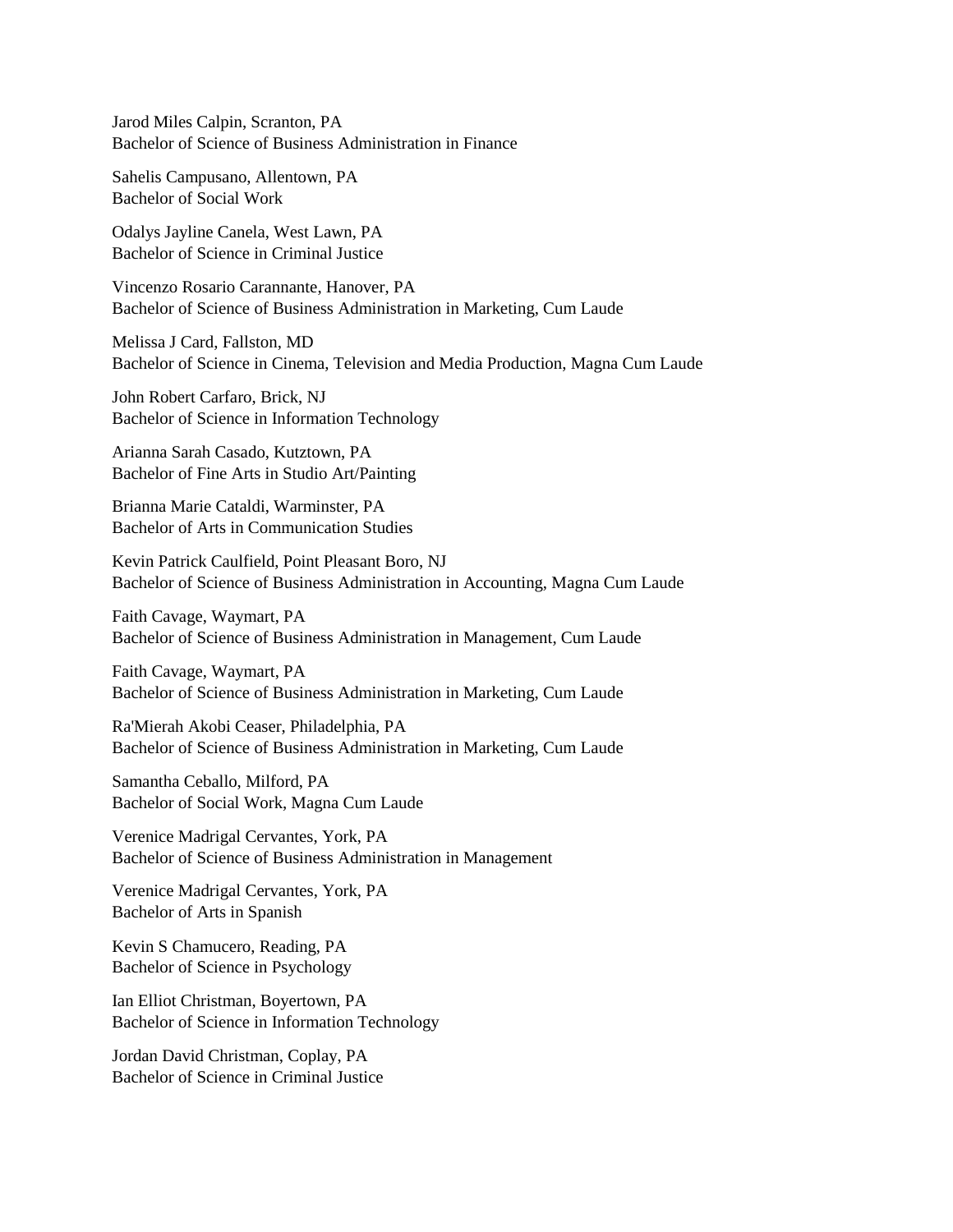Jarod Miles Calpin, Scranton, PA
Bachelor of Science of Business Administration in Finance

Sahelis Campusano, Allentown, PA
Bachelor of Social Work

Odalys Jayline Canela, West Lawn, PA
Bachelor of Science in Criminal Justice

Vincenzo Rosario Carannante, Hanover, PA
Bachelor of Science of Business Administration in Marketing, Cum Laude

Melissa J Card, Fallston, MD
Bachelor of Science in Cinema, Television and Media Production, Magna Cum Laude

John Robert Carfaro, Brick, NJ
Bachelor of Science in Information Technology

Arianna Sarah Casado, Kutztown, PA
Bachelor of Fine Arts in Studio Art/Painting

Brianna Marie Cataldi, Warminster, PA
Bachelor of Arts in Communication Studies

Kevin Patrick Caulfield, Point Pleasant Boro, NJ
Bachelor of Science of Business Administration in Accounting, Magna Cum Laude

Faith Cavage, Waymart, PA
Bachelor of Science of Business Administration in Management, Cum Laude

Faith Cavage, Waymart, PA
Bachelor of Science of Business Administration in Marketing, Cum Laude

Ra'Mierah Akobi Ceaser, Philadelphia, PA
Bachelor of Science of Business Administration in Marketing, Cum Laude

Samantha Ceballo, Milford, PA
Bachelor of Social Work, Magna Cum Laude

Verenice Madrigal Cervantes, York, PA
Bachelor of Science of Business Administration in Management

Verenice Madrigal Cervantes, York, PA
Bachelor of Arts in Spanish

Kevin S Chamucero, Reading, PA
Bachelor of Science in Psychology

Ian Elliot Christman, Boyertown, PA
Bachelor of Science in Information Technology

Jordan David Christman, Coplay, PA
Bachelor of Science in Criminal Justice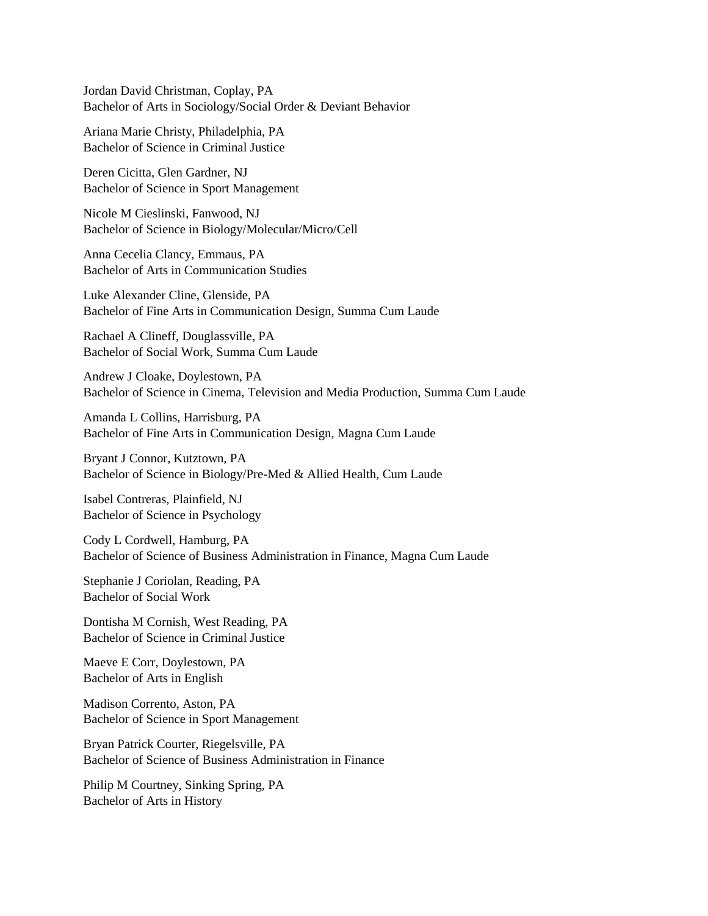Jordan David Christman, Coplay, PA
Bachelor of Arts in Sociology/Social Order & Deviant Behavior

Ariana Marie Christy, Philadelphia, PA
Bachelor of Science in Criminal Justice

Deren Cicitta, Glen Gardner, NJ
Bachelor of Science in Sport Management

Nicole M Cieslinski, Fanwood, NJ
Bachelor of Science in Biology/Molecular/Micro/Cell

Anna Cecelia Clancy, Emmaus, PA
Bachelor of Arts in Communication Studies

Luke Alexander Cline, Glenside, PA
Bachelor of Fine Arts in Communication Design, Summa Cum Laude

Rachael A Clineff, Douglassville, PA
Bachelor of Social Work, Summa Cum Laude

Andrew J Cloake, Doylestown, PA
Bachelor of Science in Cinema, Television and Media Production, Summa Cum Laude

Amanda L Collins, Harrisburg, PA
Bachelor of Fine Arts in Communication Design, Magna Cum Laude

Bryant J Connor, Kutztown, PA
Bachelor of Science in Biology/Pre-Med & Allied Health, Cum Laude

Isabel Contreras, Plainfield, NJ
Bachelor of Science in Psychology

Cody L Cordwell, Hamburg, PA
Bachelor of Science of Business Administration in Finance, Magna Cum Laude

Stephanie J Coriolan, Reading, PA
Bachelor of Social Work

Dontisha M Cornish, West Reading, PA
Bachelor of Science in Criminal Justice

Maeve E Corr, Doylestown, PA
Bachelor of Arts in English

Madison Corrento, Aston, PA
Bachelor of Science in Sport Management

Bryan Patrick Courter, Riegelsville, PA
Bachelor of Science of Business Administration in Finance

Philip M Courtney, Sinking Spring, PA
Bachelor of Arts in History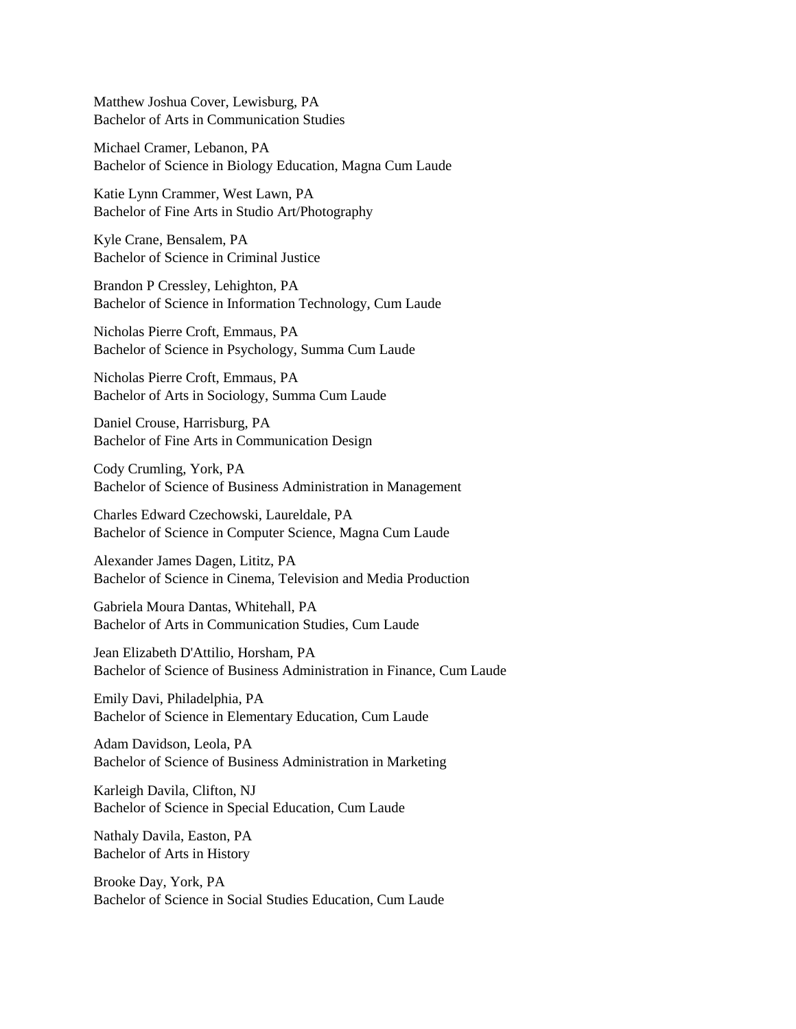Matthew Joshua Cover, Lewisburg, PA
Bachelor of Arts in Communication Studies

Michael Cramer, Lebanon, PA
Bachelor of Science in Biology Education, Magna Cum Laude

Katie Lynn Crammer, West Lawn, PA
Bachelor of Fine Arts in Studio Art/Photography

Kyle Crane, Bensalem, PA
Bachelor of Science in Criminal Justice

Brandon P Cressley, Lehighton, PA
Bachelor of Science in Information Technology, Cum Laude

Nicholas Pierre Croft, Emmaus, PA
Bachelor of Science in Psychology, Summa Cum Laude

Nicholas Pierre Croft, Emmaus, PA
Bachelor of Arts in Sociology, Summa Cum Laude

Daniel Crouse, Harrisburg, PA
Bachelor of Fine Arts in Communication Design

Cody Crumling, York, PA
Bachelor of Science of Business Administration in Management

Charles Edward Czechowski, Laureldale, PA
Bachelor of Science in Computer Science, Magna Cum Laude

Alexander James Dagen, Lititz, PA
Bachelor of Science in Cinema, Television and Media Production

Gabriela Moura Dantas, Whitehall, PA
Bachelor of Arts in Communication Studies, Cum Laude

Jean Elizabeth D'Attilio, Horsham, PA
Bachelor of Science of Business Administration in Finance, Cum Laude

Emily Davi, Philadelphia, PA
Bachelor of Science in Elementary Education, Cum Laude

Adam Davidson, Leola, PA
Bachelor of Science of Business Administration in Marketing

Karleigh Davila, Clifton, NJ
Bachelor of Science in Special Education, Cum Laude

Nathaly Davila, Easton, PA
Bachelor of Arts in History

Brooke Day, York, PA
Bachelor of Science in Social Studies Education, Cum Laude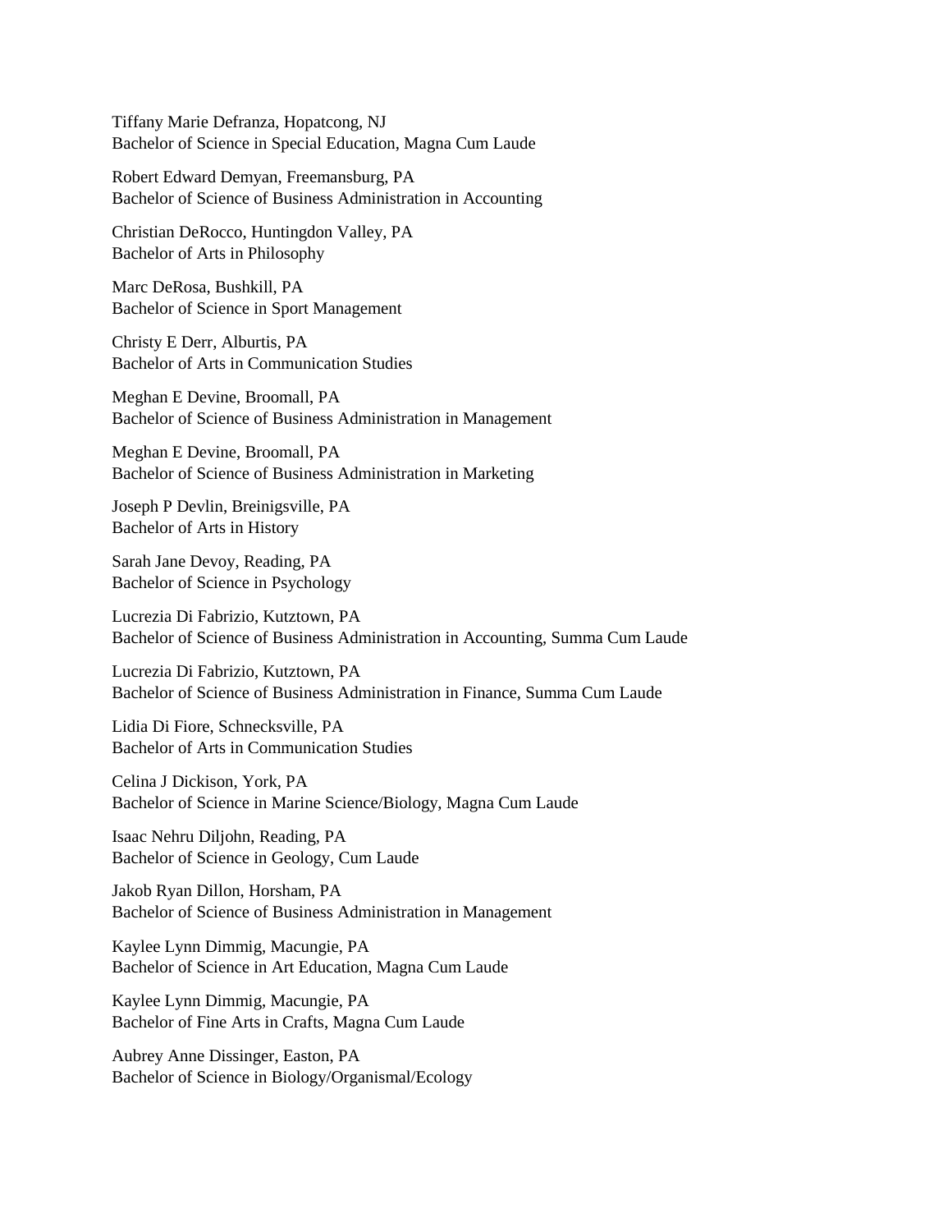Tiffany Marie Defranza, Hopatcong, NJ
Bachelor of Science in Special Education, Magna Cum Laude

Robert Edward Demyan, Freemansburg, PA
Bachelor of Science of Business Administration in Accounting

Christian DeRocco, Huntingdon Valley, PA
Bachelor of Arts in Philosophy

Marc DeRosa, Bushkill, PA
Bachelor of Science in Sport Management

Christy E Derr, Alburtis, PA
Bachelor of Arts in Communication Studies

Meghan E Devine, Broomall, PA
Bachelor of Science of Business Administration in Management

Meghan E Devine, Broomall, PA
Bachelor of Science of Business Administration in Marketing

Joseph P Devlin, Breinigsville, PA
Bachelor of Arts in History

Sarah Jane Devoy, Reading, PA
Bachelor of Science in Psychology

Lucrezia Di Fabrizio, Kutztown, PA
Bachelor of Science of Business Administration in Accounting, Summa Cum Laude

Lucrezia Di Fabrizio, Kutztown, PA
Bachelor of Science of Business Administration in Finance, Summa Cum Laude

Lidia Di Fiore, Schnecksville, PA
Bachelor of Arts in Communication Studies

Celina J Dickison, York, PA
Bachelor of Science in Marine Science/Biology, Magna Cum Laude

Isaac Nehru Diljohn, Reading, PA
Bachelor of Science in Geology, Cum Laude

Jakob Ryan Dillon, Horsham, PA
Bachelor of Science of Business Administration in Management

Kaylee Lynn Dimmig, Macungie, PA
Bachelor of Science in Art Education, Magna Cum Laude

Kaylee Lynn Dimmig, Macungie, PA
Bachelor of Fine Arts in Crafts, Magna Cum Laude

Aubrey Anne Dissinger, Easton, PA
Bachelor of Science in Biology/Organismal/Ecology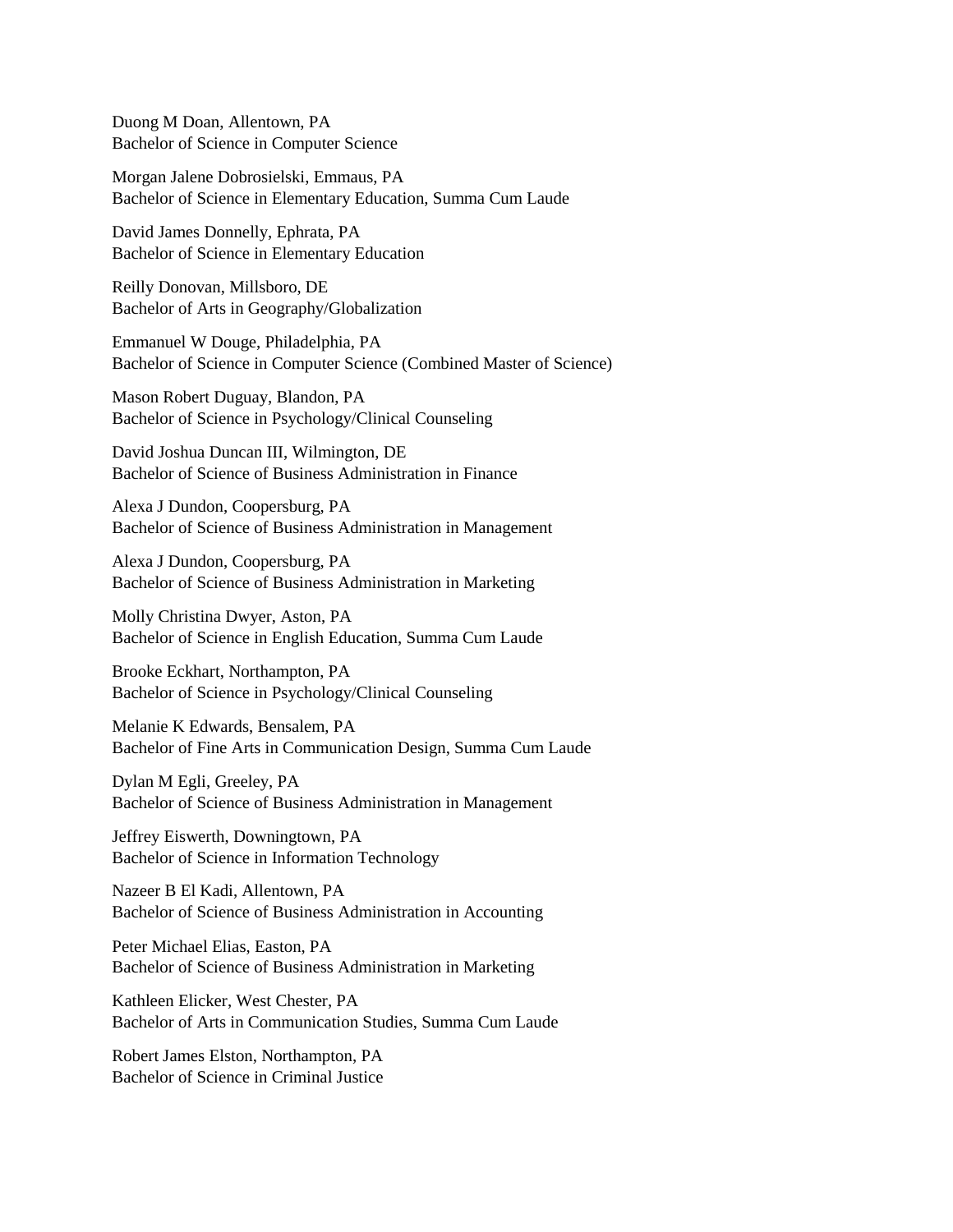Duong M Doan, Allentown, PA
Bachelor of Science in Computer Science

Morgan Jalene Dobrosielski, Emmaus, PA
Bachelor of Science in Elementary Education, Summa Cum Laude

David James Donnelly, Ephrata, PA
Bachelor of Science in Elementary Education

Reilly Donovan, Millsboro, DE
Bachelor of Arts in Geography/Globalization

Emmanuel W Douge, Philadelphia, PA
Bachelor of Science in Computer Science (Combined Master of Science)

Mason Robert Duguay, Blandon, PA
Bachelor of Science in Psychology/Clinical Counseling

David Joshua Duncan III, Wilmington, DE
Bachelor of Science of Business Administration in Finance

Alexa J Dundon, Coopersburg, PA
Bachelor of Science of Business Administration in Management

Alexa J Dundon, Coopersburg, PA
Bachelor of Science of Business Administration in Marketing

Molly Christina Dwyer, Aston, PA
Bachelor of Science in English Education, Summa Cum Laude

Brooke Eckhart, Northampton, PA
Bachelor of Science in Psychology/Clinical Counseling

Melanie K Edwards, Bensalem, PA
Bachelor of Fine Arts in Communication Design, Summa Cum Laude

Dylan M Egli, Greeley, PA
Bachelor of Science of Business Administration in Management

Jeffrey Eiswerth, Downingtown, PA
Bachelor of Science in Information Technology

Nazeer B El Kadi, Allentown, PA
Bachelor of Science of Business Administration in Accounting

Peter Michael Elias, Easton, PA
Bachelor of Science of Business Administration in Marketing

Kathleen Elicker, West Chester, PA
Bachelor of Arts in Communication Studies, Summa Cum Laude

Robert James Elston, Northampton, PA
Bachelor of Science in Criminal Justice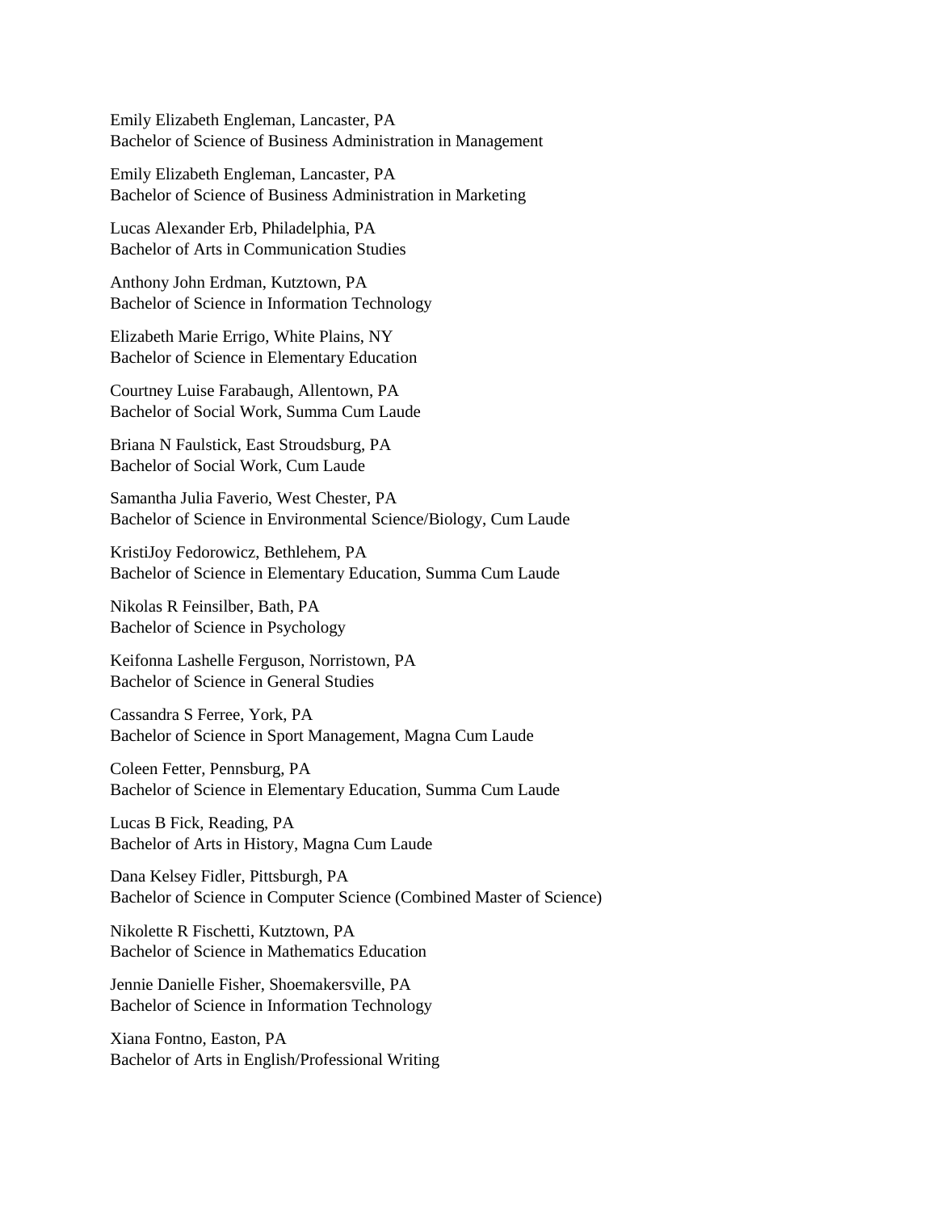Emily Elizabeth Engleman, Lancaster, PA
Bachelor of Science of Business Administration in Management

Emily Elizabeth Engleman, Lancaster, PA
Bachelor of Science of Business Administration in Marketing

Lucas Alexander Erb, Philadelphia, PA
Bachelor of Arts in Communication Studies

Anthony John Erdman, Kutztown, PA
Bachelor of Science in Information Technology

Elizabeth Marie Errigo, White Plains, NY
Bachelor of Science in Elementary Education

Courtney Luise Farabaugh, Allentown, PA
Bachelor of Social Work, Summa Cum Laude

Briana N Faulstick, East Stroudsburg, PA
Bachelor of Social Work, Cum Laude

Samantha Julia Faverio, West Chester, PA
Bachelor of Science in Environmental Science/Biology, Cum Laude

KristiJoy Fedorowicz, Bethlehem, PA
Bachelor of Science in Elementary Education, Summa Cum Laude

Nikolas R Feinsilber, Bath, PA
Bachelor of Science in Psychology

Keifonna Lashelle Ferguson, Norristown, PA
Bachelor of Science in General Studies

Cassandra S Ferree, York, PA
Bachelor of Science in Sport Management, Magna Cum Laude

Coleen Fetter, Pennsburg, PA
Bachelor of Science in Elementary Education, Summa Cum Laude

Lucas B Fick, Reading, PA
Bachelor of Arts in History, Magna Cum Laude

Dana Kelsey Fidler, Pittsburgh, PA
Bachelor of Science in Computer Science (Combined Master of Science)

Nikolette R Fischetti, Kutztown, PA
Bachelor of Science in Mathematics Education

Jennie Danielle Fisher, Shoemakersville, PA
Bachelor of Science in Information Technology

Xiana Fontno, Easton, PA
Bachelor of Arts in English/Professional Writing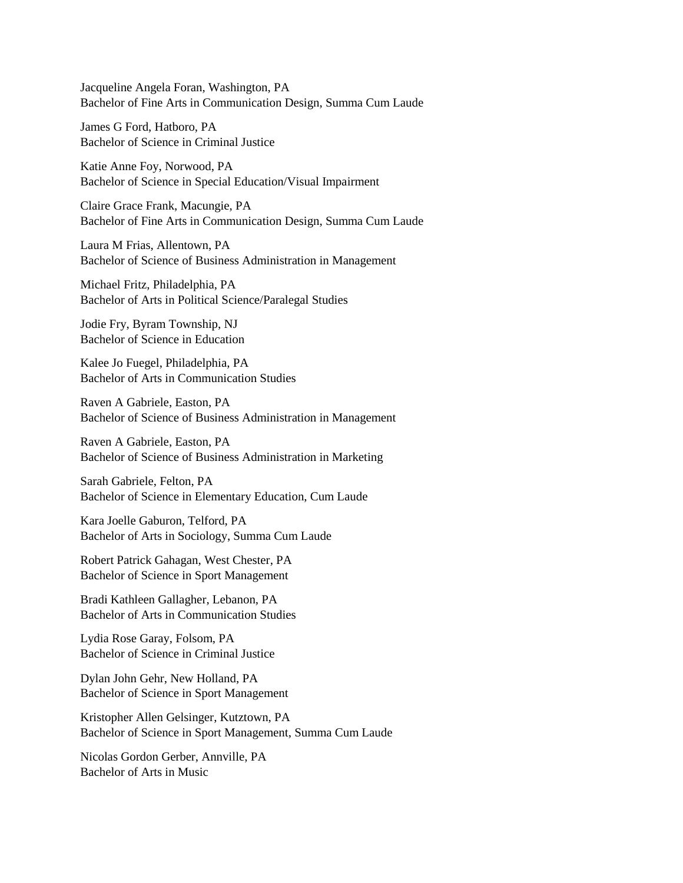Jacqueline Angela Foran, Washington, PA
Bachelor of Fine Arts in Communication Design, Summa Cum Laude

James G Ford, Hatboro, PA
Bachelor of Science in Criminal Justice

Katie Anne Foy, Norwood, PA
Bachelor of Science in Special Education/Visual Impairment

Claire Grace Frank, Macungie, PA
Bachelor of Fine Arts in Communication Design, Summa Cum Laude

Laura M Frias, Allentown, PA
Bachelor of Science of Business Administration in Management

Michael Fritz, Philadelphia, PA
Bachelor of Arts in Political Science/Paralegal Studies

Jodie Fry, Byram Township, NJ
Bachelor of Science in Education

Kalee Jo Fuegel, Philadelphia, PA
Bachelor of Arts in Communication Studies

Raven A Gabriele, Easton, PA
Bachelor of Science of Business Administration in Management

Raven A Gabriele, Easton, PA
Bachelor of Science of Business Administration in Marketing

Sarah Gabriele, Felton, PA
Bachelor of Science in Elementary Education, Cum Laude

Kara Joelle Gaburon, Telford, PA
Bachelor of Arts in Sociology, Summa Cum Laude

Robert Patrick Gahagan, West Chester, PA
Bachelor of Science in Sport Management

Bradi Kathleen Gallagher, Lebanon, PA
Bachelor of Arts in Communication Studies

Lydia Rose Garay, Folsom, PA
Bachelor of Science in Criminal Justice

Dylan John Gehr, New Holland, PA
Bachelor of Science in Sport Management

Kristopher Allen Gelsinger, Kutztown, PA
Bachelor of Science in Sport Management, Summa Cum Laude

Nicolas Gordon Gerber, Annville, PA
Bachelor of Arts in Music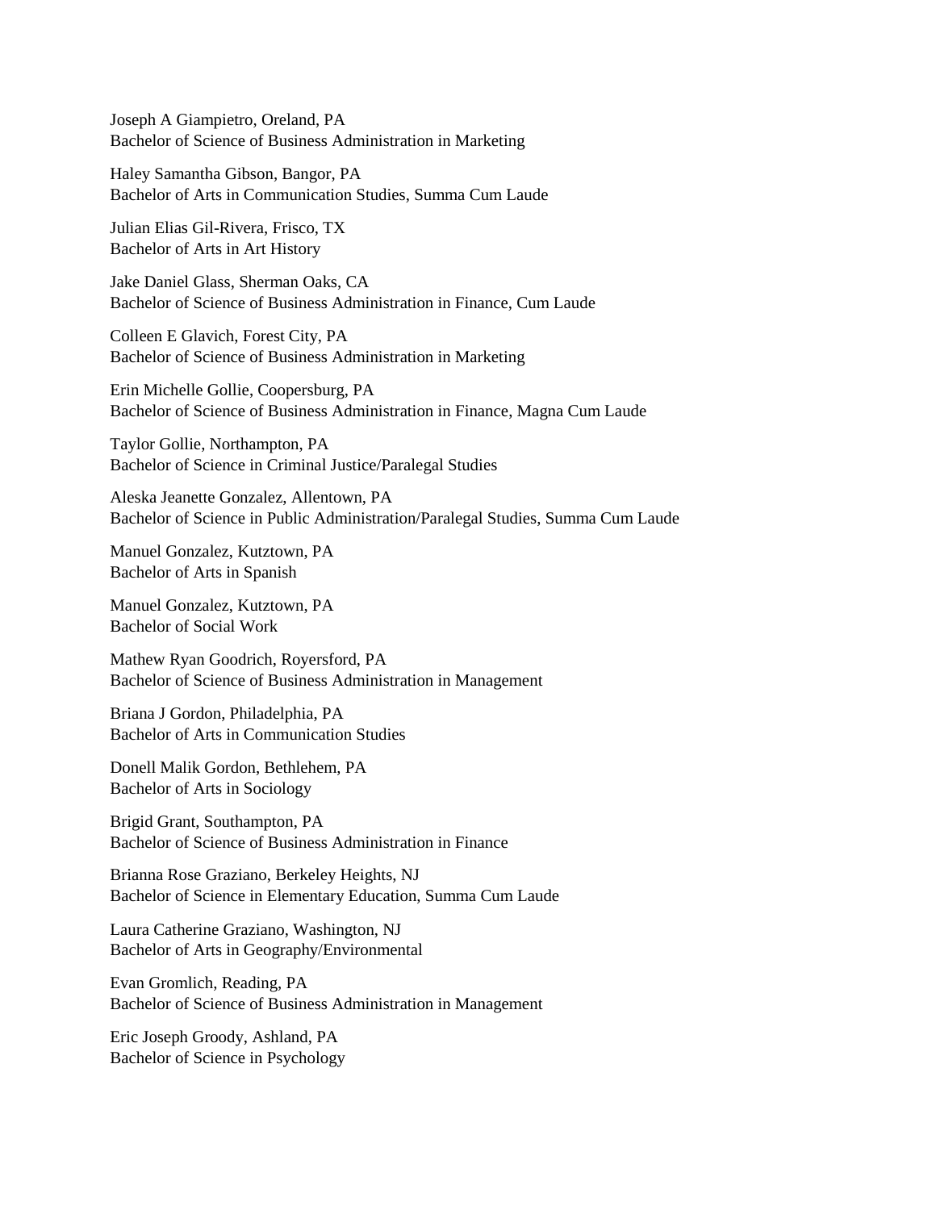Joseph A Giampietro, Oreland, PA
Bachelor of Science of Business Administration in Marketing

Haley Samantha Gibson, Bangor, PA
Bachelor of Arts in Communication Studies, Summa Cum Laude

Julian Elias Gil-Rivera, Frisco, TX
Bachelor of Arts in Art History

Jake Daniel Glass, Sherman Oaks, CA
Bachelor of Science of Business Administration in Finance, Cum Laude

Colleen E Glavich, Forest City, PA
Bachelor of Science of Business Administration in Marketing

Erin Michelle Gollie, Coopersburg, PA
Bachelor of Science of Business Administration in Finance, Magna Cum Laude

Taylor Gollie, Northampton, PA
Bachelor of Science in Criminal Justice/Paralegal Studies

Aleska Jeanette Gonzalez, Allentown, PA
Bachelor of Science in Public Administration/Paralegal Studies, Summa Cum Laude

Manuel Gonzalez, Kutztown, PA
Bachelor of Arts in Spanish

Manuel Gonzalez, Kutztown, PA
Bachelor of Social Work

Mathew Ryan Goodrich, Royersford, PA
Bachelor of Science of Business Administration in Management

Briana J Gordon, Philadelphia, PA
Bachelor of Arts in Communication Studies

Donell Malik Gordon, Bethlehem, PA
Bachelor of Arts in Sociology

Brigid Grant, Southampton, PA
Bachelor of Science of Business Administration in Finance

Brianna Rose Graziano, Berkeley Heights, NJ
Bachelor of Science in Elementary Education, Summa Cum Laude

Laura Catherine Graziano, Washington, NJ
Bachelor of Arts in Geography/Environmental

Evan Gromlich, Reading, PA
Bachelor of Science of Business Administration in Management

Eric Joseph Groody, Ashland, PA
Bachelor of Science in Psychology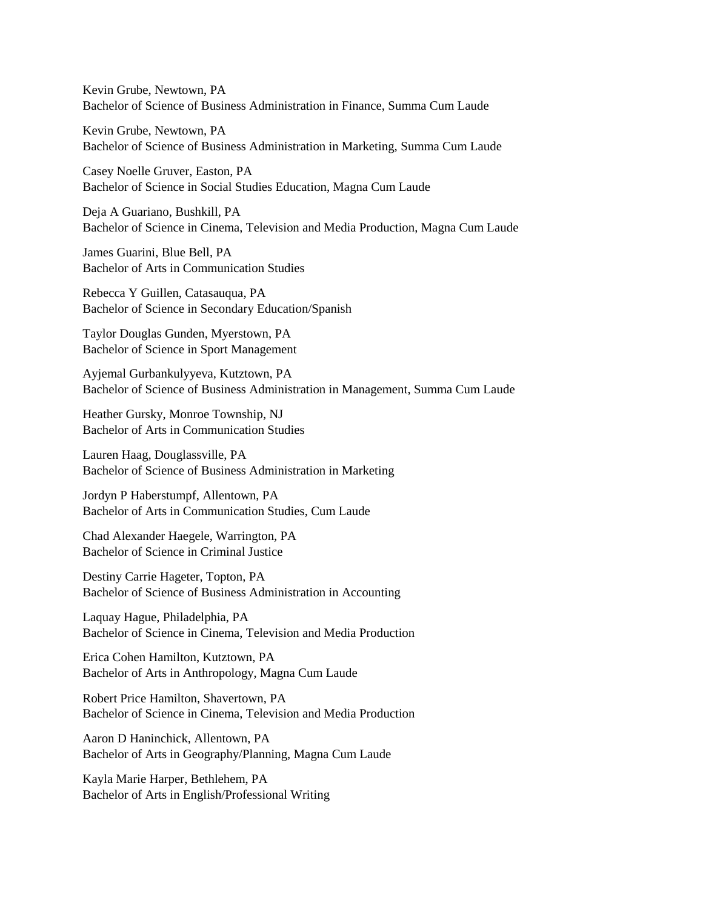Kevin Grube, Newtown, PA
Bachelor of Science of Business Administration in Finance, Summa Cum Laude

Kevin Grube, Newtown, PA
Bachelor of Science of Business Administration in Marketing, Summa Cum Laude

Casey Noelle Gruver, Easton, PA
Bachelor of Science in Social Studies Education, Magna Cum Laude

Deja A Guariano, Bushkill, PA
Bachelor of Science in Cinema, Television and Media Production, Magna Cum Laude

James Guarini, Blue Bell, PA
Bachelor of Arts in Communication Studies

Rebecca Y Guillen, Catasauqua, PA
Bachelor of Science in Secondary Education/Spanish

Taylor Douglas Gunden, Myerstown, PA
Bachelor of Science in Sport Management

Ayjemal Gurbankulyyeva, Kutztown, PA
Bachelor of Science of Business Administration in Management, Summa Cum Laude

Heather Gursky, Monroe Township, NJ
Bachelor of Arts in Communication Studies

Lauren Haag, Douglassville, PA
Bachelor of Science of Business Administration in Marketing

Jordyn P Haberstumpf, Allentown, PA
Bachelor of Arts in Communication Studies, Cum Laude

Chad Alexander Haegele, Warrington, PA
Bachelor of Science in Criminal Justice

Destiny Carrie Hageter, Topton, PA
Bachelor of Science of Business Administration in Accounting

Laquay Hague, Philadelphia, PA
Bachelor of Science in Cinema, Television and Media Production

Erica Cohen Hamilton, Kutztown, PA
Bachelor of Arts in Anthropology, Magna Cum Laude

Robert Price Hamilton, Shavertown, PA
Bachelor of Science in Cinema, Television and Media Production

Aaron D Haninchick, Allentown, PA
Bachelor of Arts in Geography/Planning, Magna Cum Laude

Kayla Marie Harper, Bethlehem, PA
Bachelor of Arts in English/Professional Writing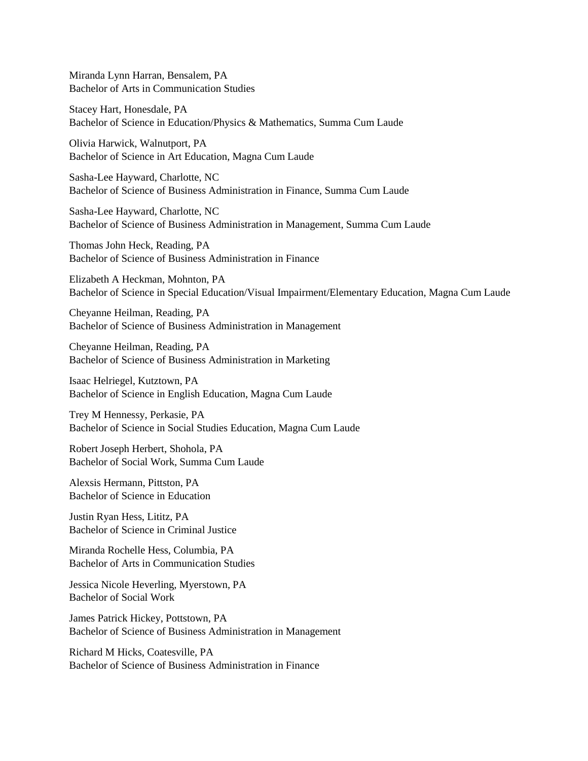Miranda Lynn Harran, Bensalem, PA
Bachelor of Arts in Communication Studies

Stacey Hart, Honesdale, PA
Bachelor of Science in Education/Physics & Mathematics, Summa Cum Laude

Olivia Harwick, Walnutport, PA
Bachelor of Science in Art Education, Magna Cum Laude

Sasha-Lee Hayward, Charlotte, NC
Bachelor of Science of Business Administration in Finance, Summa Cum Laude

Sasha-Lee Hayward, Charlotte, NC
Bachelor of Science of Business Administration in Management, Summa Cum Laude

Thomas John Heck, Reading, PA
Bachelor of Science of Business Administration in Finance

Elizabeth A Heckman, Mohnton, PA
Bachelor of Science in Special Education/Visual Impairment/Elementary Education, Magna Cum Laude

Cheyanne Heilman, Reading, PA
Bachelor of Science of Business Administration in Management

Cheyanne Heilman, Reading, PA
Bachelor of Science of Business Administration in Marketing

Isaac Helriegel, Kutztown, PA
Bachelor of Science in English Education, Magna Cum Laude

Trey M Hennessy, Perkasie, PA
Bachelor of Science in Social Studies Education, Magna Cum Laude

Robert Joseph Herbert, Shohola, PA
Bachelor of Social Work, Summa Cum Laude

Alexsis Hermann, Pittston, PA
Bachelor of Science in Education

Justin Ryan Hess, Lititz, PA
Bachelor of Science in Criminal Justice

Miranda Rochelle Hess, Columbia, PA
Bachelor of Arts in Communication Studies

Jessica Nicole Heverling, Myerstown, PA
Bachelor of Social Work

James Patrick Hickey, Pottstown, PA
Bachelor of Science of Business Administration in Management

Richard M Hicks, Coatesville, PA
Bachelor of Science of Business Administration in Finance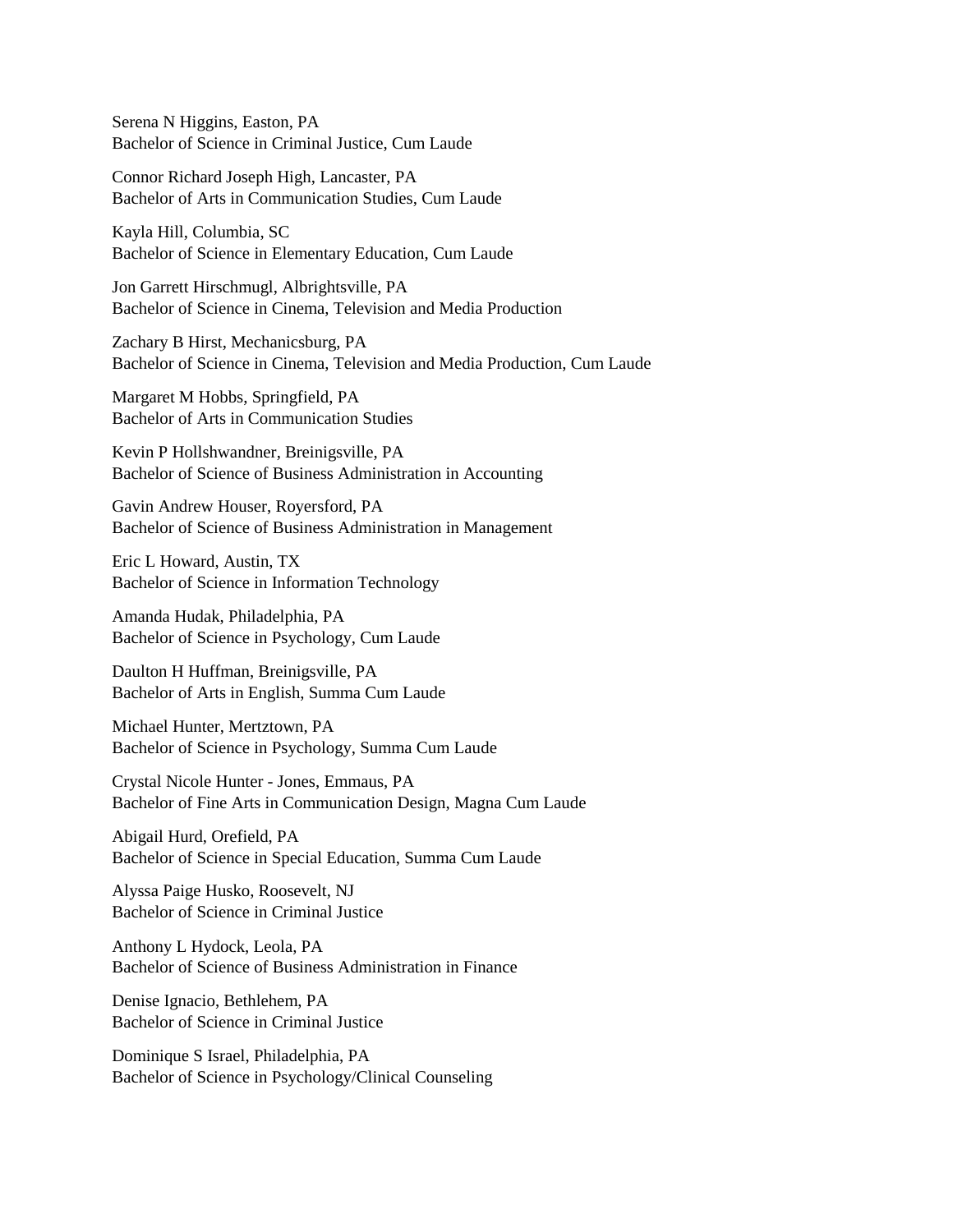Serena N Higgins, Easton, PA
Bachelor of Science in Criminal Justice, Cum Laude

Connor Richard Joseph High, Lancaster, PA
Bachelor of Arts in Communication Studies, Cum Laude

Kayla Hill, Columbia, SC
Bachelor of Science in Elementary Education, Cum Laude

Jon Garrett Hirschmugl, Albrightsville, PA
Bachelor of Science in Cinema, Television and Media Production

Zachary B Hirst, Mechanicsburg, PA
Bachelor of Science in Cinema, Television and Media Production, Cum Laude

Margaret M Hobbs, Springfield, PA
Bachelor of Arts in Communication Studies

Kevin P Hollshwandner, Breinigsville, PA
Bachelor of Science of Business Administration in Accounting

Gavin Andrew Houser, Royersford, PA
Bachelor of Science of Business Administration in Management

Eric L Howard, Austin, TX
Bachelor of Science in Information Technology

Amanda Hudak, Philadelphia, PA
Bachelor of Science in Psychology, Cum Laude

Daulton H Huffman, Breinigsville, PA
Bachelor of Arts in English, Summa Cum Laude

Michael Hunter, Mertztown, PA
Bachelor of Science in Psychology, Summa Cum Laude

Crystal Nicole Hunter - Jones, Emmaus, PA
Bachelor of Fine Arts in Communication Design, Magna Cum Laude

Abigail Hurd, Orefield, PA
Bachelor of Science in Special Education, Summa Cum Laude

Alyssa Paige Husko, Roosevelt, NJ
Bachelor of Science in Criminal Justice

Anthony L Hydock, Leola, PA
Bachelor of Science of Business Administration in Finance

Denise Ignacio, Bethlehem, PA
Bachelor of Science in Criminal Justice

Dominique S Israel, Philadelphia, PA
Bachelor of Science in Psychology/Clinical Counseling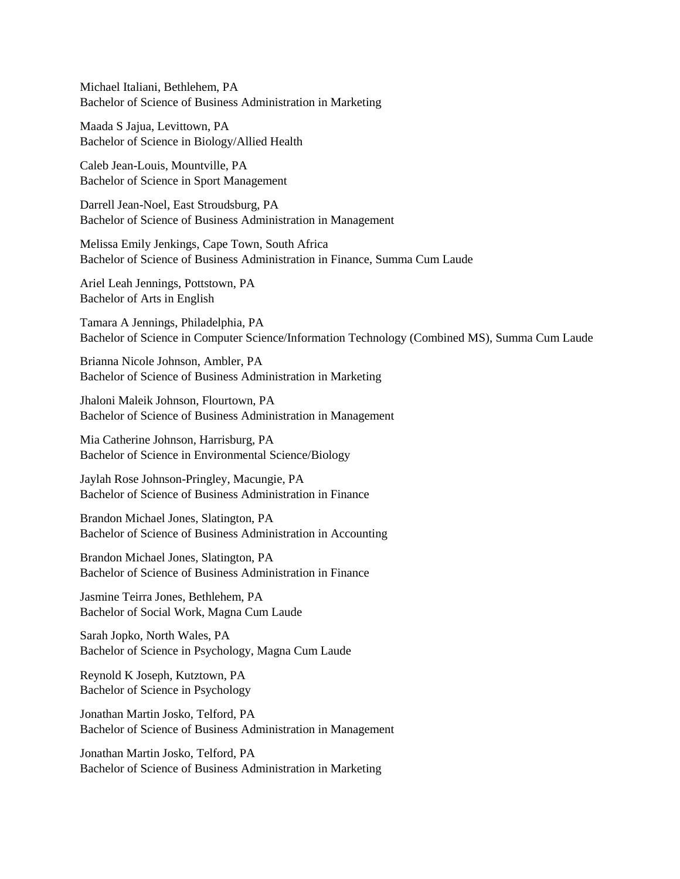Michael Italiani, Bethlehem, PA
Bachelor of Science of Business Administration in Marketing

Maada S Jajua, Levittown, PA
Bachelor of Science in Biology/Allied Health

Caleb Jean-Louis, Mountville, PA
Bachelor of Science in Sport Management

Darrell Jean-Noel, East Stroudsburg, PA
Bachelor of Science of Business Administration in Management

Melissa Emily Jenkings, Cape Town, South Africa
Bachelor of Science of Business Administration in Finance, Summa Cum Laude

Ariel Leah Jennings, Pottstown, PA
Bachelor of Arts in English

Tamara A Jennings, Philadelphia, PA
Bachelor of Science in Computer Science/Information Technology (Combined MS), Summa Cum Laude

Brianna Nicole Johnson, Ambler, PA
Bachelor of Science of Business Administration in Marketing

Jhaloni Maleik Johnson, Flourtown, PA
Bachelor of Science of Business Administration in Management

Mia Catherine Johnson, Harrisburg, PA
Bachelor of Science in Environmental Science/Biology

Jaylah Rose Johnson-Pringley, Macungie, PA
Bachelor of Science of Business Administration in Finance

Brandon Michael Jones, Slatington, PA
Bachelor of Science of Business Administration in Accounting

Brandon Michael Jones, Slatington, PA
Bachelor of Science of Business Administration in Finance

Jasmine Teirra Jones, Bethlehem, PA
Bachelor of Social Work, Magna Cum Laude

Sarah Jopko, North Wales, PA
Bachelor of Science in Psychology, Magna Cum Laude

Reynold K Joseph, Kutztown, PA
Bachelor of Science in Psychology

Jonathan Martin Josko, Telford, PA
Bachelor of Science of Business Administration in Management

Jonathan Martin Josko, Telford, PA
Bachelor of Science of Business Administration in Marketing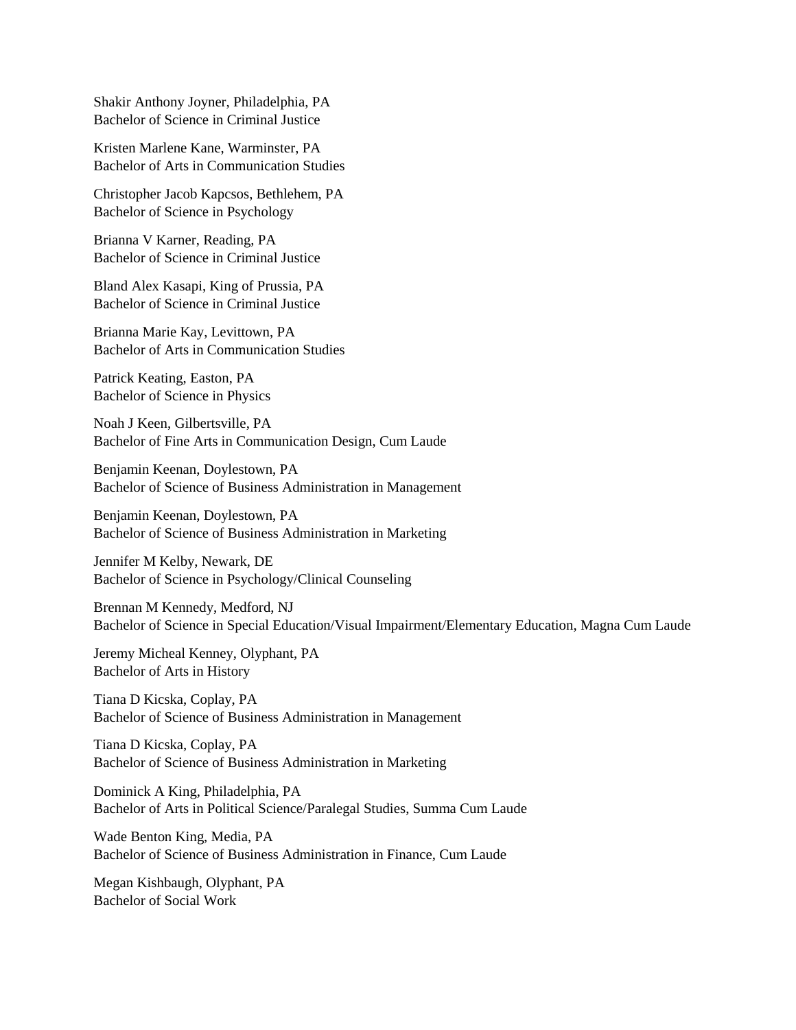Shakir Anthony Joyner, Philadelphia, PA
Bachelor of Science in Criminal Justice

Kristen Marlene Kane, Warminster, PA
Bachelor of Arts in Communication Studies

Christopher Jacob Kapcsos, Bethlehem, PA
Bachelor of Science in Psychology

Brianna V Karner, Reading, PA
Bachelor of Science in Criminal Justice

Bland Alex Kasapi, King of Prussia, PA
Bachelor of Science in Criminal Justice

Brianna Marie Kay, Levittown, PA
Bachelor of Arts in Communication Studies

Patrick Keating, Easton, PA
Bachelor of Science in Physics

Noah J Keen, Gilbertsville, PA
Bachelor of Fine Arts in Communication Design, Cum Laude

Benjamin Keenan, Doylestown, PA
Bachelor of Science of Business Administration in Management

Benjamin Keenan, Doylestown, PA
Bachelor of Science of Business Administration in Marketing

Jennifer M Kelby, Newark, DE
Bachelor of Science in Psychology/Clinical Counseling

Brennan M Kennedy, Medford, NJ
Bachelor of Science in Special Education/Visual Impairment/Elementary Education, Magna Cum Laude

Jeremy Micheal Kenney, Olyphant, PA
Bachelor of Arts in History

Tiana D Kicska, Coplay, PA
Bachelor of Science of Business Administration in Management

Tiana D Kicska, Coplay, PA
Bachelor of Science of Business Administration in Marketing

Dominick A King, Philadelphia, PA
Bachelor of Arts in Political Science/Paralegal Studies, Summa Cum Laude

Wade Benton King, Media, PA
Bachelor of Science of Business Administration in Finance, Cum Laude

Megan Kishbaugh, Olyphant, PA
Bachelor of Social Work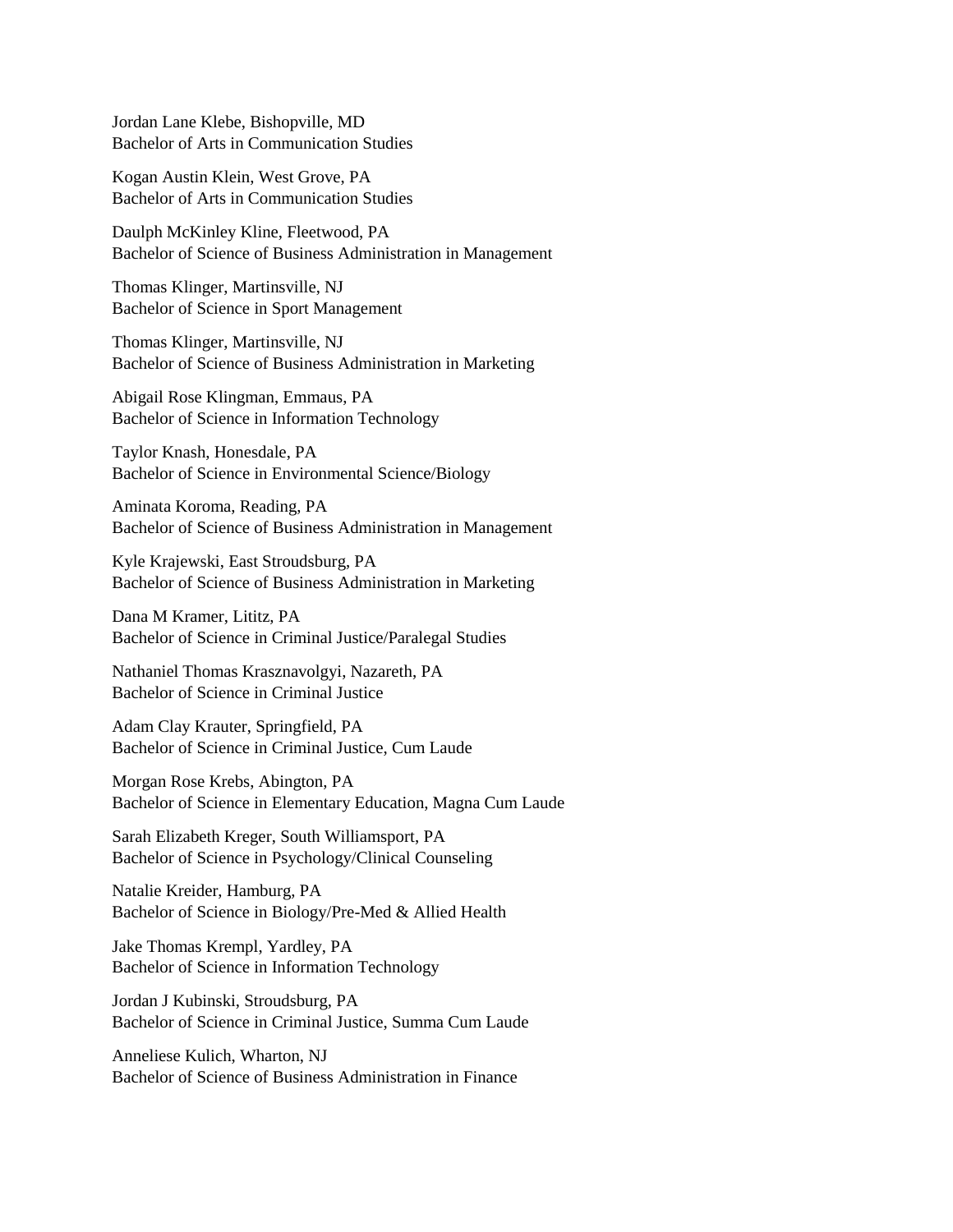Jordan Lane Klebe, Bishopville, MD
Bachelor of Arts in Communication Studies

Kogan Austin Klein, West Grove, PA
Bachelor of Arts in Communication Studies

Daulph McKinley Kline, Fleetwood, PA
Bachelor of Science of Business Administration in Management

Thomas Klinger, Martinsville, NJ
Bachelor of Science in Sport Management

Thomas Klinger, Martinsville, NJ
Bachelor of Science of Business Administration in Marketing

Abigail Rose Klingman, Emmaus, PA
Bachelor of Science in Information Technology

Taylor Knash, Honesdale, PA
Bachelor of Science in Environmental Science/Biology

Aminata Koroma, Reading, PA
Bachelor of Science of Business Administration in Management

Kyle Krajewski, East Stroudsburg, PA
Bachelor of Science of Business Administration in Marketing

Dana M Kramer, Lititz, PA
Bachelor of Science in Criminal Justice/Paralegal Studies

Nathaniel Thomas Krasznavolgyi, Nazareth, PA
Bachelor of Science in Criminal Justice

Adam Clay Krauter, Springfield, PA
Bachelor of Science in Criminal Justice, Cum Laude

Morgan Rose Krebs, Abington, PA
Bachelor of Science in Elementary Education, Magna Cum Laude

Sarah Elizabeth Kreger, South Williamsport, PA
Bachelor of Science in Psychology/Clinical Counseling

Natalie Kreider, Hamburg, PA
Bachelor of Science in Biology/Pre-Med & Allied Health

Jake Thomas Krempl, Yardley, PA
Bachelor of Science in Information Technology

Jordan J Kubinski, Stroudsburg, PA
Bachelor of Science in Criminal Justice, Summa Cum Laude

Anneliese Kulich, Wharton, NJ
Bachelor of Science of Business Administration in Finance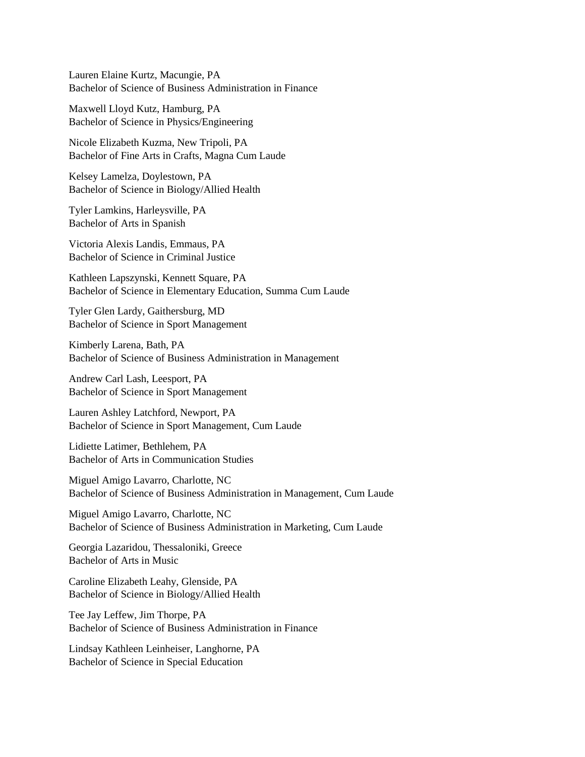Lauren Elaine Kurtz, Macungie, PA
Bachelor of Science of Business Administration in Finance

Maxwell Lloyd Kutz, Hamburg, PA
Bachelor of Science in Physics/Engineering

Nicole Elizabeth Kuzma, New Tripoli, PA
Bachelor of Fine Arts in Crafts, Magna Cum Laude

Kelsey Lamelza, Doylestown, PA
Bachelor of Science in Biology/Allied Health

Tyler Lamkins, Harleysville, PA
Bachelor of Arts in Spanish

Victoria Alexis Landis, Emmaus, PA
Bachelor of Science in Criminal Justice

Kathleen Lapszynski, Kennett Square, PA
Bachelor of Science in Elementary Education, Summa Cum Laude

Tyler Glen Lardy, Gaithersburg, MD
Bachelor of Science in Sport Management

Kimberly Larena, Bath, PA
Bachelor of Science of Business Administration in Management

Andrew Carl Lash, Leesport, PA
Bachelor of Science in Sport Management

Lauren Ashley Latchford, Newport, PA
Bachelor of Science in Sport Management, Cum Laude

Lidiette Latimer, Bethlehem, PA
Bachelor of Arts in Communication Studies

Miguel Amigo Lavarro, Charlotte, NC
Bachelor of Science of Business Administration in Management, Cum Laude

Miguel Amigo Lavarro, Charlotte, NC
Bachelor of Science of Business Administration in Marketing, Cum Laude

Georgia Lazaridou, Thessaloniki, Greece
Bachelor of Arts in Music

Caroline Elizabeth Leahy, Glenside, PA
Bachelor of Science in Biology/Allied Health

Tee Jay Leffew, Jim Thorpe, PA
Bachelor of Science of Business Administration in Finance

Lindsay Kathleen Leinheiser, Langhorne, PA
Bachelor of Science in Special Education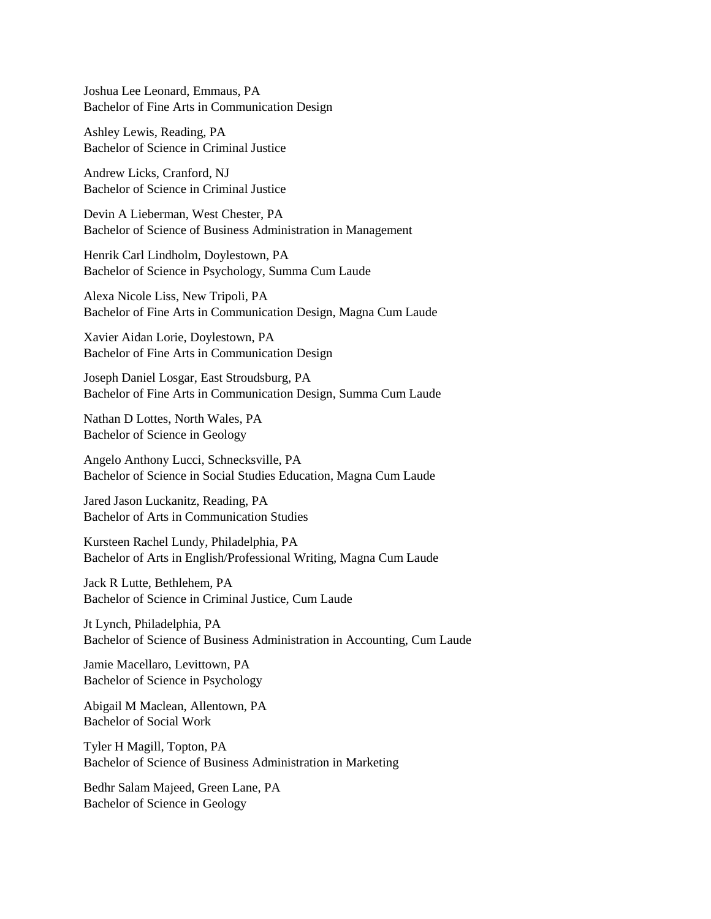Joshua Lee Leonard, Emmaus, PA
Bachelor of Fine Arts in Communication Design

Ashley Lewis, Reading, PA
Bachelor of Science in Criminal Justice

Andrew Licks, Cranford, NJ
Bachelor of Science in Criminal Justice

Devin A Lieberman, West Chester, PA
Bachelor of Science of Business Administration in Management

Henrik Carl Lindholm, Doylestown, PA
Bachelor of Science in Psychology, Summa Cum Laude

Alexa Nicole Liss, New Tripoli, PA
Bachelor of Fine Arts in Communication Design, Magna Cum Laude

Xavier Aidan Lorie, Doylestown, PA
Bachelor of Fine Arts in Communication Design

Joseph Daniel Losgar, East Stroudsburg, PA
Bachelor of Fine Arts in Communication Design, Summa Cum Laude

Nathan D Lottes, North Wales, PA
Bachelor of Science in Geology

Angelo Anthony Lucci, Schnecksville, PA
Bachelor of Science in Social Studies Education, Magna Cum Laude

Jared Jason Luckanitz, Reading, PA
Bachelor of Arts in Communication Studies

Kursteen Rachel Lundy, Philadelphia, PA
Bachelor of Arts in English/Professional Writing, Magna Cum Laude

Jack R Lutte, Bethlehem, PA
Bachelor of Science in Criminal Justice, Cum Laude

Jt Lynch, Philadelphia, PA
Bachelor of Science of Business Administration in Accounting, Cum Laude

Jamie Macellaro, Levittown, PA
Bachelor of Science in Psychology

Abigail M Maclean, Allentown, PA
Bachelor of Social Work

Tyler H Magill, Topton, PA
Bachelor of Science of Business Administration in Marketing

Bedhr Salam Majeed, Green Lane, PA
Bachelor of Science in Geology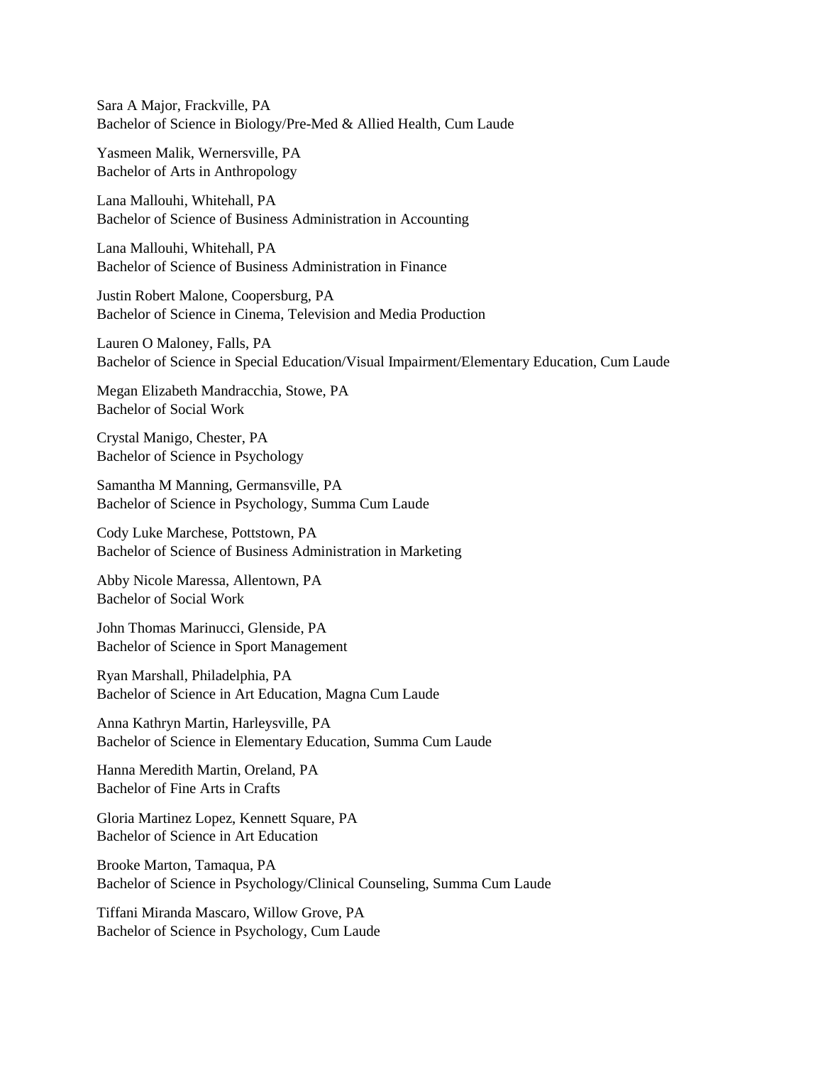Sara A Major, Frackville, PA
Bachelor of Science in Biology/Pre-Med & Allied Health, Cum Laude

Yasmeen Malik, Wernersville, PA
Bachelor of Arts in Anthropology

Lana Mallouhi, Whitehall, PA
Bachelor of Science of Business Administration in Accounting

Lana Mallouhi, Whitehall, PA
Bachelor of Science of Business Administration in Finance

Justin Robert Malone, Coopersburg, PA
Bachelor of Science in Cinema, Television and Media Production

Lauren O Maloney, Falls, PA
Bachelor of Science in Special Education/Visual Impairment/Elementary Education, Cum Laude

Megan Elizabeth Mandracchia, Stowe, PA
Bachelor of Social Work

Crystal Manigo, Chester, PA
Bachelor of Science in Psychology

Samantha M Manning, Germansville, PA
Bachelor of Science in Psychology, Summa Cum Laude

Cody Luke Marchese, Pottstown, PA
Bachelor of Science of Business Administration in Marketing

Abby Nicole Maressa, Allentown, PA
Bachelor of Social Work

John Thomas Marinucci, Glenside, PA
Bachelor of Science in Sport Management

Ryan Marshall, Philadelphia, PA
Bachelor of Science in Art Education, Magna Cum Laude

Anna Kathryn Martin, Harleysville, PA
Bachelor of Science in Elementary Education, Summa Cum Laude

Hanna Meredith Martin, Oreland, PA
Bachelor of Fine Arts in Crafts

Gloria Martinez Lopez, Kennett Square, PA
Bachelor of Science in Art Education

Brooke Marton, Tamaqua, PA
Bachelor of Science in Psychology/Clinical Counseling, Summa Cum Laude

Tiffani Miranda Mascaro, Willow Grove, PA
Bachelor of Science in Psychology, Cum Laude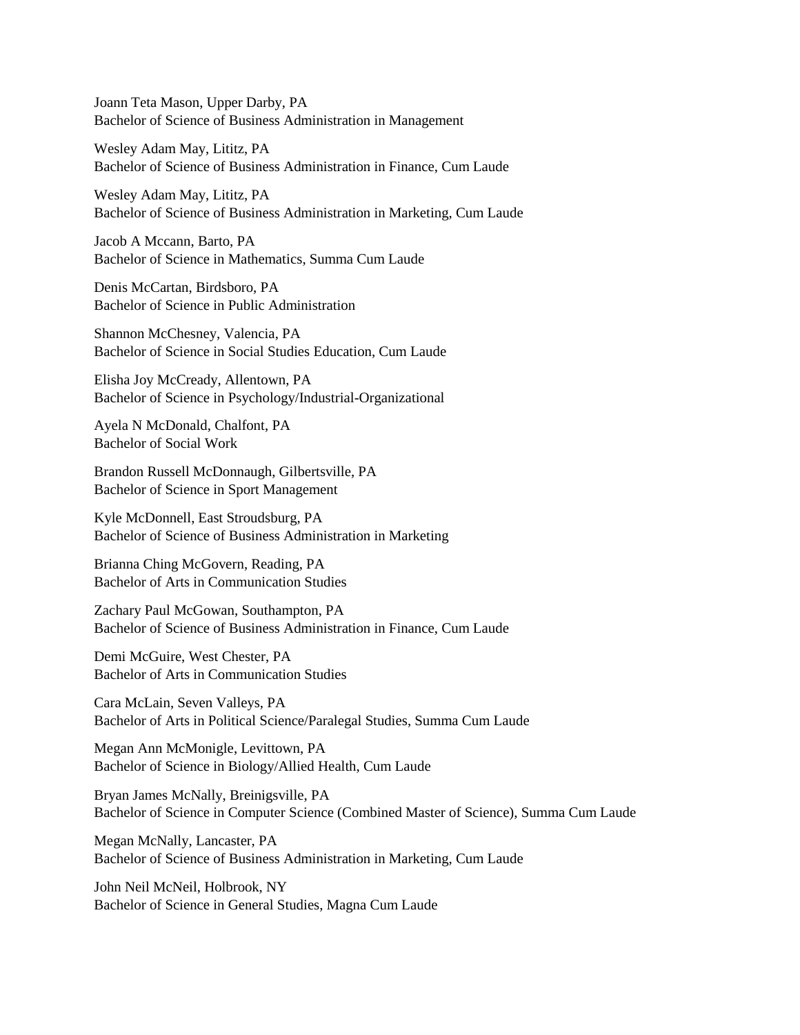Joann Teta Mason, Upper Darby, PA
Bachelor of Science of Business Administration in Management

Wesley Adam May, Lititz, PA
Bachelor of Science of Business Administration in Finance, Cum Laude

Wesley Adam May, Lititz, PA
Bachelor of Science of Business Administration in Marketing, Cum Laude

Jacob A Mccann, Barto, PA
Bachelor of Science in Mathematics, Summa Cum Laude

Denis McCartan, Birdsboro, PA
Bachelor of Science in Public Administration

Shannon McChesney, Valencia, PA
Bachelor of Science in Social Studies Education, Cum Laude

Elisha Joy McCready, Allentown, PA
Bachelor of Science in Psychology/Industrial-Organizational

Ayela N McDonald, Chalfont, PA
Bachelor of Social Work

Brandon Russell McDonnaugh, Gilbertsville, PA
Bachelor of Science in Sport Management

Kyle McDonnell, East Stroudsburg, PA
Bachelor of Science of Business Administration in Marketing

Brianna Ching McGovern, Reading, PA
Bachelor of Arts in Communication Studies

Zachary Paul McGowan, Southampton, PA
Bachelor of Science of Business Administration in Finance, Cum Laude

Demi McGuire, West Chester, PA
Bachelor of Arts in Communication Studies

Cara McLain, Seven Valleys, PA
Bachelor of Arts in Political Science/Paralegal Studies, Summa Cum Laude

Megan Ann McMonigle, Levittown, PA
Bachelor of Science in Biology/Allied Health, Cum Laude

Bryan James McNally, Breinigsville, PA
Bachelor of Science in Computer Science (Combined Master of Science), Summa Cum Laude

Megan McNally, Lancaster, PA
Bachelor of Science of Business Administration in Marketing, Cum Laude

John Neil McNeil, Holbrook, NY
Bachelor of Science in General Studies, Magna Cum Laude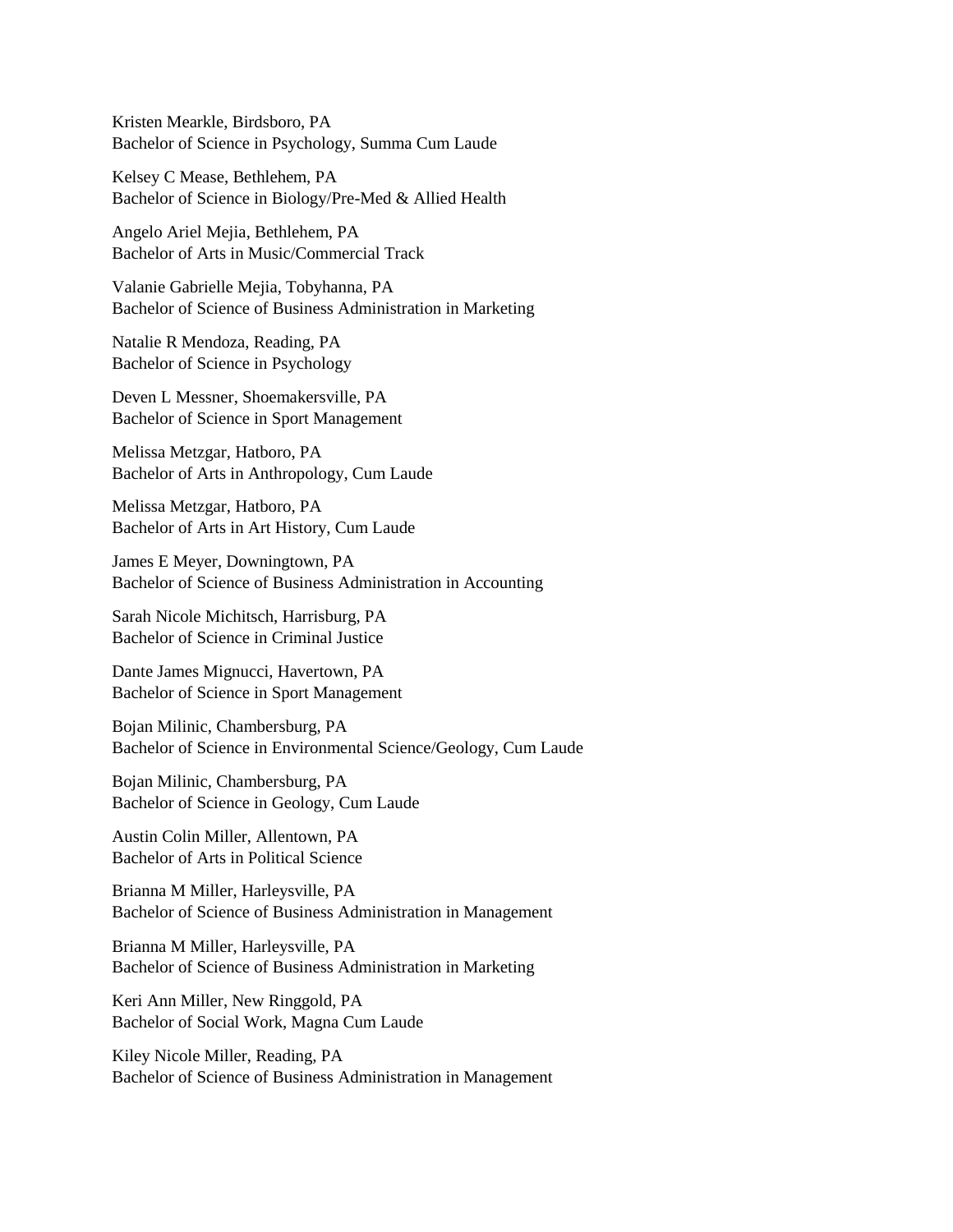Kristen Mearkle, Birdsboro, PA
Bachelor of Science in Psychology, Summa Cum Laude

Kelsey C Mease, Bethlehem, PA
Bachelor of Science in Biology/Pre-Med & Allied Health

Angelo Ariel Mejia, Bethlehem, PA
Bachelor of Arts in Music/Commercial Track

Valanie Gabrielle Mejia, Tobyhanna, PA
Bachelor of Science of Business Administration in Marketing

Natalie R Mendoza, Reading, PA
Bachelor of Science in Psychology

Deven L Messner, Shoemakersville, PA
Bachelor of Science in Sport Management

Melissa Metzgar, Hatboro, PA
Bachelor of Arts in Anthropology, Cum Laude

Melissa Metzgar, Hatboro, PA
Bachelor of Arts in Art History, Cum Laude

James E Meyer, Downingtown, PA
Bachelor of Science of Business Administration in Accounting

Sarah Nicole Michitsch, Harrisburg, PA
Bachelor of Science in Criminal Justice

Dante James Mignucci, Havertown, PA
Bachelor of Science in Sport Management

Bojan Milinic, Chambersburg, PA
Bachelor of Science in Environmental Science/Geology, Cum Laude

Bojan Milinic, Chambersburg, PA
Bachelor of Science in Geology, Cum Laude

Austin Colin Miller, Allentown, PA
Bachelor of Arts in Political Science

Brianna M Miller, Harleysville, PA
Bachelor of Science of Business Administration in Management

Brianna M Miller, Harleysville, PA
Bachelor of Science of Business Administration in Marketing

Keri Ann Miller, New Ringgold, PA
Bachelor of Social Work, Magna Cum Laude

Kiley Nicole Miller, Reading, PA
Bachelor of Science of Business Administration in Management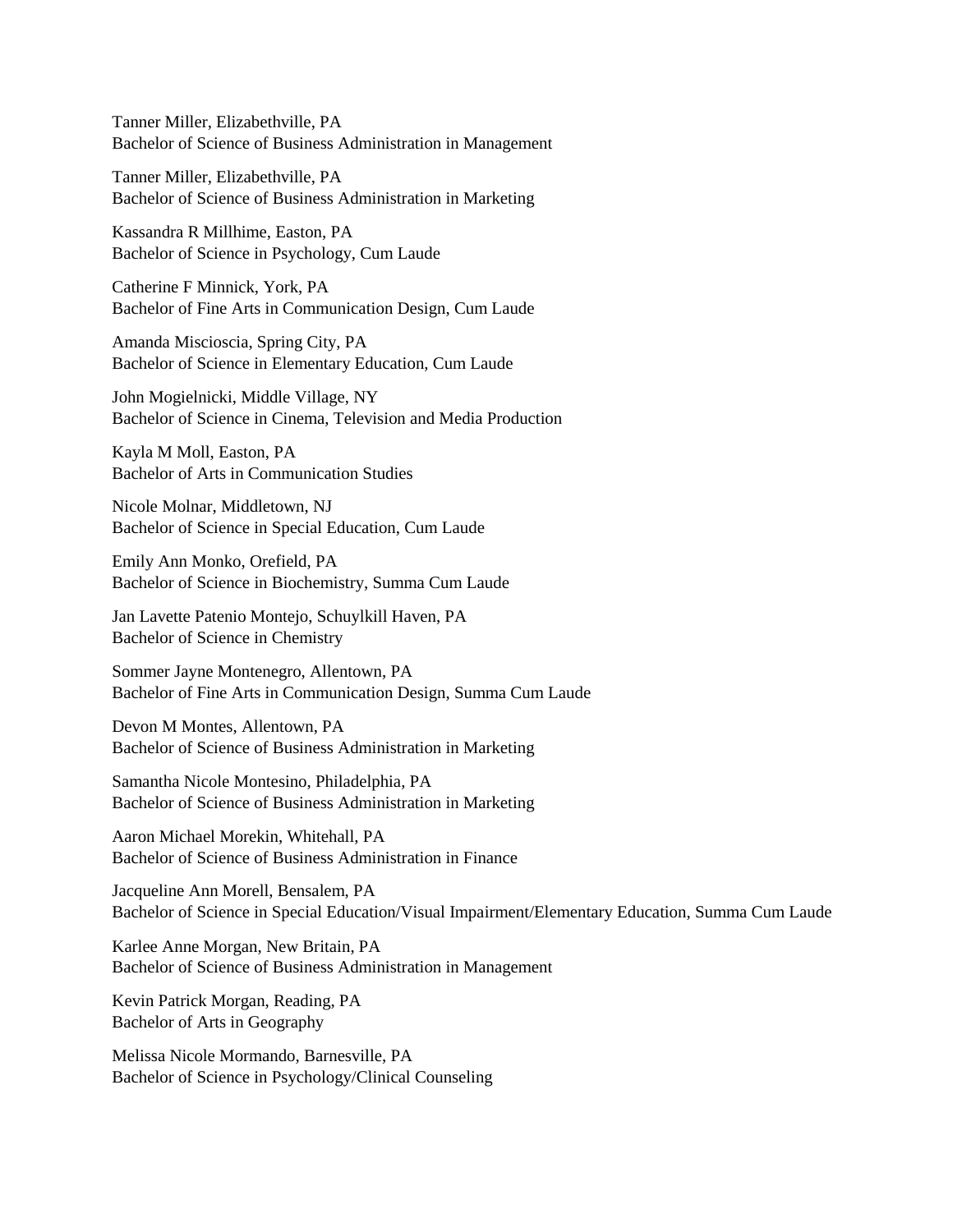Tanner Miller, Elizabethville, PA
Bachelor of Science of Business Administration in Management

Tanner Miller, Elizabethville, PA
Bachelor of Science of Business Administration in Marketing

Kassandra R Millhime, Easton, PA
Bachelor of Science in Psychology, Cum Laude

Catherine F Minnick, York, PA
Bachelor of Fine Arts in Communication Design, Cum Laude

Amanda Miscioscia, Spring City, PA
Bachelor of Science in Elementary Education, Cum Laude

John Mogielnicki, Middle Village, NY
Bachelor of Science in Cinema, Television and Media Production

Kayla M Moll, Easton, PA
Bachelor of Arts in Communication Studies

Nicole Molnar, Middletown, NJ
Bachelor of Science in Special Education, Cum Laude

Emily Ann Monko, Orefield, PA
Bachelor of Science in Biochemistry, Summa Cum Laude

Jan Lavette Patenio Montejo, Schuylkill Haven, PA
Bachelor of Science in Chemistry

Sommer Jayne Montenegro, Allentown, PA
Bachelor of Fine Arts in Communication Design, Summa Cum Laude

Devon M Montes, Allentown, PA
Bachelor of Science of Business Administration in Marketing

Samantha Nicole Montesino, Philadelphia, PA
Bachelor of Science of Business Administration in Marketing

Aaron Michael Morekin, Whitehall, PA
Bachelor of Science of Business Administration in Finance

Jacqueline Ann Morell, Bensalem, PA
Bachelor of Science in Special Education/Visual Impairment/Elementary Education, Summa Cum Laude

Karlee Anne Morgan, New Britain, PA
Bachelor of Science of Business Administration in Management

Kevin Patrick Morgan, Reading, PA
Bachelor of Arts in Geography

Melissa Nicole Mormando, Barnesville, PA
Bachelor of Science in Psychology/Clinical Counseling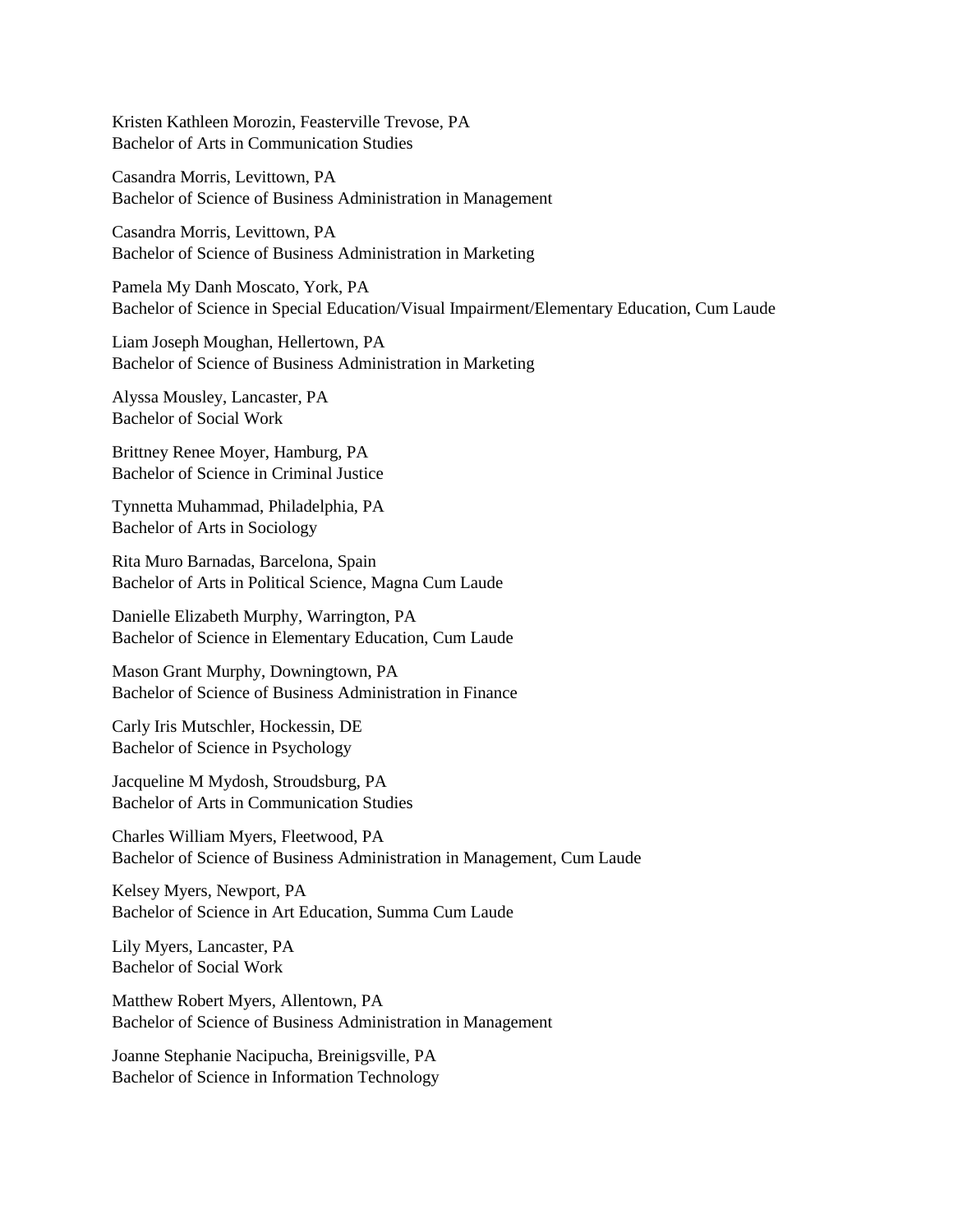Kristen Kathleen Morozin, Feasterville Trevose, PA
Bachelor of Arts in Communication Studies

Casandra Morris, Levittown, PA
Bachelor of Science of Business Administration in Management

Casandra Morris, Levittown, PA
Bachelor of Science of Business Administration in Marketing

Pamela My Danh Moscato, York, PA
Bachelor of Science in Special Education/Visual Impairment/Elementary Education, Cum Laude

Liam Joseph Moughan, Hellertown, PA
Bachelor of Science of Business Administration in Marketing

Alyssa Mousley, Lancaster, PA
Bachelor of Social Work

Brittney Renee Moyer, Hamburg, PA
Bachelor of Science in Criminal Justice

Tynnetta Muhammad, Philadelphia, PA
Bachelor of Arts in Sociology

Rita Muro Barnadas, Barcelona, Spain
Bachelor of Arts in Political Science, Magna Cum Laude

Danielle Elizabeth Murphy, Warrington, PA
Bachelor of Science in Elementary Education, Cum Laude

Mason Grant Murphy, Downingtown, PA
Bachelor of Science of Business Administration in Finance

Carly Iris Mutschler, Hockessin, DE
Bachelor of Science in Psychology

Jacqueline M Mydosh, Stroudsburg, PA
Bachelor of Arts in Communication Studies

Charles William Myers, Fleetwood, PA
Bachelor of Science of Business Administration in Management, Cum Laude

Kelsey Myers, Newport, PA
Bachelor of Science in Art Education, Summa Cum Laude

Lily Myers, Lancaster, PA
Bachelor of Social Work

Matthew Robert Myers, Allentown, PA
Bachelor of Science of Business Administration in Management

Joanne Stephanie Nacipucha, Breinigsville, PA
Bachelor of Science in Information Technology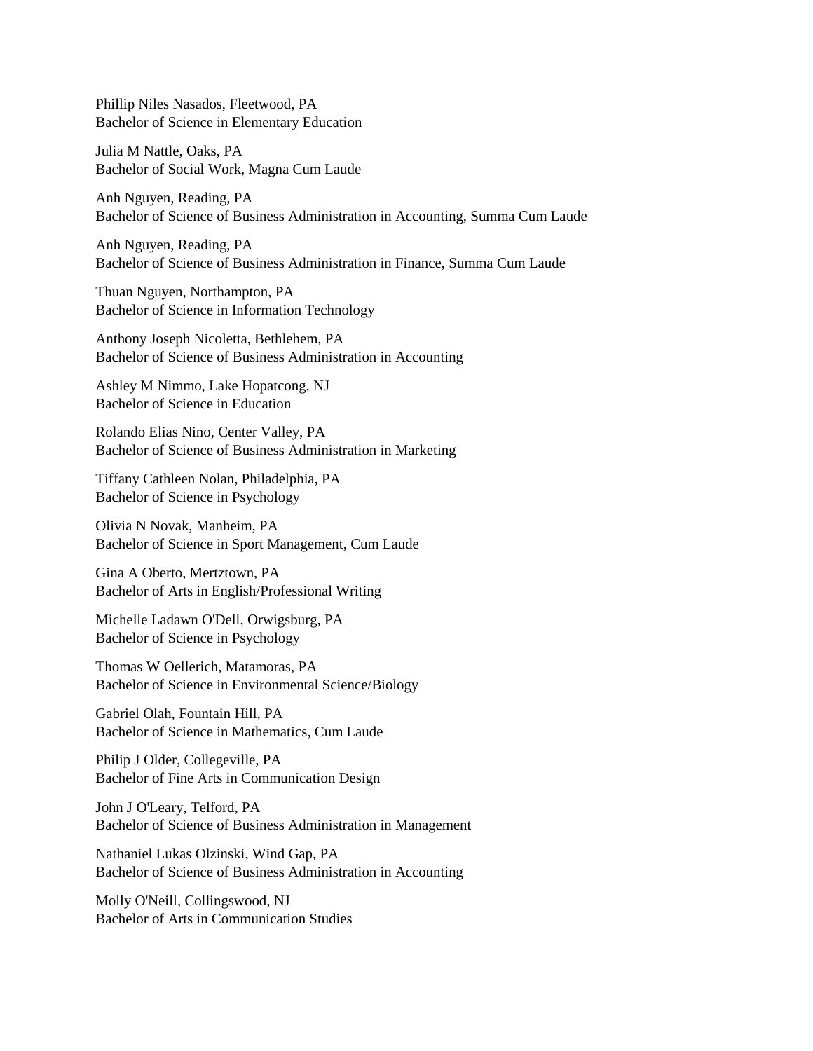Phillip Niles Nasados, Fleetwood, PA
Bachelor of Science in Elementary Education

Julia M Nattle, Oaks, PA
Bachelor of Social Work, Magna Cum Laude

Anh Nguyen, Reading, PA
Bachelor of Science of Business Administration in Accounting, Summa Cum Laude

Anh Nguyen, Reading, PA
Bachelor of Science of Business Administration in Finance, Summa Cum Laude

Thuan Nguyen, Northampton, PA
Bachelor of Science in Information Technology

Anthony Joseph Nicoletta, Bethlehem, PA
Bachelor of Science of Business Administration in Accounting

Ashley M Nimmo, Lake Hopatcong, NJ
Bachelor of Science in Education

Rolando Elias Nino, Center Valley, PA
Bachelor of Science of Business Administration in Marketing

Tiffany Cathleen Nolan, Philadelphia, PA
Bachelor of Science in Psychology

Olivia N Novak, Manheim, PA
Bachelor of Science in Sport Management, Cum Laude

Gina A Oberto, Mertztown, PA
Bachelor of Arts in English/Professional Writing

Michelle Ladawn O'Dell, Orwigsburg, PA
Bachelor of Science in Psychology

Thomas W Oellerich, Matamoras, PA
Bachelor of Science in Environmental Science/Biology

Gabriel Olah, Fountain Hill, PA
Bachelor of Science in Mathematics, Cum Laude

Philip J Older, Collegeville, PA
Bachelor of Fine Arts in Communication Design

John J O'Leary, Telford, PA
Bachelor of Science of Business Administration in Management

Nathaniel Lukas Olzinski, Wind Gap, PA
Bachelor of Science of Business Administration in Accounting

Molly O'Neill, Collingswood, NJ
Bachelor of Arts in Communication Studies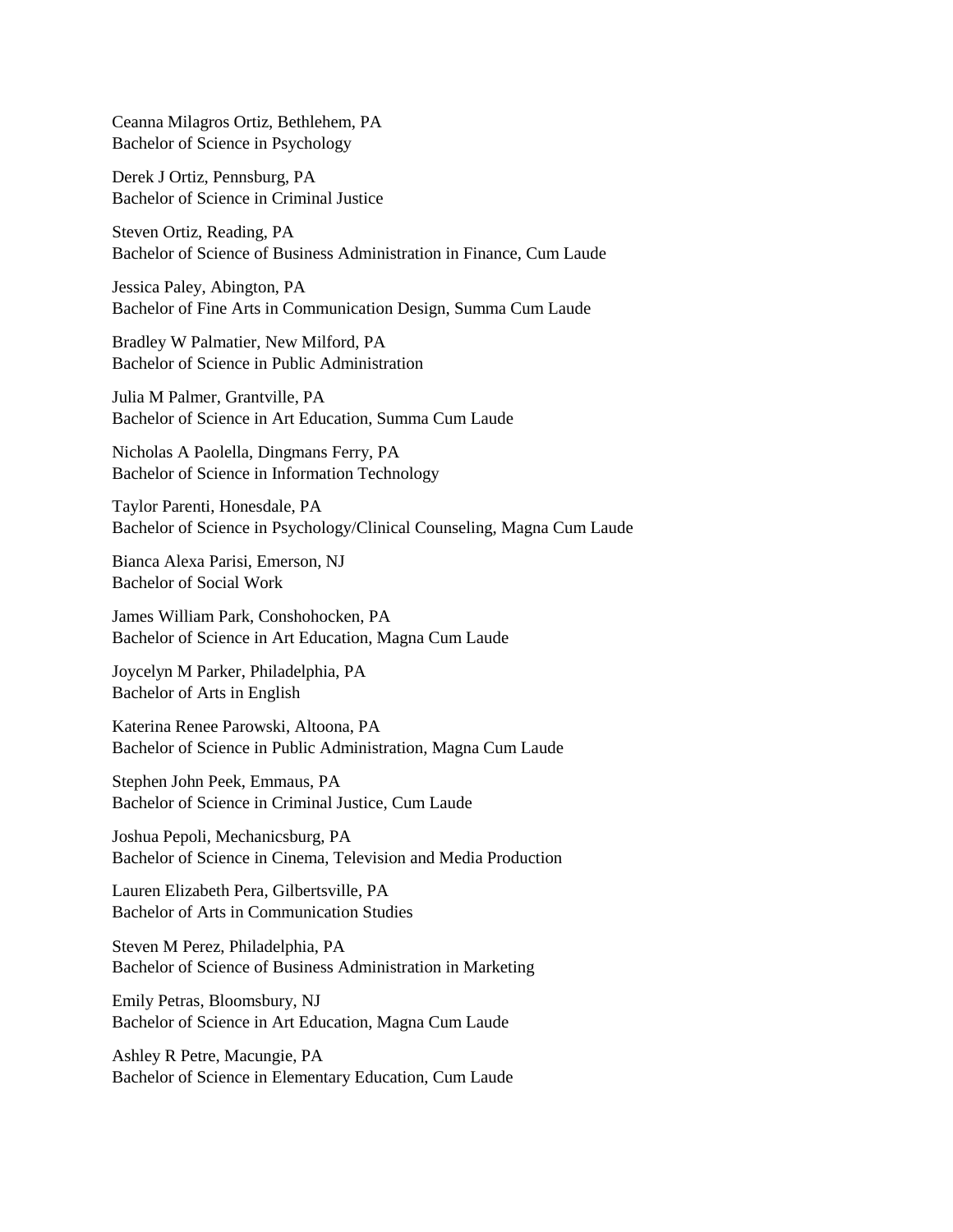Ceanna Milagros Ortiz, Bethlehem, PA
Bachelor of Science in Psychology

Derek J Ortiz, Pennsburg, PA
Bachelor of Science in Criminal Justice

Steven Ortiz, Reading, PA
Bachelor of Science of Business Administration in Finance, Cum Laude

Jessica Paley, Abington, PA
Bachelor of Fine Arts in Communication Design, Summa Cum Laude

Bradley W Palmatier, New Milford, PA
Bachelor of Science in Public Administration

Julia M Palmer, Grantville, PA
Bachelor of Science in Art Education, Summa Cum Laude

Nicholas A Paolella, Dingmans Ferry, PA
Bachelor of Science in Information Technology

Taylor Parenti, Honesdale, PA
Bachelor of Science in Psychology/Clinical Counseling, Magna Cum Laude

Bianca Alexa Parisi, Emerson, NJ
Bachelor of Social Work

James William Park, Conshohocken, PA
Bachelor of Science in Art Education, Magna Cum Laude

Joycelyn M Parker, Philadelphia, PA
Bachelor of Arts in English

Katerina Renee Parowski, Altoona, PA
Bachelor of Science in Public Administration, Magna Cum Laude

Stephen John Peek, Emmaus, PA
Bachelor of Science in Criminal Justice, Cum Laude

Joshua Pepoli, Mechanicsburg, PA
Bachelor of Science in Cinema, Television and Media Production

Lauren Elizabeth Pera, Gilbertsville, PA
Bachelor of Arts in Communication Studies

Steven M Perez, Philadelphia, PA
Bachelor of Science of Business Administration in Marketing

Emily Petras, Bloomsbury, NJ
Bachelor of Science in Art Education, Magna Cum Laude

Ashley R Petre, Macungie, PA
Bachelor of Science in Elementary Education, Cum Laude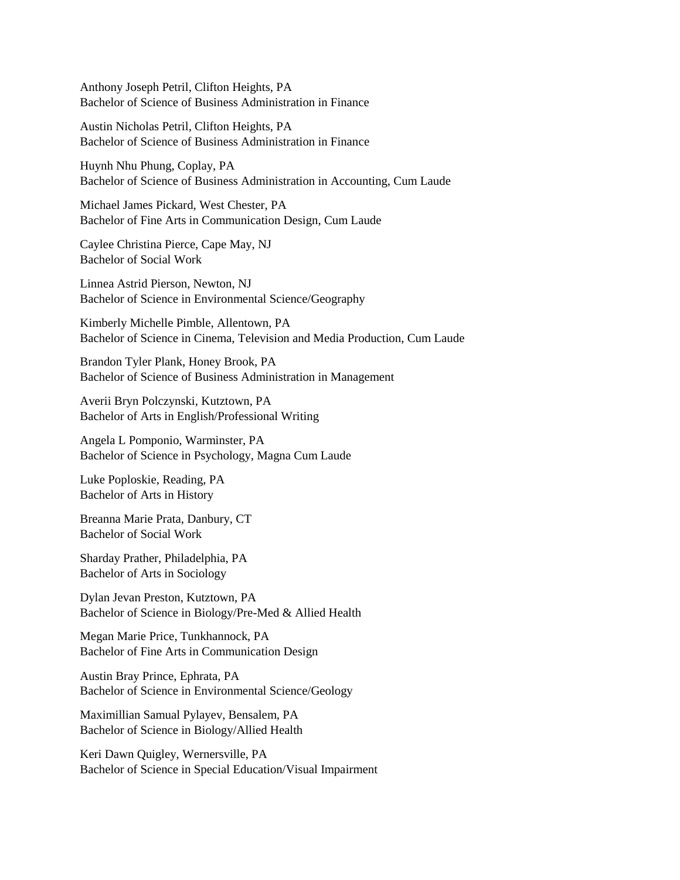Anthony Joseph Petril, Clifton Heights, PA
Bachelor of Science of Business Administration in Finance

Austin Nicholas Petril, Clifton Heights, PA
Bachelor of Science of Business Administration in Finance

Huynh Nhu Phung, Coplay, PA
Bachelor of Science of Business Administration in Accounting, Cum Laude

Michael James Pickard, West Chester, PA
Bachelor of Fine Arts in Communication Design, Cum Laude

Caylee Christina Pierce, Cape May, NJ
Bachelor of Social Work

Linnea Astrid Pierson, Newton, NJ
Bachelor of Science in Environmental Science/Geography

Kimberly Michelle Pimble, Allentown, PA
Bachelor of Science in Cinema, Television and Media Production, Cum Laude

Brandon Tyler Plank, Honey Brook, PA
Bachelor of Science of Business Administration in Management

Averii Bryn Polczynski, Kutztown, PA
Bachelor of Arts in English/Professional Writing

Angela L Pomponio, Warminster, PA
Bachelor of Science in Psychology, Magna Cum Laude

Luke Poploskie, Reading, PA
Bachelor of Arts in History

Breanna Marie Prata, Danbury, CT
Bachelor of Social Work

Sharday Prather, Philadelphia, PA
Bachelor of Arts in Sociology

Dylan Jevan Preston, Kutztown, PA
Bachelor of Science in Biology/Pre-Med & Allied Health

Megan Marie Price, Tunkhannock, PA
Bachelor of Fine Arts in Communication Design

Austin Bray Prince, Ephrata, PA
Bachelor of Science in Environmental Science/Geology

Maximillian Samual Pylayev, Bensalem, PA
Bachelor of Science in Biology/Allied Health

Keri Dawn Quigley, Wernersville, PA
Bachelor of Science in Special Education/Visual Impairment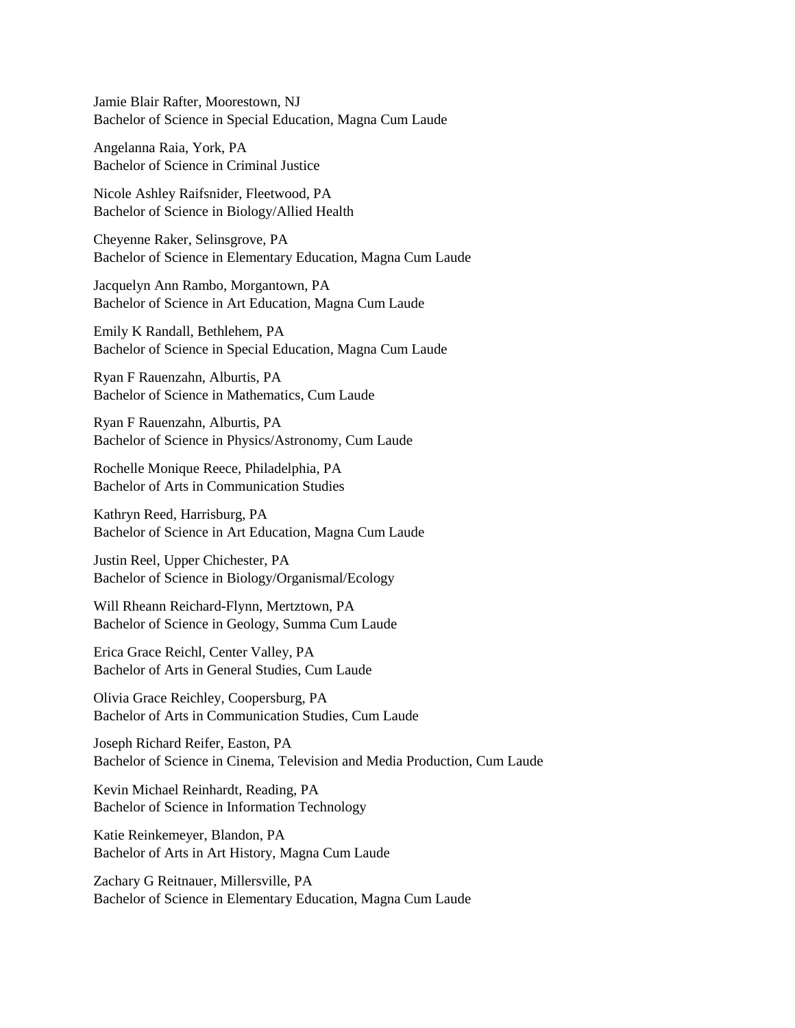Jamie Blair Rafter, Moorestown, NJ
Bachelor of Science in Special Education, Magna Cum Laude

Angelanna Raia, York, PA
Bachelor of Science in Criminal Justice

Nicole Ashley Raifsnider, Fleetwood, PA
Bachelor of Science in Biology/Allied Health

Cheyenne Raker, Selinsgrove, PA
Bachelor of Science in Elementary Education, Magna Cum Laude

Jacquelyn Ann Rambo, Morgantown, PA
Bachelor of Science in Art Education, Magna Cum Laude

Emily K Randall, Bethlehem, PA
Bachelor of Science in Special Education, Magna Cum Laude

Ryan F Rauenzahn, Alburtis, PA
Bachelor of Science in Mathematics, Cum Laude

Ryan F Rauenzahn, Alburtis, PA
Bachelor of Science in Physics/Astronomy, Cum Laude

Rochelle Monique Reece, Philadelphia, PA
Bachelor of Arts in Communication Studies

Kathryn Reed, Harrisburg, PA
Bachelor of Science in Art Education, Magna Cum Laude

Justin Reel, Upper Chichester, PA
Bachelor of Science in Biology/Organismal/Ecology

Will Rheann Reichard-Flynn, Mertztown, PA
Bachelor of Science in Geology, Summa Cum Laude

Erica Grace Reichl, Center Valley, PA
Bachelor of Arts in General Studies, Cum Laude

Olivia Grace Reichley, Coopersburg, PA
Bachelor of Arts in Communication Studies, Cum Laude

Joseph Richard Reifer, Easton, PA
Bachelor of Science in Cinema, Television and Media Production, Cum Laude

Kevin Michael Reinhardt, Reading, PA
Bachelor of Science in Information Technology

Katie Reinkemeyer, Blandon, PA
Bachelor of Arts in Art History, Magna Cum Laude

Zachary G Reitnauer, Millersville, PA
Bachelor of Science in Elementary Education, Magna Cum Laude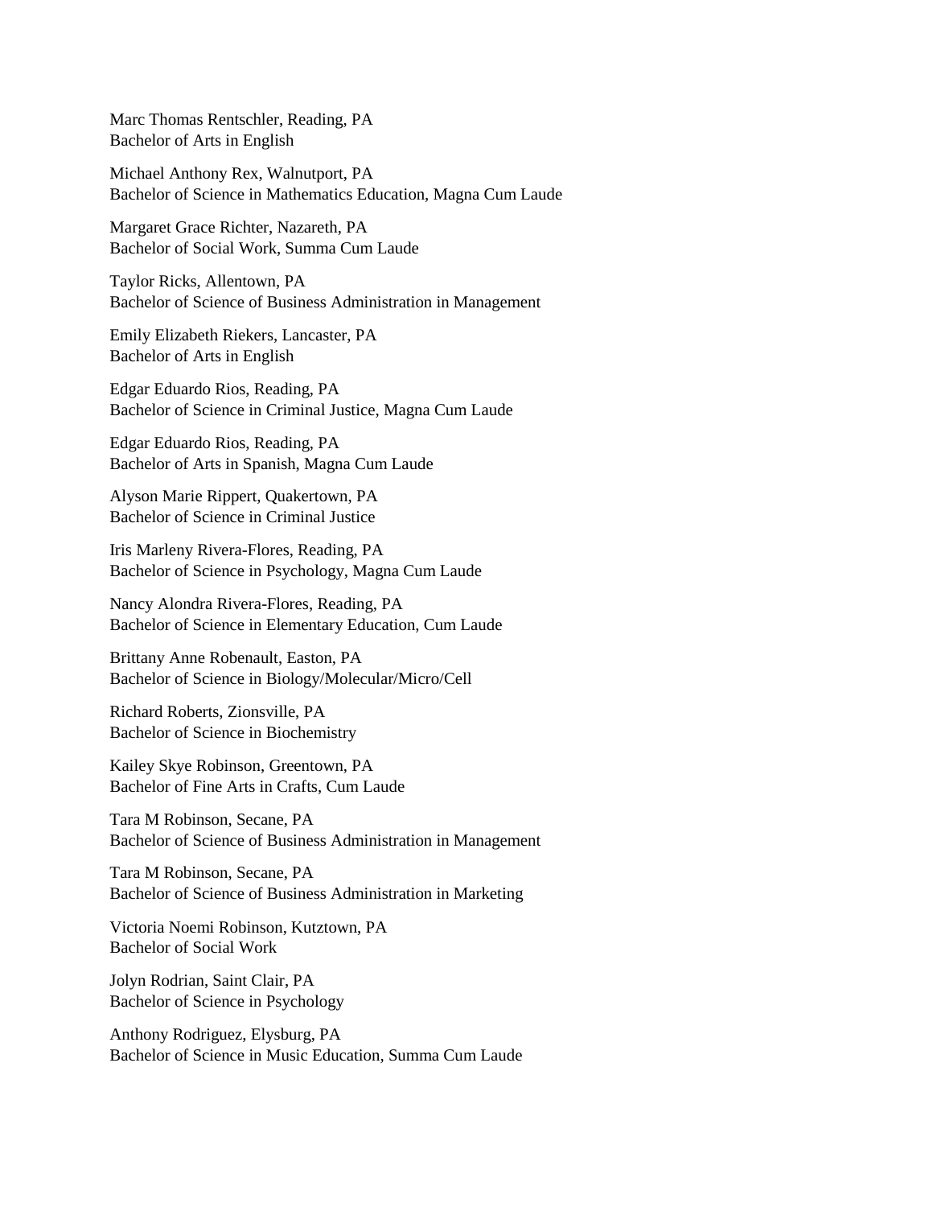Marc Thomas Rentschler, Reading, PA
Bachelor of Arts in English

Michael Anthony Rex, Walnutport, PA
Bachelor of Science in Mathematics Education, Magna Cum Laude

Margaret Grace Richter, Nazareth, PA
Bachelor of Social Work, Summa Cum Laude

Taylor Ricks, Allentown, PA
Bachelor of Science of Business Administration in Management

Emily Elizabeth Riekers, Lancaster, PA
Bachelor of Arts in English

Edgar Eduardo Rios, Reading, PA
Bachelor of Science in Criminal Justice, Magna Cum Laude

Edgar Eduardo Rios, Reading, PA
Bachelor of Arts in Spanish, Magna Cum Laude

Alyson Marie Rippert, Quakertown, PA
Bachelor of Science in Criminal Justice

Iris Marleny Rivera-Flores, Reading, PA
Bachelor of Science in Psychology, Magna Cum Laude

Nancy Alondra Rivera-Flores, Reading, PA
Bachelor of Science in Elementary Education, Cum Laude

Brittany Anne Robenault, Easton, PA
Bachelor of Science in Biology/Molecular/Micro/Cell

Richard Roberts, Zionsville, PA
Bachelor of Science in Biochemistry

Kailey Skye Robinson, Greentown, PA
Bachelor of Fine Arts in Crafts, Cum Laude

Tara M Robinson, Secane, PA
Bachelor of Science of Business Administration in Management

Tara M Robinson, Secane, PA
Bachelor of Science of Business Administration in Marketing

Victoria Noemi Robinson, Kutztown, PA
Bachelor of Social Work

Jolyn Rodrian, Saint Clair, PA
Bachelor of Science in Psychology

Anthony Rodriguez, Elysburg, PA
Bachelor of Science in Music Education, Summa Cum Laude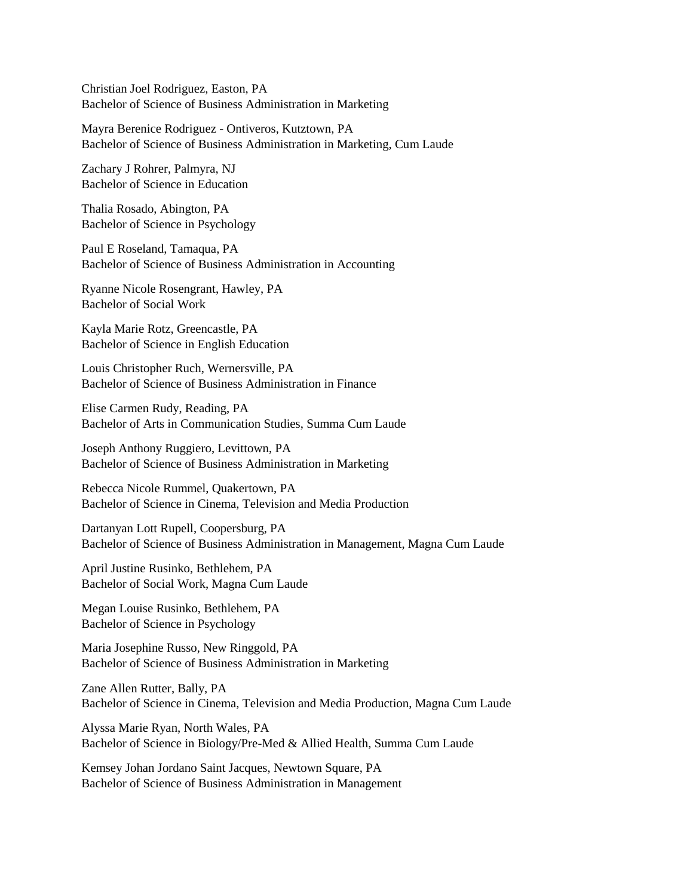Christian Joel Rodriguez, Easton, PA
Bachelor of Science of Business Administration in Marketing

Mayra Berenice Rodriguez - Ontiveros, Kutztown, PA
Bachelor of Science of Business Administration in Marketing, Cum Laude

Zachary J Rohrer, Palmyra, NJ
Bachelor of Science in Education

Thalia Rosado, Abington, PA
Bachelor of Science in Psychology

Paul E Roseland, Tamaqua, PA
Bachelor of Science of Business Administration in Accounting

Ryanne Nicole Rosengrant, Hawley, PA
Bachelor of Social Work

Kayla Marie Rotz, Greencastle, PA
Bachelor of Science in English Education

Louis Christopher Ruch, Wernersville, PA
Bachelor of Science of Business Administration in Finance

Elise Carmen Rudy, Reading, PA
Bachelor of Arts in Communication Studies, Summa Cum Laude

Joseph Anthony Ruggiero, Levittown, PA
Bachelor of Science of Business Administration in Marketing

Rebecca Nicole Rummel, Quakertown, PA
Bachelor of Science in Cinema, Television and Media Production

Dartanyan Lott Rupell, Coopersburg, PA
Bachelor of Science of Business Administration in Management, Magna Cum Laude

April Justine Rusinko, Bethlehem, PA
Bachelor of Social Work, Magna Cum Laude

Megan Louise Rusinko, Bethlehem, PA
Bachelor of Science in Psychology

Maria Josephine Russo, New Ringgold, PA
Bachelor of Science of Business Administration in Marketing

Zane Allen Rutter, Bally, PA
Bachelor of Science in Cinema, Television and Media Production, Magna Cum Laude

Alyssa Marie Ryan, North Wales, PA
Bachelor of Science in Biology/Pre-Med & Allied Health, Summa Cum Laude

Kemsey Johan Jordano Saint Jacques, Newtown Square, PA
Bachelor of Science of Business Administration in Management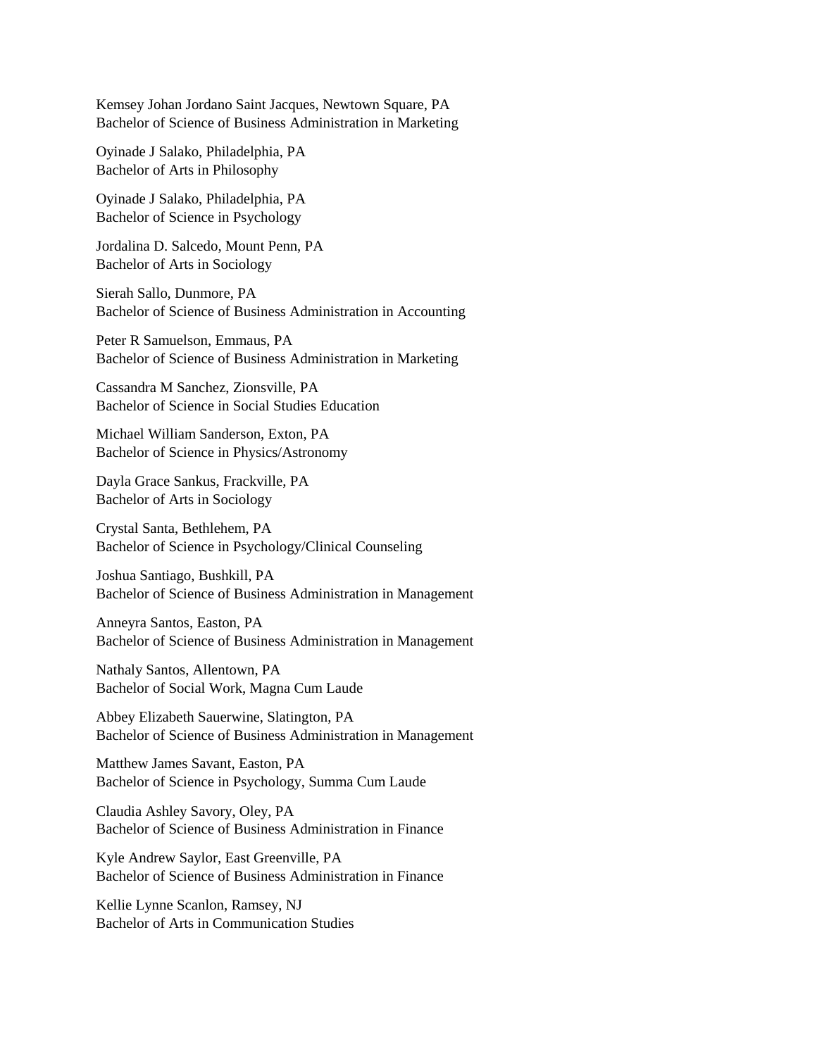Kemsey Johan Jordano Saint Jacques, Newtown Square, PA
Bachelor of Science of Business Administration in Marketing

Oyinade J Salako, Philadelphia, PA
Bachelor of Arts in Philosophy

Oyinade J Salako, Philadelphia, PA
Bachelor of Science in Psychology

Jordalina D. Salcedo, Mount Penn, PA
Bachelor of Arts in Sociology

Sierah Sallo, Dunmore, PA
Bachelor of Science of Business Administration in Accounting

Peter R Samuelson, Emmaus, PA
Bachelor of Science of Business Administration in Marketing

Cassandra M Sanchez, Zionsville, PA
Bachelor of Science in Social Studies Education

Michael William Sanderson, Exton, PA
Bachelor of Science in Physics/Astronomy

Dayla Grace Sankus, Frackville, PA
Bachelor of Arts in Sociology

Crystal Santa, Bethlehem, PA
Bachelor of Science in Psychology/Clinical Counseling

Joshua Santiago, Bushkill, PA
Bachelor of Science of Business Administration in Management

Anneyra Santos, Easton, PA
Bachelor of Science of Business Administration in Management

Nathaly Santos, Allentown, PA
Bachelor of Social Work, Magna Cum Laude

Abbey Elizabeth Sauerwine, Slatington, PA
Bachelor of Science of Business Administration in Management

Matthew James Savant, Easton, PA
Bachelor of Science in Psychology, Summa Cum Laude

Claudia Ashley Savory, Oley, PA
Bachelor of Science of Business Administration in Finance

Kyle Andrew Saylor, East Greenville, PA
Bachelor of Science of Business Administration in Finance

Kellie Lynne Scanlon, Ramsey, NJ
Bachelor of Arts in Communication Studies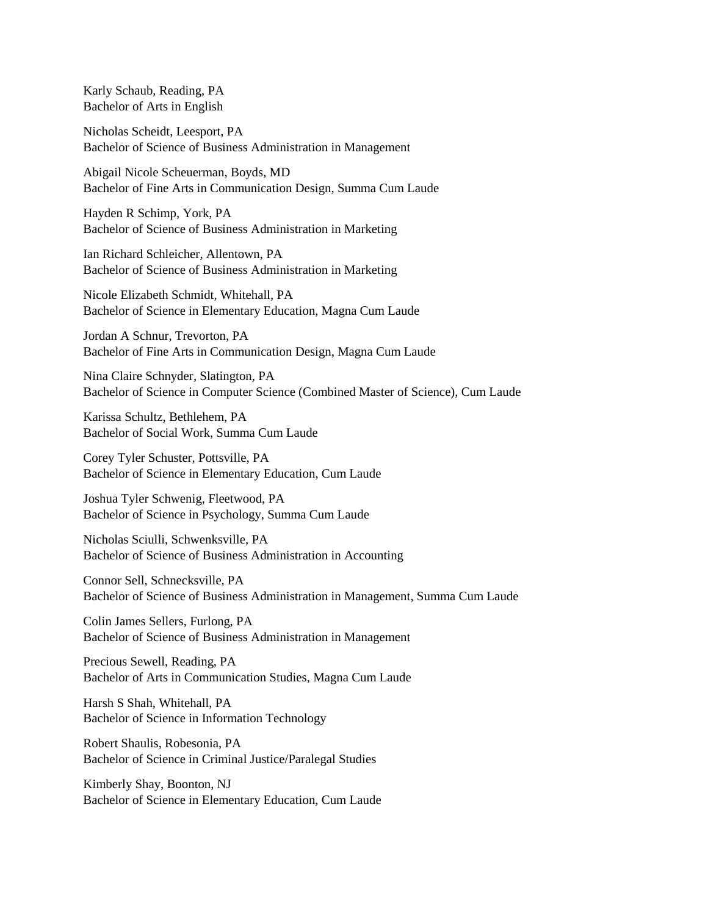Karly Schaub, Reading, PA
Bachelor of Arts in English

Nicholas Scheidt, Leesport, PA
Bachelor of Science of Business Administration in Management

Abigail Nicole Scheuerman, Boyds, MD
Bachelor of Fine Arts in Communication Design, Summa Cum Laude

Hayden R Schimp, York, PA
Bachelor of Science of Business Administration in Marketing

Ian Richard Schleicher, Allentown, PA
Bachelor of Science of Business Administration in Marketing

Nicole Elizabeth Schmidt, Whitehall, PA
Bachelor of Science in Elementary Education, Magna Cum Laude

Jordan A Schnur, Trevorton, PA
Bachelor of Fine Arts in Communication Design, Magna Cum Laude

Nina Claire Schnyder, Slatington, PA
Bachelor of Science in Computer Science (Combined Master of Science), Cum Laude

Karissa Schultz, Bethlehem, PA
Bachelor of Social Work, Summa Cum Laude

Corey Tyler Schuster, Pottsville, PA
Bachelor of Science in Elementary Education, Cum Laude

Joshua Tyler Schwenig, Fleetwood, PA
Bachelor of Science in Psychology, Summa Cum Laude

Nicholas Sciulli, Schwenksville, PA
Bachelor of Science of Business Administration in Accounting

Connor Sell, Schnecksville, PA
Bachelor of Science of Business Administration in Management, Summa Cum Laude

Colin James Sellers, Furlong, PA
Bachelor of Science of Business Administration in Management

Precious Sewell, Reading, PA
Bachelor of Arts in Communication Studies, Magna Cum Laude

Harsh S Shah, Whitehall, PA
Bachelor of Science in Information Technology

Robert Shaulis, Robesonia, PA
Bachelor of Science in Criminal Justice/Paralegal Studies

Kimberly Shay, Boonton, NJ
Bachelor of Science in Elementary Education, Cum Laude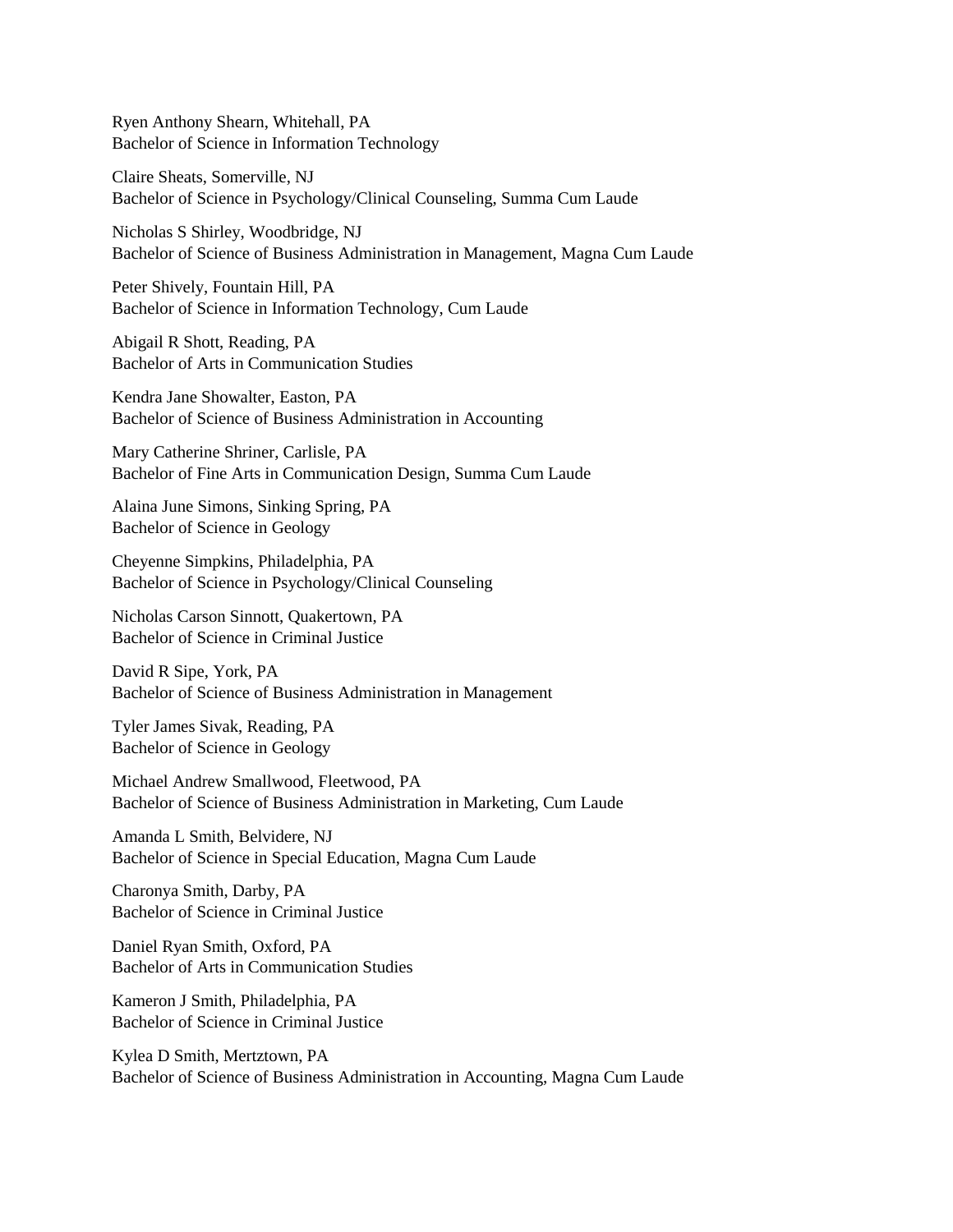Ryen Anthony Shearn, Whitehall, PA
Bachelor of Science in Information Technology

Claire Sheats, Somerville, NJ
Bachelor of Science in Psychology/Clinical Counseling, Summa Cum Laude

Nicholas S Shirley, Woodbridge, NJ
Bachelor of Science of Business Administration in Management, Magna Cum Laude

Peter Shively, Fountain Hill, PA
Bachelor of Science in Information Technology, Cum Laude

Abigail R Shott, Reading, PA
Bachelor of Arts in Communication Studies

Kendra Jane Showalter, Easton, PA
Bachelor of Science of Business Administration in Accounting

Mary Catherine Shriner, Carlisle, PA
Bachelor of Fine Arts in Communication Design, Summa Cum Laude

Alaina June Simons, Sinking Spring, PA
Bachelor of Science in Geology

Cheyenne Simpkins, Philadelphia, PA
Bachelor of Science in Psychology/Clinical Counseling

Nicholas Carson Sinnott, Quakertown, PA
Bachelor of Science in Criminal Justice

David R Sipe, York, PA
Bachelor of Science of Business Administration in Management

Tyler James Sivak, Reading, PA
Bachelor of Science in Geology

Michael Andrew Smallwood, Fleetwood, PA
Bachelor of Science of Business Administration in Marketing, Cum Laude

Amanda L Smith, Belvidere, NJ
Bachelor of Science in Special Education, Magna Cum Laude

Charonya Smith, Darby, PA
Bachelor of Science in Criminal Justice

Daniel Ryan Smith, Oxford, PA
Bachelor of Arts in Communication Studies

Kameron J Smith, Philadelphia, PA
Bachelor of Science in Criminal Justice

Kylea D Smith, Mertztown, PA
Bachelor of Science of Business Administration in Accounting, Magna Cum Laude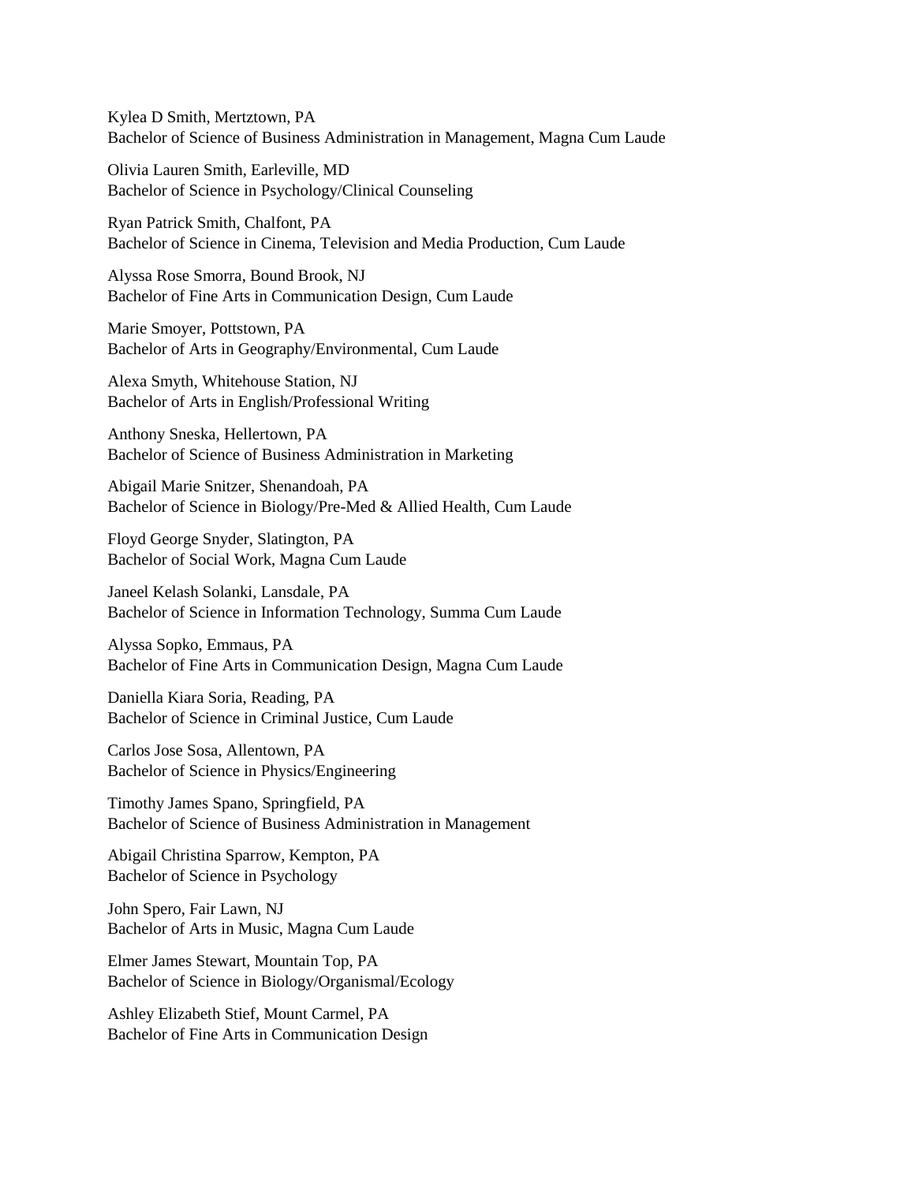Kylea D Smith, Mertztown, PA
Bachelor of Science of Business Administration in Management, Magna Cum Laude

Olivia Lauren Smith, Earleville, MD
Bachelor of Science in Psychology/Clinical Counseling

Ryan Patrick Smith, Chalfont, PA
Bachelor of Science in Cinema, Television and Media Production, Cum Laude

Alyssa Rose Smorra, Bound Brook, NJ
Bachelor of Fine Arts in Communication Design, Cum Laude

Marie Smoyer, Pottstown, PA
Bachelor of Arts in Geography/Environmental, Cum Laude

Alexa Smyth, Whitehouse Station, NJ
Bachelor of Arts in English/Professional Writing

Anthony Sneska, Hellertown, PA
Bachelor of Science of Business Administration in Marketing

Abigail Marie Snitzer, Shenandoah, PA
Bachelor of Science in Biology/Pre-Med & Allied Health, Cum Laude

Floyd George Snyder, Slatington, PA
Bachelor of Social Work, Magna Cum Laude

Janeel Kelash Solanki, Lansdale, PA
Bachelor of Science in Information Technology, Summa Cum Laude

Alyssa Sopko, Emmaus, PA
Bachelor of Fine Arts in Communication Design, Magna Cum Laude

Daniella Kiara Soria, Reading, PA
Bachelor of Science in Criminal Justice, Cum Laude

Carlos Jose Sosa, Allentown, PA
Bachelor of Science in Physics/Engineering

Timothy James Spano, Springfield, PA
Bachelor of Science of Business Administration in Management

Abigail Christina Sparrow, Kempton, PA
Bachelor of Science in Psychology

John Spero, Fair Lawn, NJ
Bachelor of Arts in Music, Magna Cum Laude

Elmer James Stewart, Mountain Top, PA
Bachelor of Science in Biology/Organismal/Ecology

Ashley Elizabeth Stief, Mount Carmel, PA
Bachelor of Fine Arts in Communication Design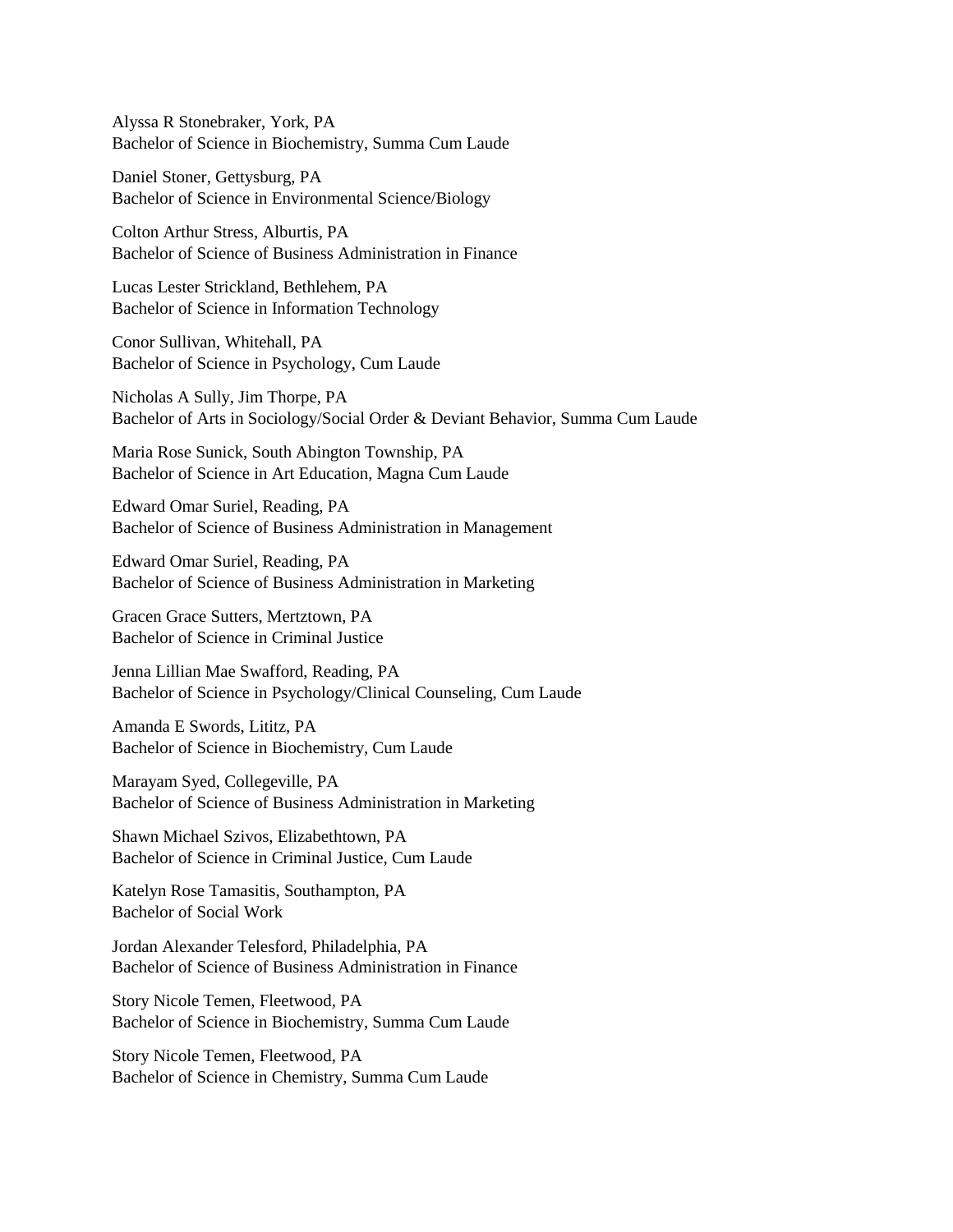Alyssa R Stonebraker, York, PA
Bachelor of Science in Biochemistry, Summa Cum Laude

Daniel Stoner, Gettysburg, PA
Bachelor of Science in Environmental Science/Biology

Colton Arthur Stress, Alburtis, PA
Bachelor of Science of Business Administration in Finance

Lucas Lester Strickland, Bethlehem, PA
Bachelor of Science in Information Technology

Conor Sullivan, Whitehall, PA
Bachelor of Science in Psychology, Cum Laude

Nicholas A Sully, Jim Thorpe, PA
Bachelor of Arts in Sociology/Social Order & Deviant Behavior, Summa Cum Laude

Maria Rose Sunick, South Abington Township, PA
Bachelor of Science in Art Education, Magna Cum Laude

Edward Omar Suriel, Reading, PA
Bachelor of Science of Business Administration in Management

Edward Omar Suriel, Reading, PA
Bachelor of Science of Business Administration in Marketing

Gracen Grace Sutters, Mertztown, PA
Bachelor of Science in Criminal Justice

Jenna Lillian Mae Swafford, Reading, PA
Bachelor of Science in Psychology/Clinical Counseling, Cum Laude

Amanda E Swords, Lititz, PA
Bachelor of Science in Biochemistry, Cum Laude

Marayam Syed, Collegeville, PA
Bachelor of Science of Business Administration in Marketing

Shawn Michael Szivos, Elizabethtown, PA
Bachelor of Science in Criminal Justice, Cum Laude

Katelyn Rose Tamasitis, Southampton, PA
Bachelor of Social Work

Jordan Alexander Telesford, Philadelphia, PA
Bachelor of Science of Business Administration in Finance

Story Nicole Temen, Fleetwood, PA
Bachelor of Science in Biochemistry, Summa Cum Laude

Story Nicole Temen, Fleetwood, PA
Bachelor of Science in Chemistry, Summa Cum Laude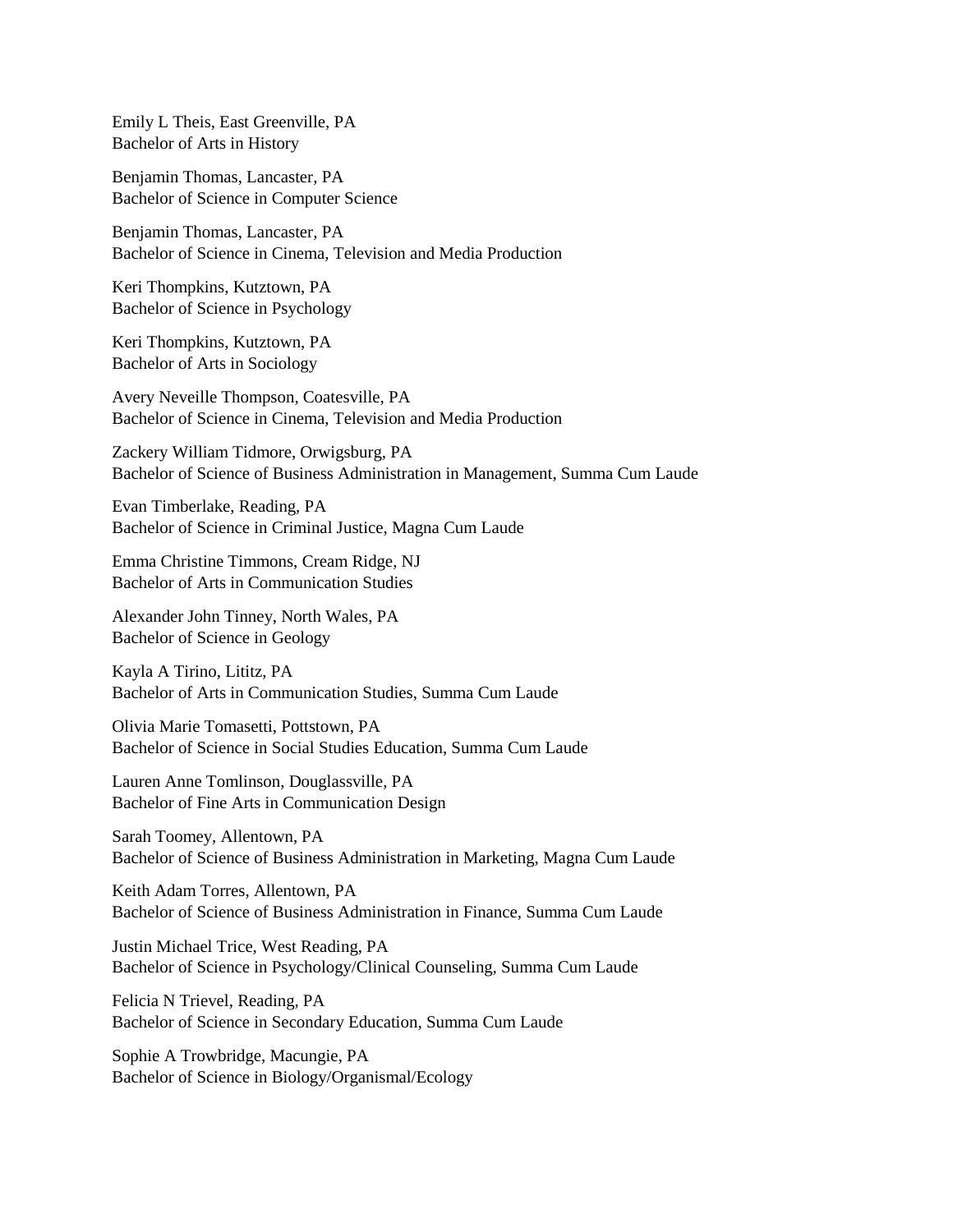Emily L Theis, East Greenville, PA
Bachelor of Arts in History

Benjamin Thomas, Lancaster, PA
Bachelor of Science in Computer Science

Benjamin Thomas, Lancaster, PA
Bachelor of Science in Cinema, Television and Media Production

Keri Thompkins, Kutztown, PA
Bachelor of Science in Psychology

Keri Thompkins, Kutztown, PA
Bachelor of Arts in Sociology

Avery Neveille Thompson, Coatesville, PA
Bachelor of Science in Cinema, Television and Media Production

Zackery William Tidmore, Orwigsburg, PA
Bachelor of Science of Business Administration in Management, Summa Cum Laude

Evan Timberlake, Reading, PA
Bachelor of Science in Criminal Justice, Magna Cum Laude

Emma Christine Timmons, Cream Ridge, NJ
Bachelor of Arts in Communication Studies

Alexander John Tinney, North Wales, PA
Bachelor of Science in Geology

Kayla A Tirino, Lititz, PA
Bachelor of Arts in Communication Studies, Summa Cum Laude

Olivia Marie Tomasetti, Pottstown, PA
Bachelor of Science in Social Studies Education, Summa Cum Laude

Lauren Anne Tomlinson, Douglassville, PA
Bachelor of Fine Arts in Communication Design

Sarah Toomey, Allentown, PA
Bachelor of Science of Business Administration in Marketing, Magna Cum Laude

Keith Adam Torres, Allentown, PA
Bachelor of Science of Business Administration in Finance, Summa Cum Laude

Justin Michael Trice, West Reading, PA
Bachelor of Science in Psychology/Clinical Counseling, Summa Cum Laude

Felicia N Trievel, Reading, PA
Bachelor of Science in Secondary Education, Summa Cum Laude

Sophie A Trowbridge, Macungie, PA
Bachelor of Science in Biology/Organismal/Ecology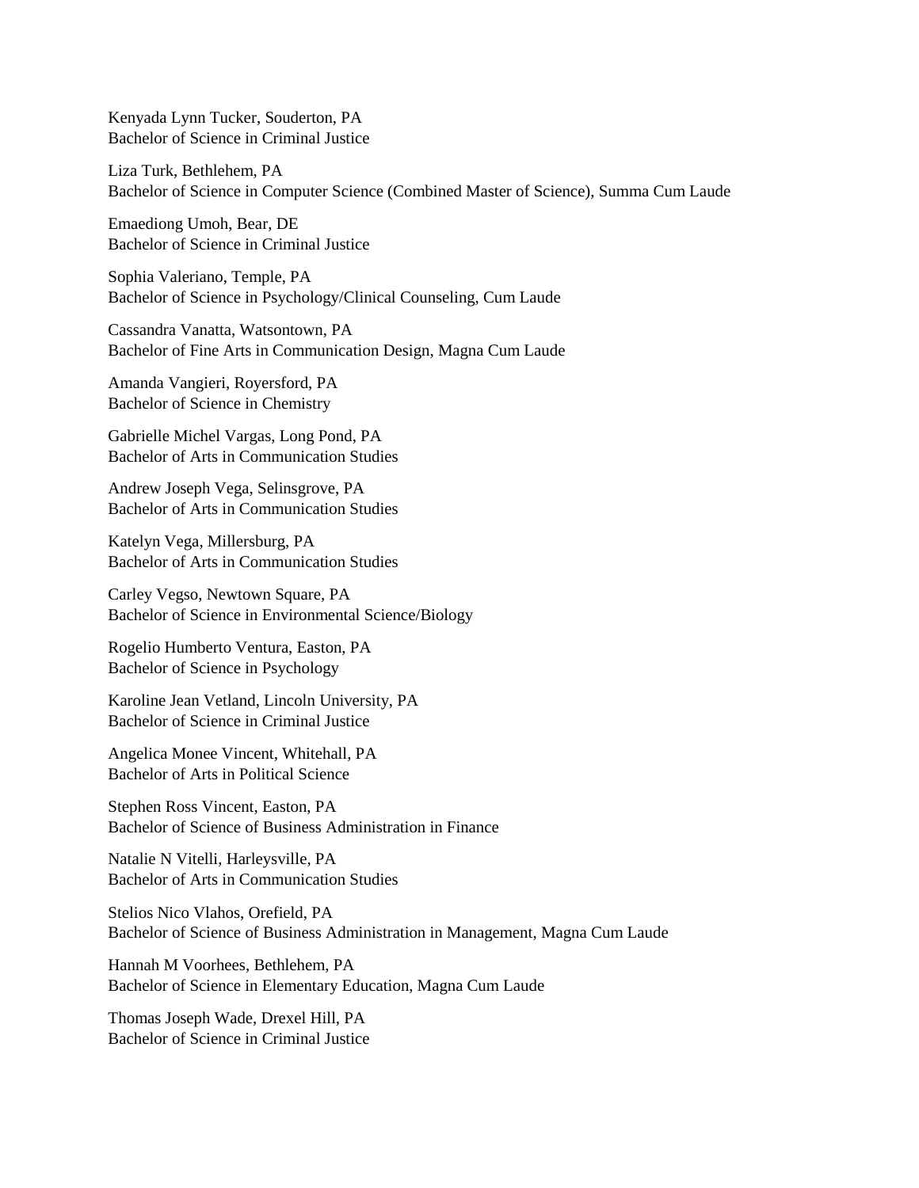Kenyada Lynn Tucker, Souderton, PA
Bachelor of Science in Criminal Justice

Liza Turk, Bethlehem, PA
Bachelor of Science in Computer Science (Combined Master of Science), Summa Cum Laude

Emaediong Umoh, Bear, DE
Bachelor of Science in Criminal Justice

Sophia Valeriano, Temple, PA
Bachelor of Science in Psychology/Clinical Counseling, Cum Laude

Cassandra Vanatta, Watsontown, PA
Bachelor of Fine Arts in Communication Design, Magna Cum Laude

Amanda Vangieri, Royersford, PA
Bachelor of Science in Chemistry

Gabrielle Michel Vargas, Long Pond, PA
Bachelor of Arts in Communication Studies

Andrew Joseph Vega, Selinsgrove, PA
Bachelor of Arts in Communication Studies

Katelyn Vega, Millersburg, PA
Bachelor of Arts in Communication Studies

Carley Vegso, Newtown Square, PA
Bachelor of Science in Environmental Science/Biology

Rogelio Humberto Ventura, Easton, PA
Bachelor of Science in Psychology

Karoline Jean Vetland, Lincoln University, PA
Bachelor of Science in Criminal Justice

Angelica Monee Vincent, Whitehall, PA
Bachelor of Arts in Political Science

Stephen Ross Vincent, Easton, PA
Bachelor of Science of Business Administration in Finance

Natalie N Vitelli, Harleysville, PA
Bachelor of Arts in Communication Studies

Stelios Nico Vlahos, Orefield, PA
Bachelor of Science of Business Administration in Management, Magna Cum Laude

Hannah M Voorhees, Bethlehem, PA
Bachelor of Science in Elementary Education, Magna Cum Laude

Thomas Joseph Wade, Drexel Hill, PA
Bachelor of Science in Criminal Justice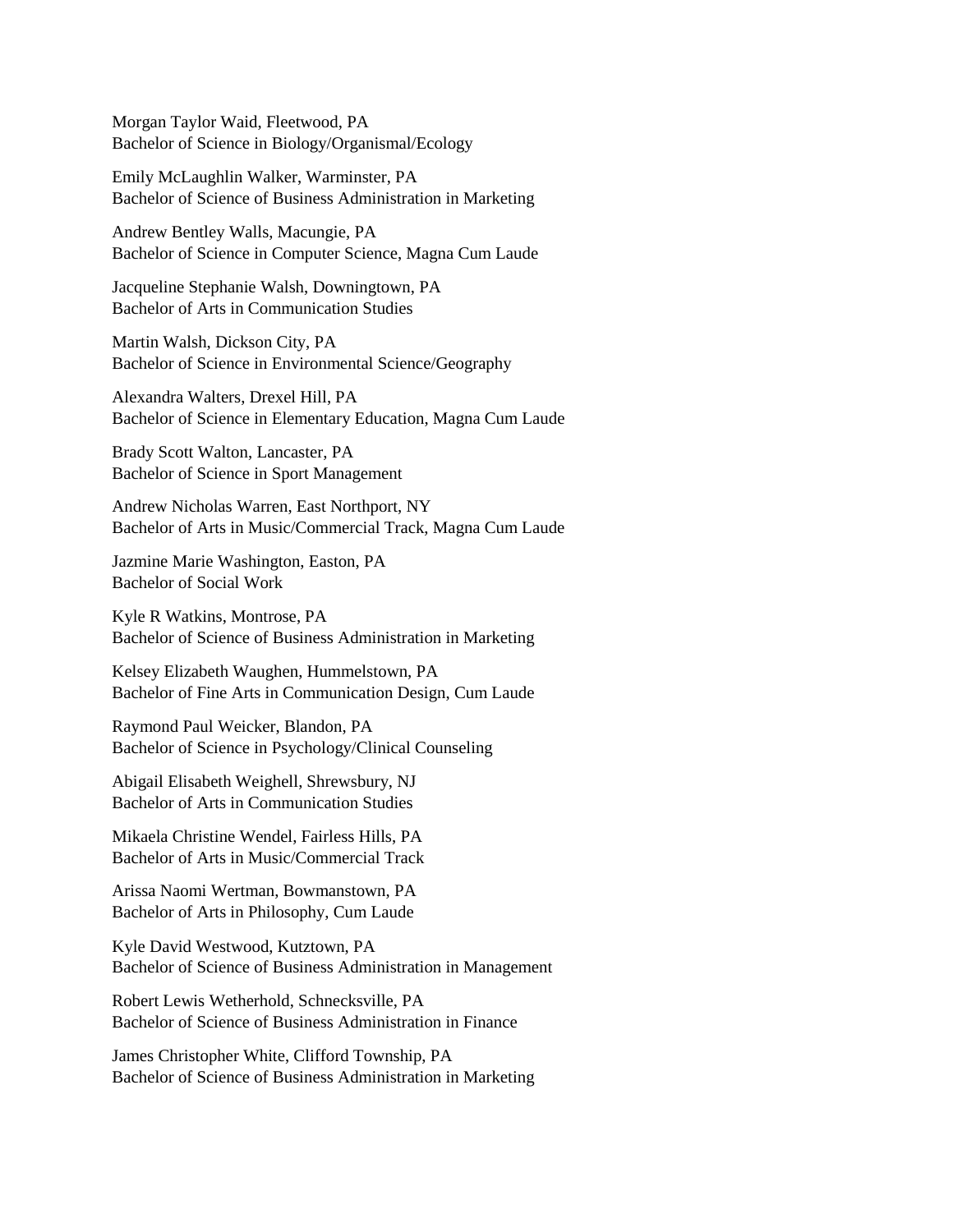Morgan Taylor Waid, Fleetwood, PA
Bachelor of Science in Biology/Organismal/Ecology

Emily McLaughlin Walker, Warminster, PA
Bachelor of Science of Business Administration in Marketing

Andrew Bentley Walls, Macungie, PA
Bachelor of Science in Computer Science, Magna Cum Laude

Jacqueline Stephanie Walsh, Downingtown, PA
Bachelor of Arts in Communication Studies

Martin Walsh, Dickson City, PA
Bachelor of Science in Environmental Science/Geography

Alexandra Walters, Drexel Hill, PA
Bachelor of Science in Elementary Education, Magna Cum Laude

Brady Scott Walton, Lancaster, PA
Bachelor of Science in Sport Management

Andrew Nicholas Warren, East Northport, NY
Bachelor of Arts in Music/Commercial Track, Magna Cum Laude

Jazmine Marie Washington, Easton, PA
Bachelor of Social Work

Kyle R Watkins, Montrose, PA
Bachelor of Science of Business Administration in Marketing

Kelsey Elizabeth Waughen, Hummelstown, PA
Bachelor of Fine Arts in Communication Design, Cum Laude

Raymond Paul Weicker, Blandon, PA
Bachelor of Science in Psychology/Clinical Counseling

Abigail Elisabeth Weighell, Shrewsbury, NJ
Bachelor of Arts in Communication Studies

Mikaela Christine Wendel, Fairless Hills, PA
Bachelor of Arts in Music/Commercial Track

Arissa Naomi Wertman, Bowmanstown, PA
Bachelor of Arts in Philosophy, Cum Laude

Kyle David Westwood, Kutztown, PA
Bachelor of Science of Business Administration in Management

Robert Lewis Wetherhold, Schnecksville, PA
Bachelor of Science of Business Administration in Finance

James Christopher White, Clifford Township, PA
Bachelor of Science of Business Administration in Marketing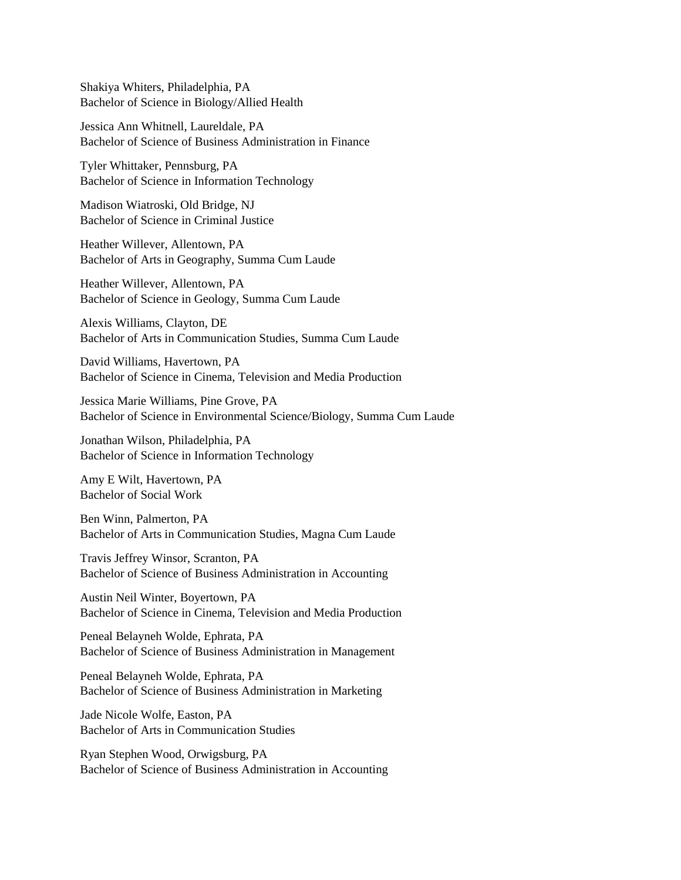Shakiya Whiters, Philadelphia, PA
Bachelor of Science in Biology/Allied Health

Jessica Ann Whitnell, Laureldale, PA
Bachelor of Science of Business Administration in Finance

Tyler Whittaker, Pennsburg, PA
Bachelor of Science in Information Technology

Madison Wiatroski, Old Bridge, NJ
Bachelor of Science in Criminal Justice

Heather Willever, Allentown, PA
Bachelor of Arts in Geography, Summa Cum Laude

Heather Willever, Allentown, PA
Bachelor of Science in Geology, Summa Cum Laude

Alexis Williams, Clayton, DE
Bachelor of Arts in Communication Studies, Summa Cum Laude

David Williams, Havertown, PA
Bachelor of Science in Cinema, Television and Media Production

Jessica Marie Williams, Pine Grove, PA
Bachelor of Science in Environmental Science/Biology, Summa Cum Laude

Jonathan Wilson, Philadelphia, PA
Bachelor of Science in Information Technology

Amy E Wilt, Havertown, PA
Bachelor of Social Work

Ben Winn, Palmerton, PA
Bachelor of Arts in Communication Studies, Magna Cum Laude

Travis Jeffrey Winsor, Scranton, PA
Bachelor of Science of Business Administration in Accounting

Austin Neil Winter, Boyertown, PA
Bachelor of Science in Cinema, Television and Media Production

Peneal Belayneh Wolde, Ephrata, PA
Bachelor of Science of Business Administration in Management

Peneal Belayneh Wolde, Ephrata, PA
Bachelor of Science of Business Administration in Marketing

Jade Nicole Wolfe, Easton, PA
Bachelor of Arts in Communication Studies

Ryan Stephen Wood, Orwigsburg, PA
Bachelor of Science of Business Administration in Accounting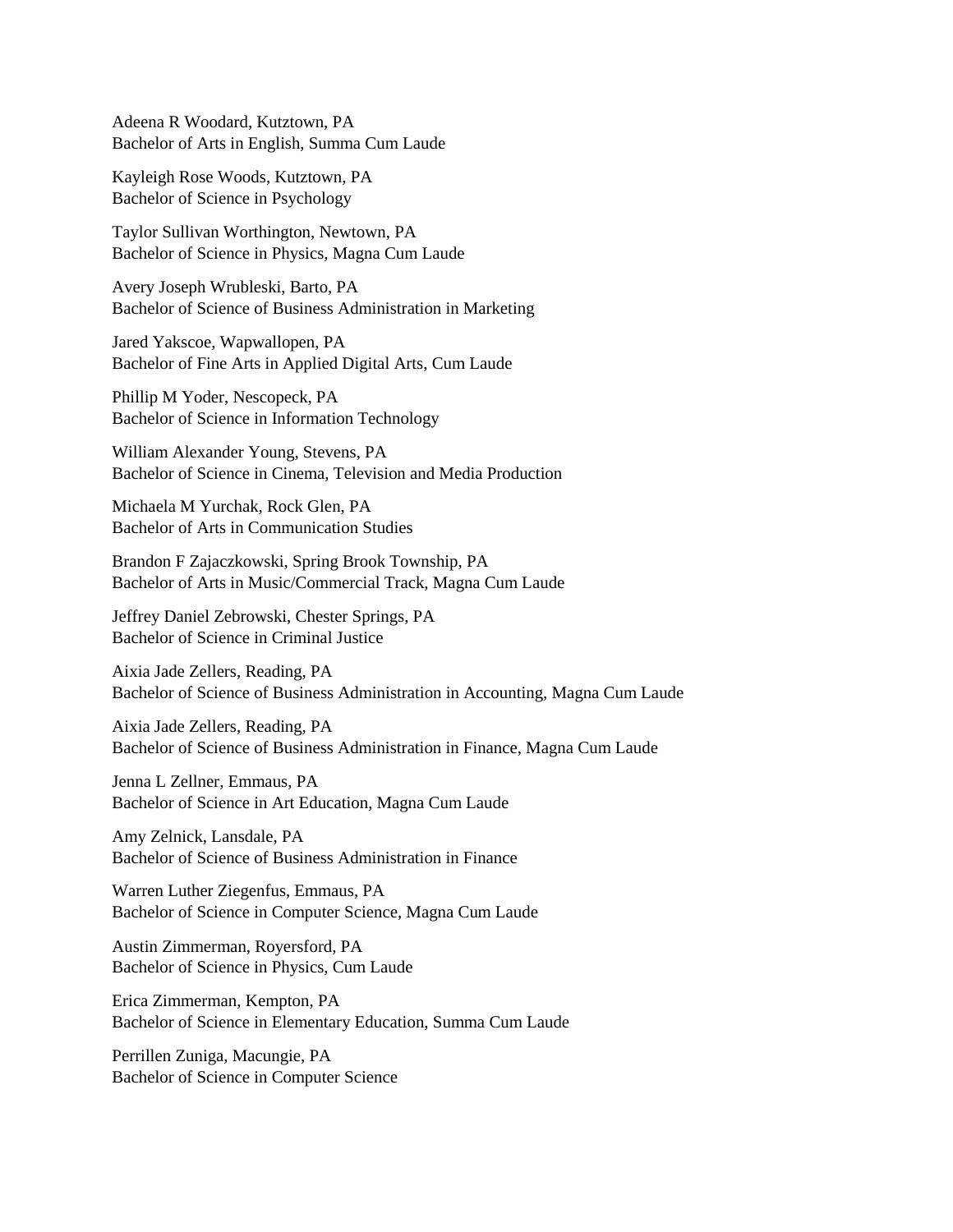Adeena R Woodard, Kutztown, PA
Bachelor of Arts in English, Summa Cum Laude

Kayleigh Rose Woods, Kutztown, PA
Bachelor of Science in Psychology

Taylor Sullivan Worthington, Newtown, PA
Bachelor of Science in Physics, Magna Cum Laude

Avery Joseph Wrubleski, Barto, PA
Bachelor of Science of Business Administration in Marketing

Jared Yakscoe, Wapwallopen, PA
Bachelor of Fine Arts in Applied Digital Arts, Cum Laude

Phillip M Yoder, Nescopeck, PA
Bachelor of Science in Information Technology

William Alexander Young, Stevens, PA
Bachelor of Science in Cinema, Television and Media Production

Michaela M Yurchak, Rock Glen, PA
Bachelor of Arts in Communication Studies

Brandon F Zajaczkowski, Spring Brook Township, PA
Bachelor of Arts in Music/Commercial Track, Magna Cum Laude

Jeffrey Daniel Zebrowski, Chester Springs, PA
Bachelor of Science in Criminal Justice

Aixia Jade Zellers, Reading, PA
Bachelor of Science of Business Administration in Accounting, Magna Cum Laude

Aixia Jade Zellers, Reading, PA
Bachelor of Science of Business Administration in Finance, Magna Cum Laude

Jenna L Zellner, Emmaus, PA
Bachelor of Science in Art Education, Magna Cum Laude

Amy Zelnick, Lansdale, PA
Bachelor of Science of Business Administration in Finance

Warren Luther Ziegenfus, Emmaus, PA
Bachelor of Science in Computer Science, Magna Cum Laude

Austin Zimmerman, Royersford, PA
Bachelor of Science in Physics, Cum Laude

Erica Zimmerman, Kempton, PA
Bachelor of Science in Elementary Education, Summa Cum Laude

Perrillen Zuniga, Macungie, PA
Bachelor of Science in Computer Science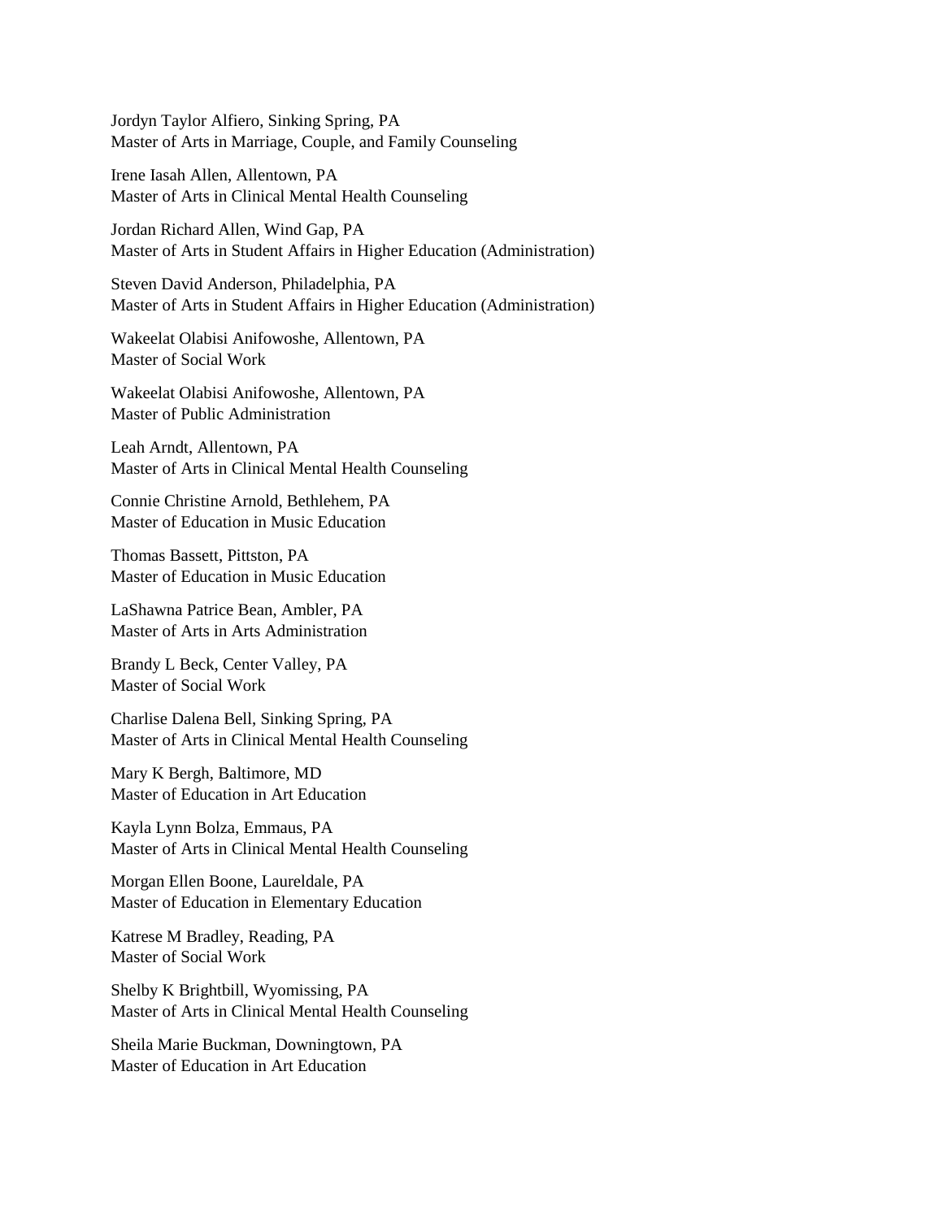Jordyn Taylor Alfiero, Sinking Spring, PA
Master of Arts in Marriage, Couple, and Family Counseling

Irene Iasah Allen, Allentown, PA
Master of Arts in Clinical Mental Health Counseling

Jordan Richard Allen, Wind Gap, PA
Master of Arts in Student Affairs in Higher Education (Administration)

Steven David Anderson, Philadelphia, PA
Master of Arts in Student Affairs in Higher Education (Administration)

Wakeelat Olabisi Anifowoshe, Allentown, PA
Master of Social Work

Wakeelat Olabisi Anifowoshe, Allentown, PA
Master of Public Administration

Leah Arndt, Allentown, PA
Master of Arts in Clinical Mental Health Counseling

Connie Christine Arnold, Bethlehem, PA
Master of Education in Music Education

Thomas Bassett, Pittston, PA
Master of Education in Music Education

LaShawna Patrice Bean, Ambler, PA
Master of Arts in Arts Administration

Brandy L Beck, Center Valley, PA
Master of Social Work

Charlise Dalena Bell, Sinking Spring, PA
Master of Arts in Clinical Mental Health Counseling

Mary K Bergh, Baltimore, MD
Master of Education in Art Education

Kayla Lynn Bolza, Emmaus, PA
Master of Arts in Clinical Mental Health Counseling

Morgan Ellen Boone, Laureldale, PA
Master of Education in Elementary Education

Katrese M Bradley, Reading, PA
Master of Social Work

Shelby K Brightbill, Wyomissing, PA
Master of Arts in Clinical Mental Health Counseling

Sheila Marie Buckman, Downingtown, PA
Master of Education in Art Education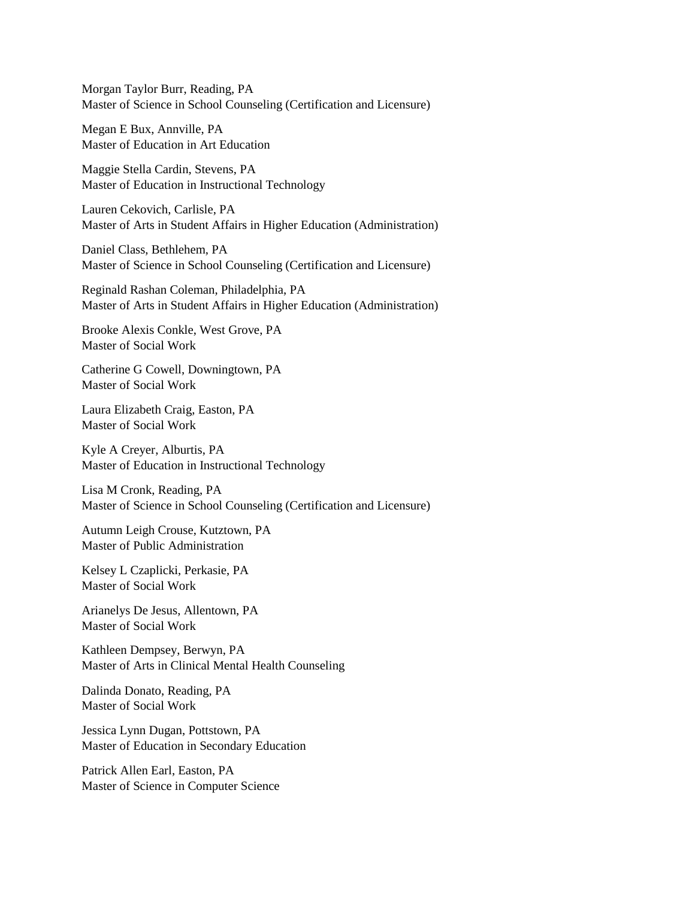Morgan Taylor Burr, Reading, PA
Master of Science in School Counseling (Certification and Licensure)

Megan E Bux, Annville, PA
Master of Education in Art Education

Maggie Stella Cardin, Stevens, PA
Master of Education in Instructional Technology

Lauren Cekovich, Carlisle, PA
Master of Arts in Student Affairs in Higher Education (Administration)

Daniel Class, Bethlehem, PA
Master of Science in School Counseling (Certification and Licensure)

Reginald Rashan Coleman, Philadelphia, PA
Master of Arts in Student Affairs in Higher Education (Administration)

Brooke Alexis Conkle, West Grove, PA
Master of Social Work

Catherine G Cowell, Downingtown, PA
Master of Social Work

Laura Elizabeth Craig, Easton, PA
Master of Social Work

Kyle A Creyer, Alburtis, PA
Master of Education in Instructional Technology

Lisa M Cronk, Reading, PA
Master of Science in School Counseling (Certification and Licensure)

Autumn Leigh Crouse, Kutztown, PA
Master of Public Administration

Kelsey L Czaplicki, Perkasie, PA
Master of Social Work

Arianelys De Jesus, Allentown, PA
Master of Social Work

Kathleen Dempsey, Berwyn, PA
Master of Arts in Clinical Mental Health Counseling

Dalinda Donato, Reading, PA
Master of Social Work

Jessica Lynn Dugan, Pottstown, PA
Master of Education in Secondary Education

Patrick Allen Earl, Easton, PA
Master of Science in Computer Science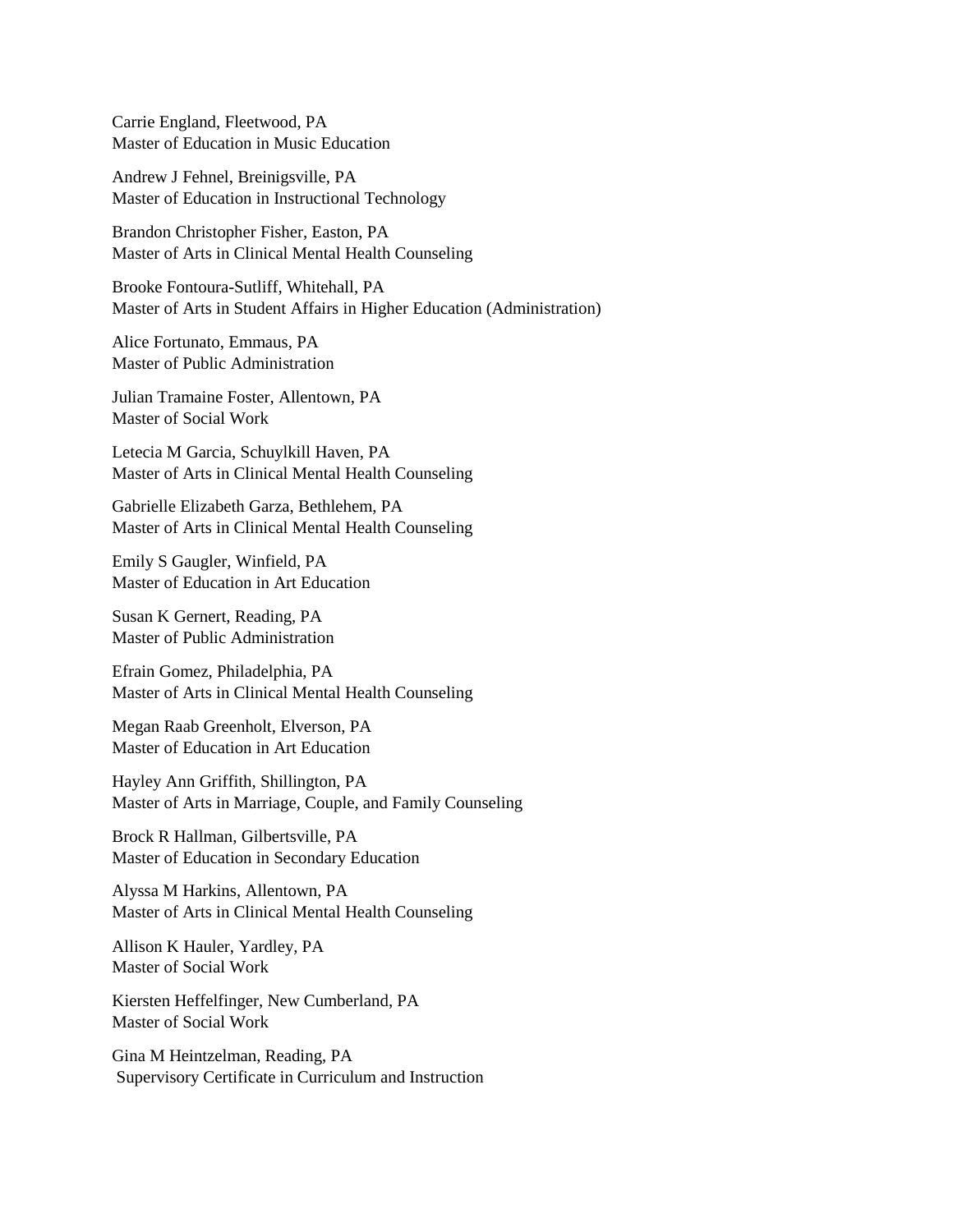Carrie England, Fleetwood, PA
Master of Education in Music Education

Andrew J Fehnel, Breinigsville, PA
Master of Education in Instructional Technology

Brandon Christopher Fisher, Easton, PA
Master of Arts in Clinical Mental Health Counseling

Brooke Fontoura-Sutliff, Whitehall, PA
Master of Arts in Student Affairs in Higher Education (Administration)

Alice Fortunato, Emmaus, PA
Master of Public Administration

Julian Tramaine Foster, Allentown, PA
Master of Social Work

Letecia M Garcia, Schuylkill Haven, PA
Master of Arts in Clinical Mental Health Counseling

Gabrielle Elizabeth Garza, Bethlehem, PA
Master of Arts in Clinical Mental Health Counseling

Emily S Gaugler, Winfield, PA
Master of Education in Art Education

Susan K Gernert, Reading, PA
Master of Public Administration

Efrain Gomez, Philadelphia, PA
Master of Arts in Clinical Mental Health Counseling

Megan Raab Greenholt, Elverson, PA
Master of Education in Art Education

Hayley Ann Griffith, Shillington, PA
Master of Arts in Marriage, Couple, and Family Counseling

Brock R Hallman, Gilbertsville, PA
Master of Education in Secondary Education

Alyssa M Harkins, Allentown, PA
Master of Arts in Clinical Mental Health Counseling

Allison K Hauler, Yardley, PA
Master of Social Work

Kiersten Heffelfinger, New Cumberland, PA
Master of Social Work

Gina M Heintzelman, Reading, PA
Supervisory Certificate in Curriculum and Instruction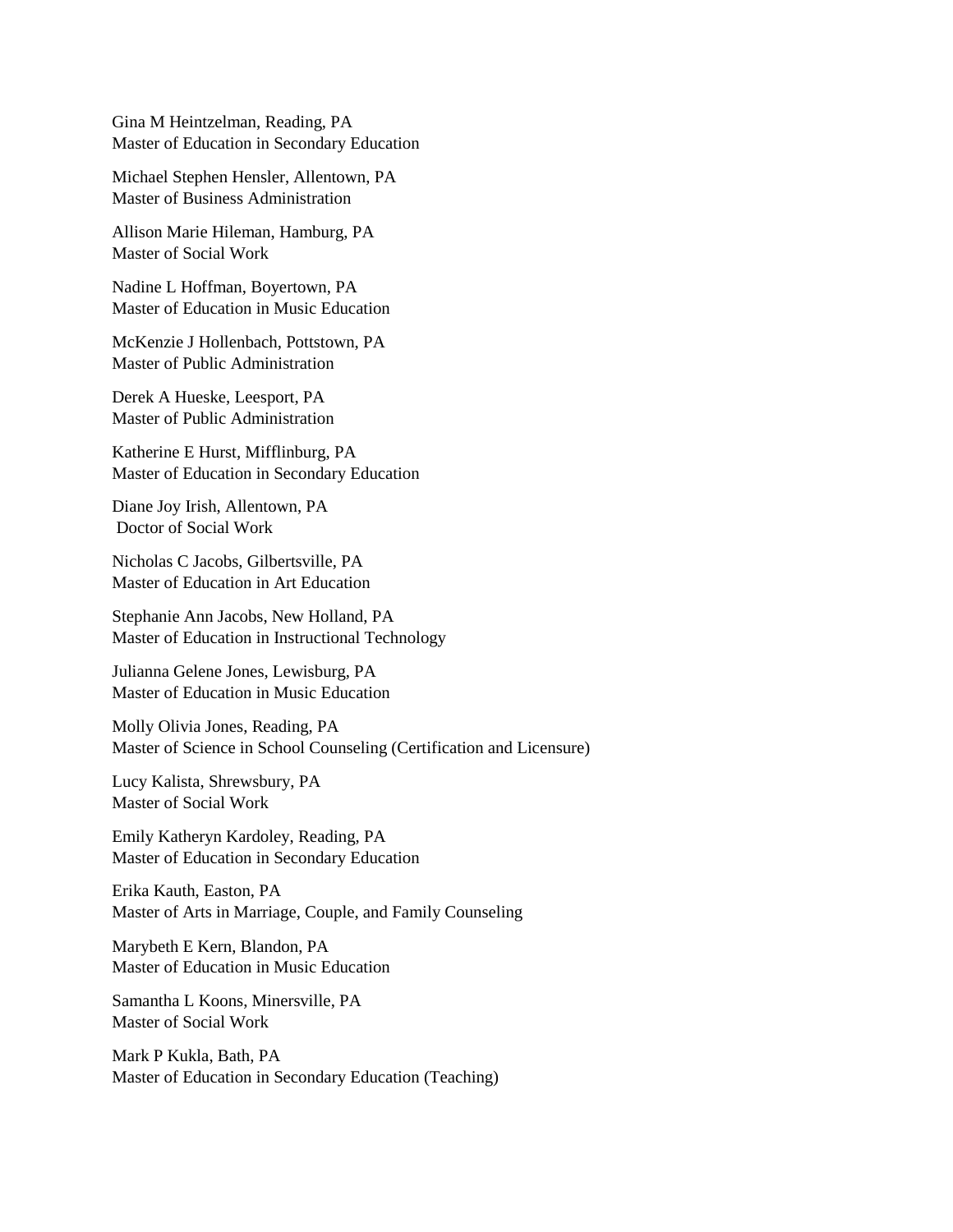Gina M Heintzelman, Reading, PA
Master of Education in Secondary Education

Michael Stephen Hensler, Allentown, PA
Master of Business Administration

Allison Marie Hileman, Hamburg, PA
Master of Social Work

Nadine L Hoffman, Boyertown, PA
Master of Education in Music Education

McKenzie J Hollenbach, Pottstown, PA
Master of Public Administration

Derek A Hueske, Leesport, PA
Master of Public Administration

Katherine E Hurst, Mifflinburg, PA
Master of Education in Secondary Education

Diane Joy Irish, Allentown, PA
Doctor of Social Work

Nicholas C Jacobs, Gilbertsville, PA
Master of Education in Art Education

Stephanie Ann Jacobs, New Holland, PA
Master of Education in Instructional Technology

Julianna Gelene Jones, Lewisburg, PA
Master of Education in Music Education

Molly Olivia Jones, Reading, PA
Master of Science in School Counseling (Certification and Licensure)

Lucy Kalista, Shrewsbury, PA
Master of Social Work

Emily Katheryn Kardoley, Reading, PA
Master of Education in Secondary Education

Erika Kauth, Easton, PA
Master of Arts in Marriage, Couple, and Family Counseling

Marybeth E Kern, Blandon, PA
Master of Education in Music Education

Samantha L Koons, Minersville, PA
Master of Social Work

Mark P Kukla, Bath, PA
Master of Education in Secondary Education (Teaching)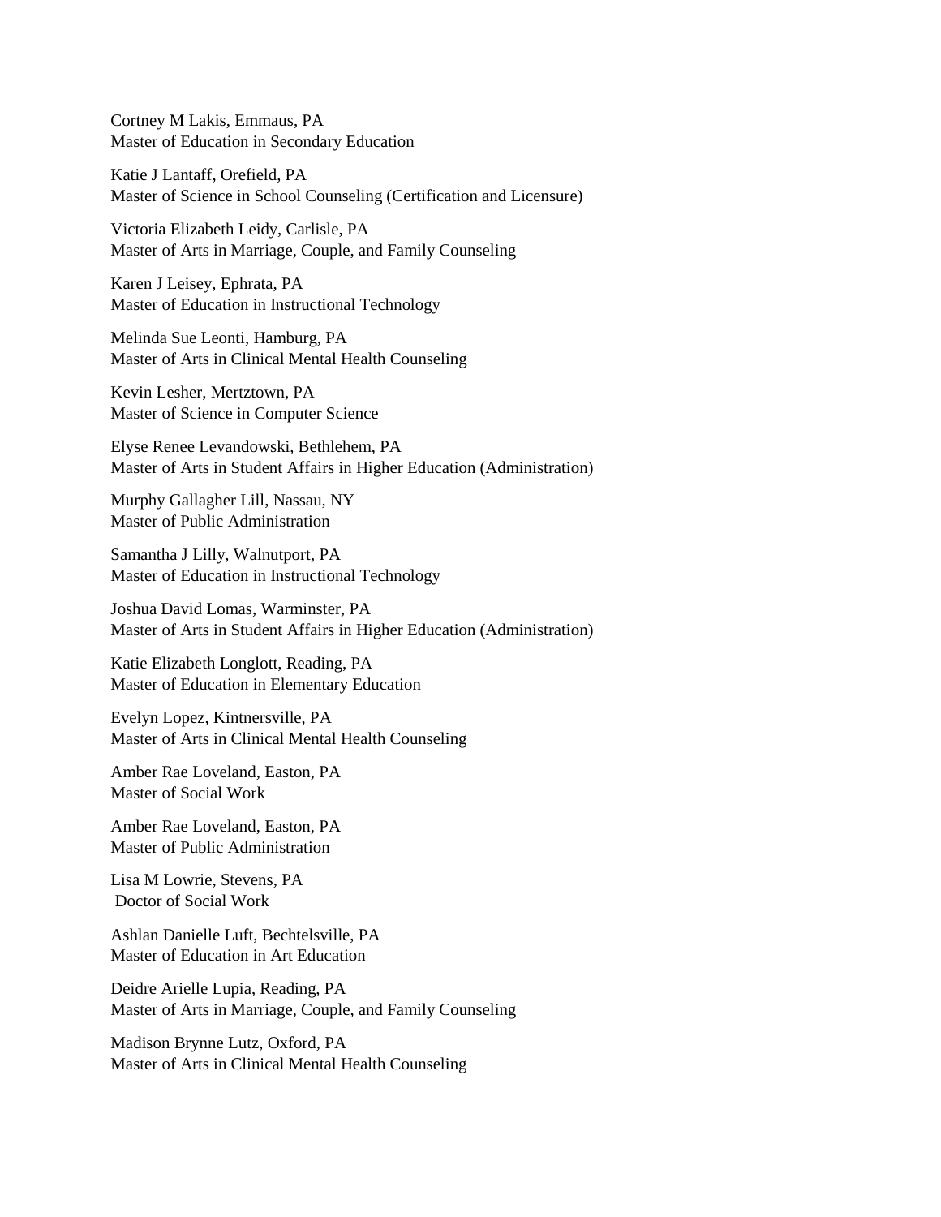Cortney M Lakis, Emmaus, PA
Master of Education in Secondary Education

Katie J Lantaff, Orefield, PA
Master of Science in School Counseling (Certification and Licensure)

Victoria Elizabeth Leidy, Carlisle, PA
Master of Arts in Marriage, Couple, and Family Counseling

Karen J Leisey, Ephrata, PA
Master of Education in Instructional Technology

Melinda Sue Leonti, Hamburg, PA
Master of Arts in Clinical Mental Health Counseling

Kevin Lesher, Mertztown, PA
Master of Science in Computer Science

Elyse Renee Levandowski, Bethlehem, PA
Master of Arts in Student Affairs in Higher Education (Administration)

Murphy Gallagher Lill, Nassau, NY
Master of Public Administration

Samantha J Lilly, Walnutport, PA
Master of Education in Instructional Technology

Joshua David Lomas, Warminster, PA
Master of Arts in Student Affairs in Higher Education (Administration)

Katie Elizabeth Longlott, Reading, PA
Master of Education in Elementary Education

Evelyn Lopez, Kintnersville, PA
Master of Arts in Clinical Mental Health Counseling

Amber Rae Loveland, Easton, PA
Master of Social Work

Amber Rae Loveland, Easton, PA
Master of Public Administration

Lisa M Lowrie, Stevens, PA
Doctor of Social Work

Ashlan Danielle Luft, Bechtelsville, PA
Master of Education in Art Education

Deidre Arielle Lupia, Reading, PA
Master of Arts in Marriage, Couple, and Family Counseling

Madison Brynne Lutz, Oxford, PA
Master of Arts in Clinical Mental Health Counseling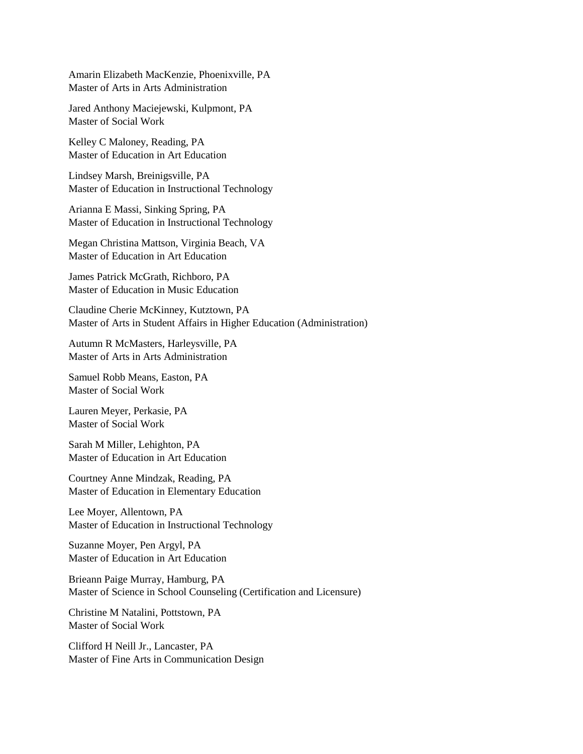Amarin Elizabeth MacKenzie, Phoenixville, PA
Master of Arts in Arts Administration

Jared Anthony Maciejewski, Kulpmont, PA
Master of Social Work

Kelley C Maloney, Reading, PA
Master of Education in Art Education

Lindsey Marsh, Breinigsville, PA
Master of Education in Instructional Technology

Arianna E Massi, Sinking Spring, PA
Master of Education in Instructional Technology

Megan Christina Mattson, Virginia Beach, VA
Master of Education in Art Education

James Patrick McGrath, Richboro, PA
Master of Education in Music Education

Claudine Cherie McKinney, Kutztown, PA
Master of Arts in Student Affairs in Higher Education (Administration)

Autumn R McMasters, Harleysville, PA
Master of Arts in Arts Administration

Samuel Robb Means, Easton, PA
Master of Social Work

Lauren Meyer, Perkasie, PA
Master of Social Work

Sarah M Miller, Lehighton, PA
Master of Education in Art Education

Courtney Anne Mindzak, Reading, PA
Master of Education in Elementary Education

Lee Moyer, Allentown, PA
Master of Education in Instructional Technology

Suzanne Moyer, Pen Argyl, PA
Master of Education in Art Education

Brieann Paige Murray, Hamburg, PA
Master of Science in School Counseling (Certification and Licensure)

Christine M Natalini, Pottstown, PA
Master of Social Work

Clifford H Neill Jr., Lancaster, PA
Master of Fine Arts in Communication Design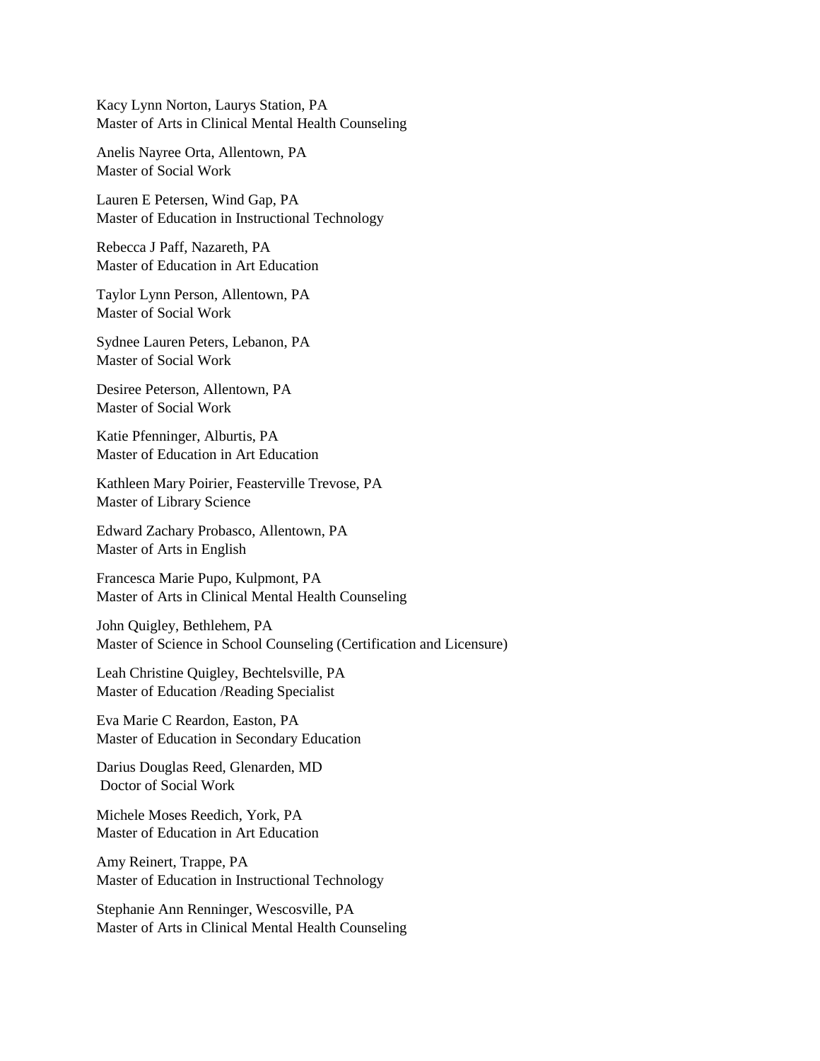Kacy Lynn Norton, Laurys Station, PA
Master of Arts in Clinical Mental Health Counseling

Anelis Nayree Orta, Allentown, PA
Master of Social Work

Lauren E Petersen, Wind Gap, PA
Master of Education in Instructional Technology

Rebecca J Paff, Nazareth, PA
Master of Education in Art Education

Taylor Lynn Person, Allentown, PA
Master of Social Work

Sydnee Lauren Peters, Lebanon, PA
Master of Social Work

Desiree Peterson, Allentown, PA
Master of Social Work

Katie Pfenninger, Alburtis, PA
Master of Education in Art Education

Kathleen Mary Poirier, Feasterville Trevose, PA
Master of Library Science

Edward Zachary Probasco, Allentown, PA
Master of Arts in English

Francesca Marie Pupo, Kulpmont, PA
Master of Arts in Clinical Mental Health Counseling

John Quigley, Bethlehem, PA
Master of Science in School Counseling (Certification and Licensure)

Leah Christine Quigley, Bechtelsville, PA
Master of Education /Reading Specialist

Eva Marie C Reardon, Easton, PA
Master of Education in Secondary Education

Darius Douglas Reed, Glenarden, MD
Doctor of Social Work

Michele Moses Reedich, York, PA
Master of Education in Art Education

Amy Reinert, Trappe, PA
Master of Education in Instructional Technology

Stephanie Ann Renninger, Wescosville, PA
Master of Arts in Clinical Mental Health Counseling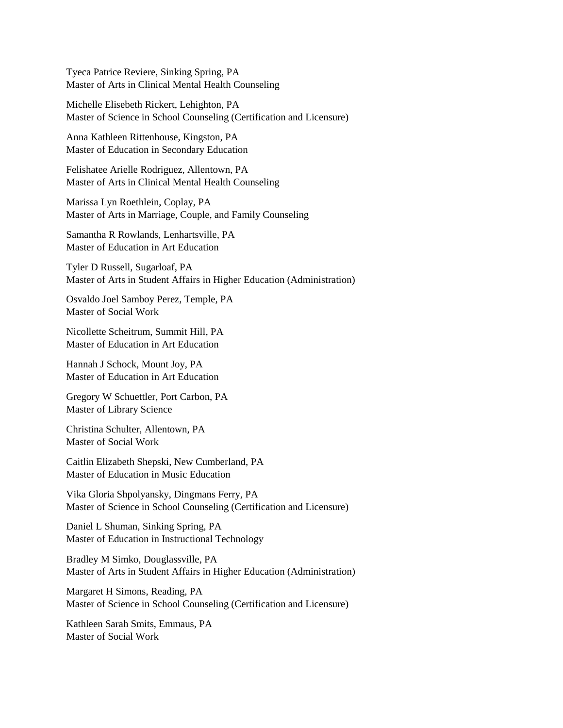Tyeca Patrice Reviere, Sinking Spring, PA
Master of Arts in Clinical Mental Health Counseling

Michelle Elisebeth Rickert, Lehighton, PA
Master of Science in School Counseling (Certification and Licensure)

Anna Kathleen Rittenhouse, Kingston, PA
Master of Education in Secondary Education

Felishatee Arielle Rodriguez, Allentown, PA
Master of Arts in Clinical Mental Health Counseling

Marissa Lyn Roethlein, Coplay, PA
Master of Arts in Marriage, Couple, and Family Counseling

Samantha R Rowlands, Lenhartsville, PA
Master of Education in Art Education

Tyler D Russell, Sugarloaf, PA
Master of Arts in Student Affairs in Higher Education (Administration)

Osvaldo Joel Samboy Perez, Temple, PA
Master of Social Work

Nicollette Scheitrum, Summit Hill, PA
Master of Education in Art Education

Hannah J Schock, Mount Joy, PA
Master of Education in Art Education

Gregory W Schuettler, Port Carbon, PA
Master of Library Science

Christina Schulter, Allentown, PA
Master of Social Work

Caitlin Elizabeth Shepski, New Cumberland, PA
Master of Education in Music Education

Vika Gloria Shpolyansky, Dingmans Ferry, PA
Master of Science in School Counseling (Certification and Licensure)

Daniel L Shuman, Sinking Spring, PA
Master of Education in Instructional Technology

Bradley M Simko, Douglassville, PA
Master of Arts in Student Affairs in Higher Education (Administration)

Margaret H Simons, Reading, PA
Master of Science in School Counseling (Certification and Licensure)

Kathleen Sarah Smits, Emmaus, PA
Master of Social Work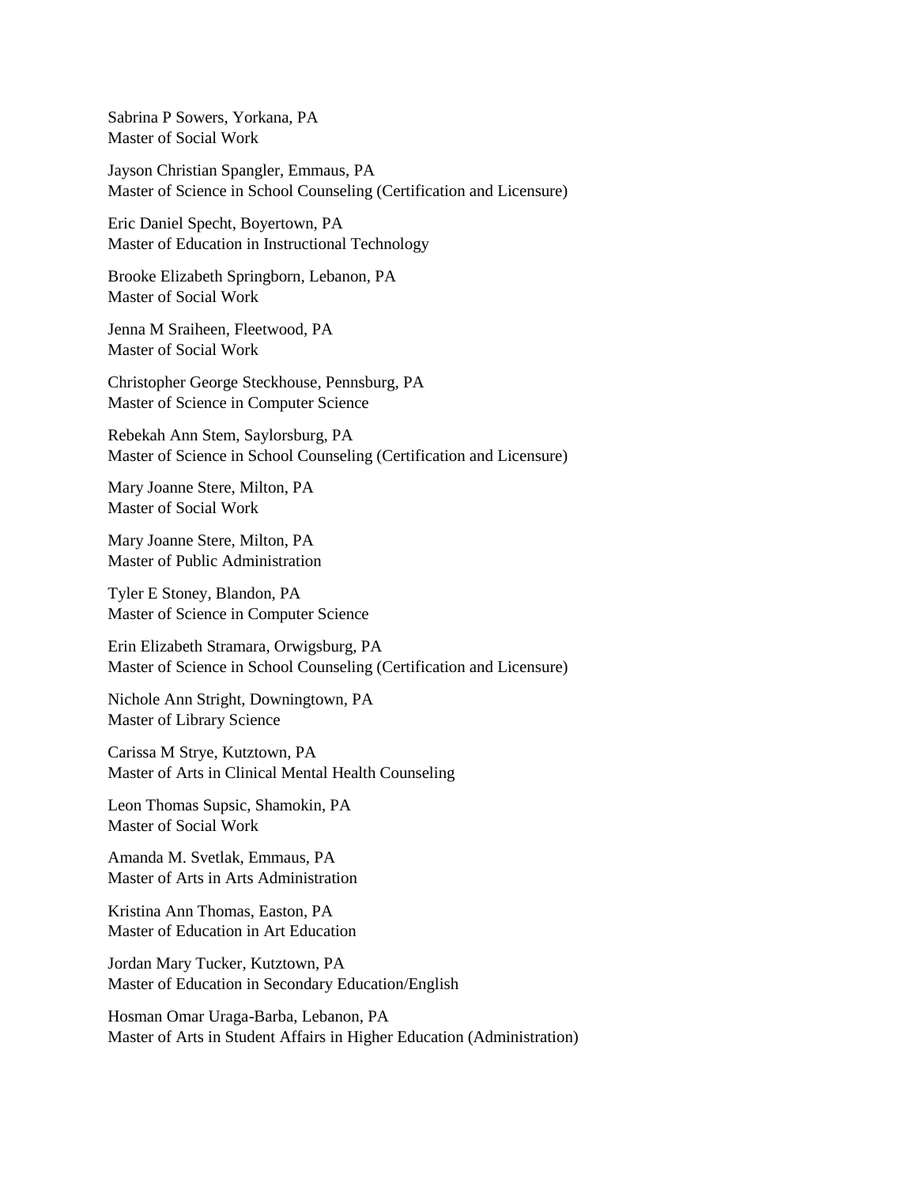Sabrina P Sowers, Yorkana, PA
Master of Social Work

Jayson Christian Spangler, Emmaus, PA
Master of Science in School Counseling (Certification and Licensure)

Eric Daniel Specht, Boyertown, PA
Master of Education in Instructional Technology

Brooke Elizabeth Springborn, Lebanon, PA
Master of Social Work

Jenna M Sraiheen, Fleetwood, PA
Master of Social Work

Christopher George Steckhouse, Pennsburg, PA
Master of Science in Computer Science

Rebekah Ann Stem, Saylorsburg, PA
Master of Science in School Counseling (Certification and Licensure)

Mary Joanne Stere, Milton, PA
Master of Social Work

Mary Joanne Stere, Milton, PA
Master of Public Administration

Tyler E Stoney, Blandon, PA
Master of Science in Computer Science

Erin Elizabeth Stramara, Orwigsburg, PA
Master of Science in School Counseling (Certification and Licensure)

Nichole Ann Stright, Downingtown, PA
Master of Library Science

Carissa M Strye, Kutztown, PA
Master of Arts in Clinical Mental Health Counseling

Leon Thomas Supsic, Shamokin, PA
Master of Social Work

Amanda M. Svetlak, Emmaus, PA
Master of Arts in Arts Administration

Kristina Ann Thomas, Easton, PA
Master of Education in Art Education

Jordan Mary Tucker, Kutztown, PA
Master of Education in Secondary Education/English

Hosman Omar Uraga-Barba, Lebanon, PA
Master of Arts in Student Affairs in Higher Education (Administration)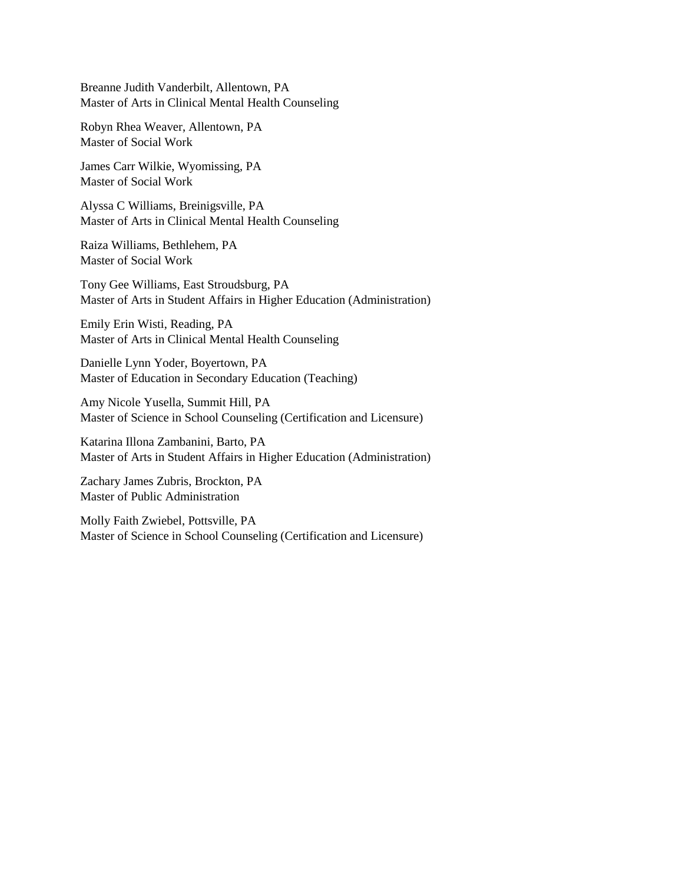Breanne Judith Vanderbilt, Allentown, PA
Master of Arts in Clinical Mental Health Counseling

Robyn Rhea Weaver, Allentown, PA
Master of Social Work

James Carr Wilkie, Wyomissing, PA
Master of Social Work

Alyssa C Williams, Breinigsville, PA
Master of Arts in Clinical Mental Health Counseling

Raiza Williams, Bethlehem, PA
Master of Social Work

Tony Gee Williams, East Stroudsburg, PA
Master of Arts in Student Affairs in Higher Education (Administration)

Emily Erin Wisti, Reading, PA
Master of Arts in Clinical Mental Health Counseling

Danielle Lynn Yoder, Boyertown, PA
Master of Education in Secondary Education (Teaching)

Amy Nicole Yusella, Summit Hill, PA
Master of Science in School Counseling (Certification and Licensure)

Katarina Illona Zambanini, Barto, PA
Master of Arts in Student Affairs in Higher Education (Administration)

Zachary James Zubris, Brockton, PA
Master of Public Administration

Molly Faith Zwiebel, Pottsville, PA
Master of Science in School Counseling (Certification and Licensure)